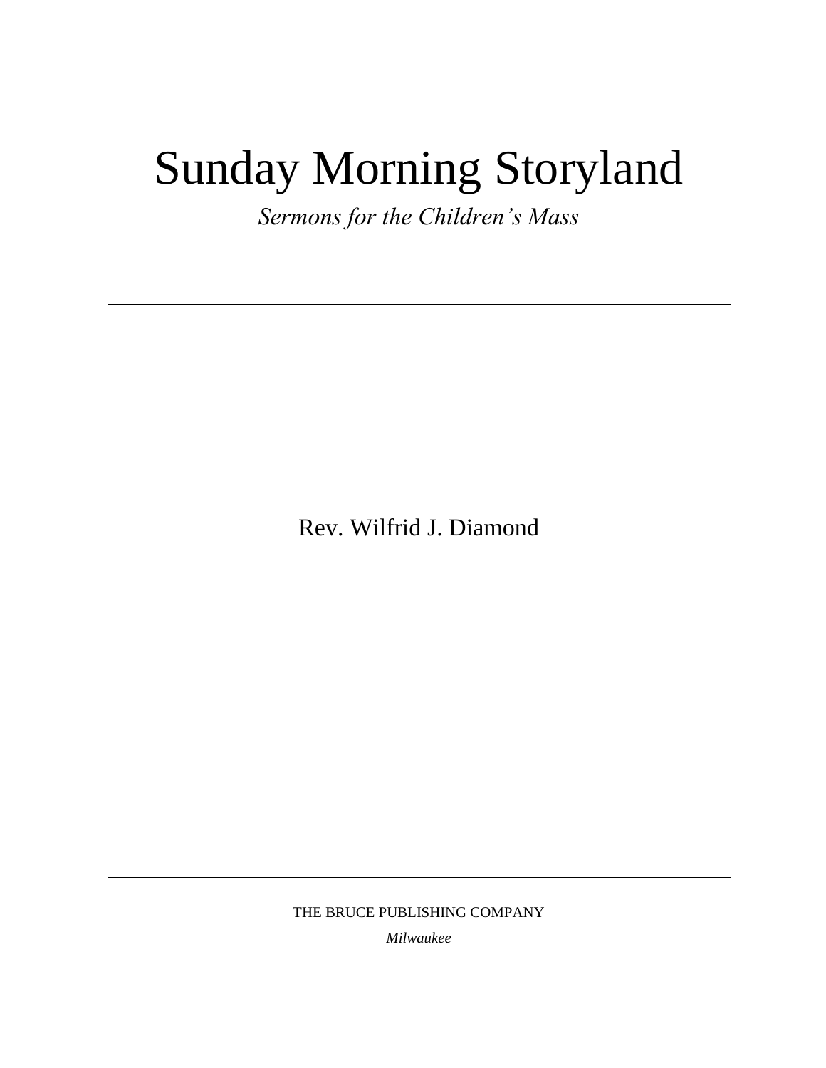# Sunday Morning Storyland

*Sermons for the Children's Mass*

Rev. Wilfrid J. Diamond

THE BRUCE PUBLISHING COMPANY

*Milwaukee*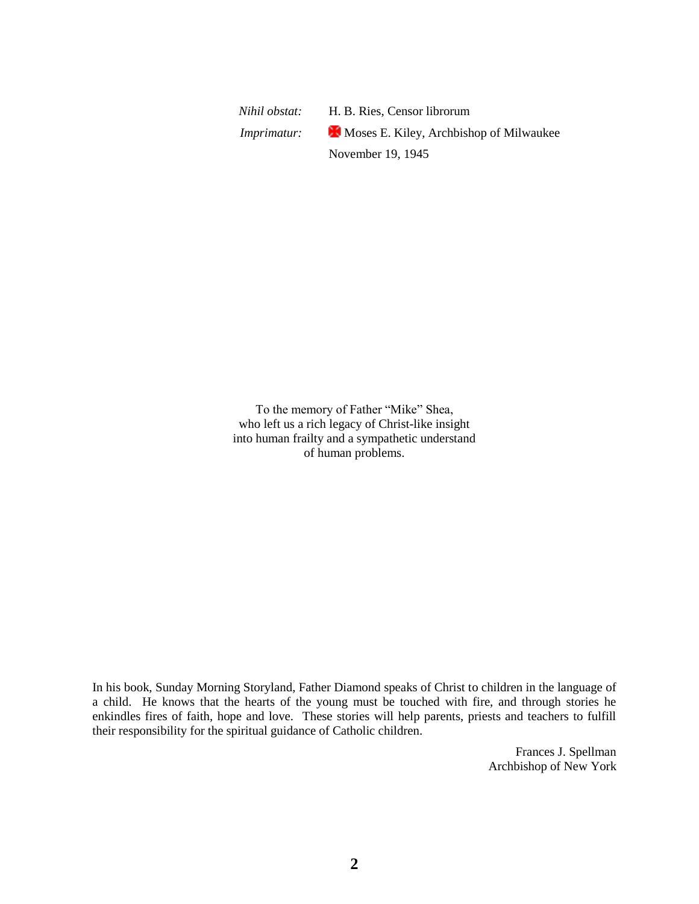*Nihil obstat:* H. B. Ries, Censor librorum

*Imprimatur:* ✠ Moses E. Kiley, Archbishop of Milwaukee

November 19, 1945

To the memory of Father "Mike" Shea,
who left us a rich legacy of Christ-like insight
into human frailty and a sympathetic understand
of human problems.

In his book, Sunday Morning Storyland, Father Diamond speaks of Christ to children in the language of a child. He knows that the hearts of the young must be touched with fire, and through stories he enkindles fires of faith, hope and love. These stories will help parents, priests and teachers to fulfill their responsibility for the spiritual guidance of Catholic children.

Frances J. Spellman
Archbishop of New York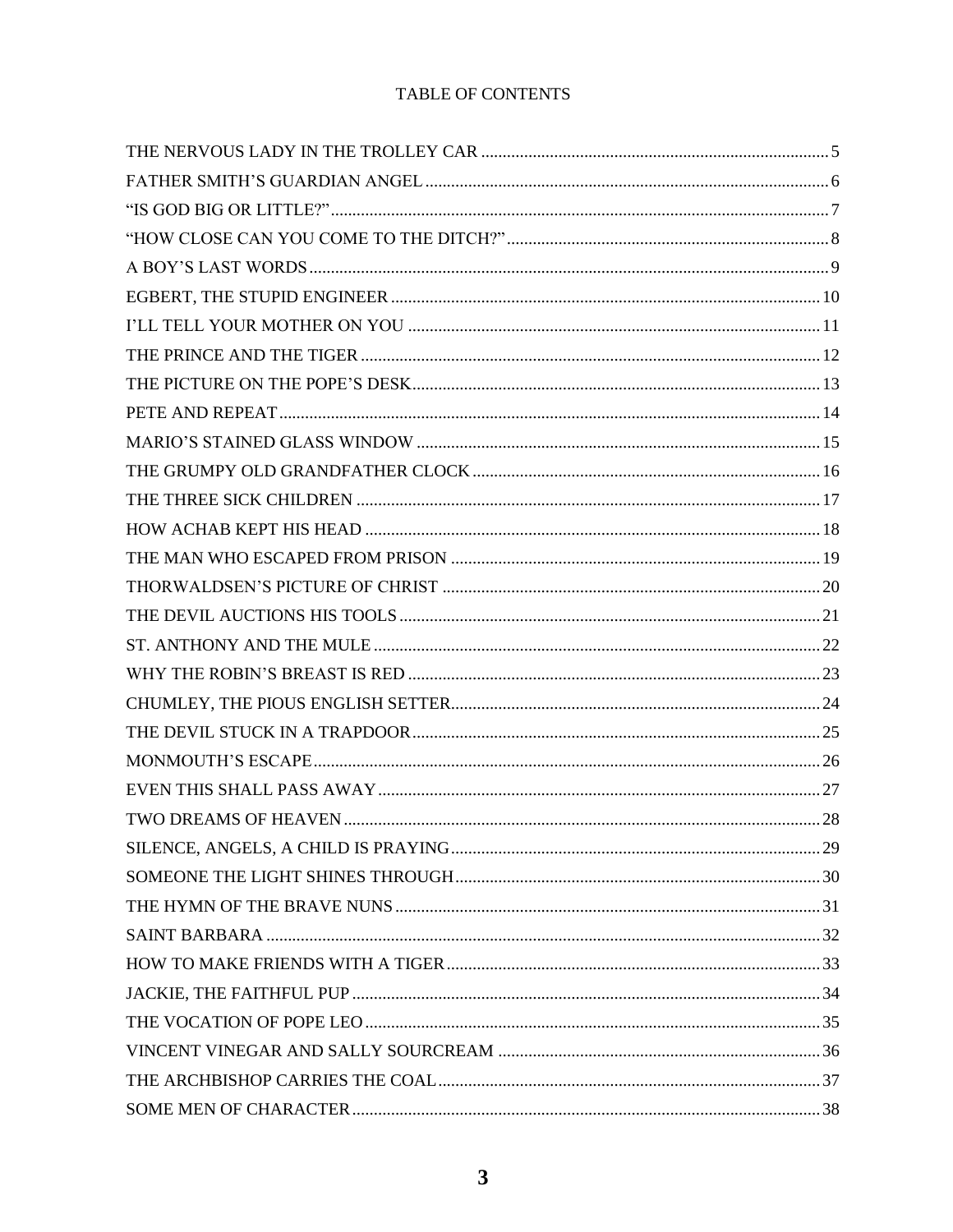# TABLE OF CONTENTS

THE NERVOUS LADY IN THE TROLLEY CAR ........ 5
FATHER SMITH'S GUARDIAN ANGEL ........ 6
"IS GOD BIG OR LITTLE?" ........ 7
"HOW CLOSE CAN YOU COME TO THE DITCH?" ........ 8
A BOY'S LAST WORDS ........ 9
EGBERT, THE STUPID ENGINEER ........ 10
I'LL TELL YOUR MOTHER ON YOU ........ 11
THE PRINCE AND THE TIGER ........ 12
THE PICTURE ON THE POPE'S DESK ........ 13
PETE AND REPEAT ........ 14
MARIO'S STAINED GLASS WINDOW ........ 15
THE GRUMPY OLD GRANDFATHER CLOCK ........ 16
THE THREE SICK CHILDREN ........ 17
HOW ACHAB KEPT HIS HEAD ........ 18
THE MAN WHO ESCAPED FROM PRISON ........ 19
THORWALDSEN'S PICTURE OF CHRIST ........ 20
THE DEVIL AUCTIONS HIS TOOLS ........ 21
ST. ANTHONY AND THE MULE ........ 22
WHY THE ROBIN'S BREAST IS RED ........ 23
CHUMLEY, THE PIOUS ENGLISH SETTER ........ 24
THE DEVIL STUCK IN A TRAPDOOR ........ 25
MONMOUTH'S ESCAPE ........ 26
EVEN THIS SHALL PASS AWAY ........ 27
TWO DREAMS OF HEAVEN ........ 28
SILENCE, ANGELS, A CHILD IS PRAYING ........ 29
SOMEONE THE LIGHT SHINES THROUGH ........ 30
THE HYMN OF THE BRAVE NUNS ........ 31
SAINT BARBARA ........ 32
HOW TO MAKE FRIENDS WITH A TIGER ........ 33
JACKIE, THE FAITHFUL PUP ........ 34
THE VOCATION OF POPE LEO ........ 35
VINCENT VINEGAR AND SALLY SOURCREAM ........ 36
THE ARCHBISHOP CARRIES THE COAL ........ 37
SOME MEN OF CHARACTER ........ 38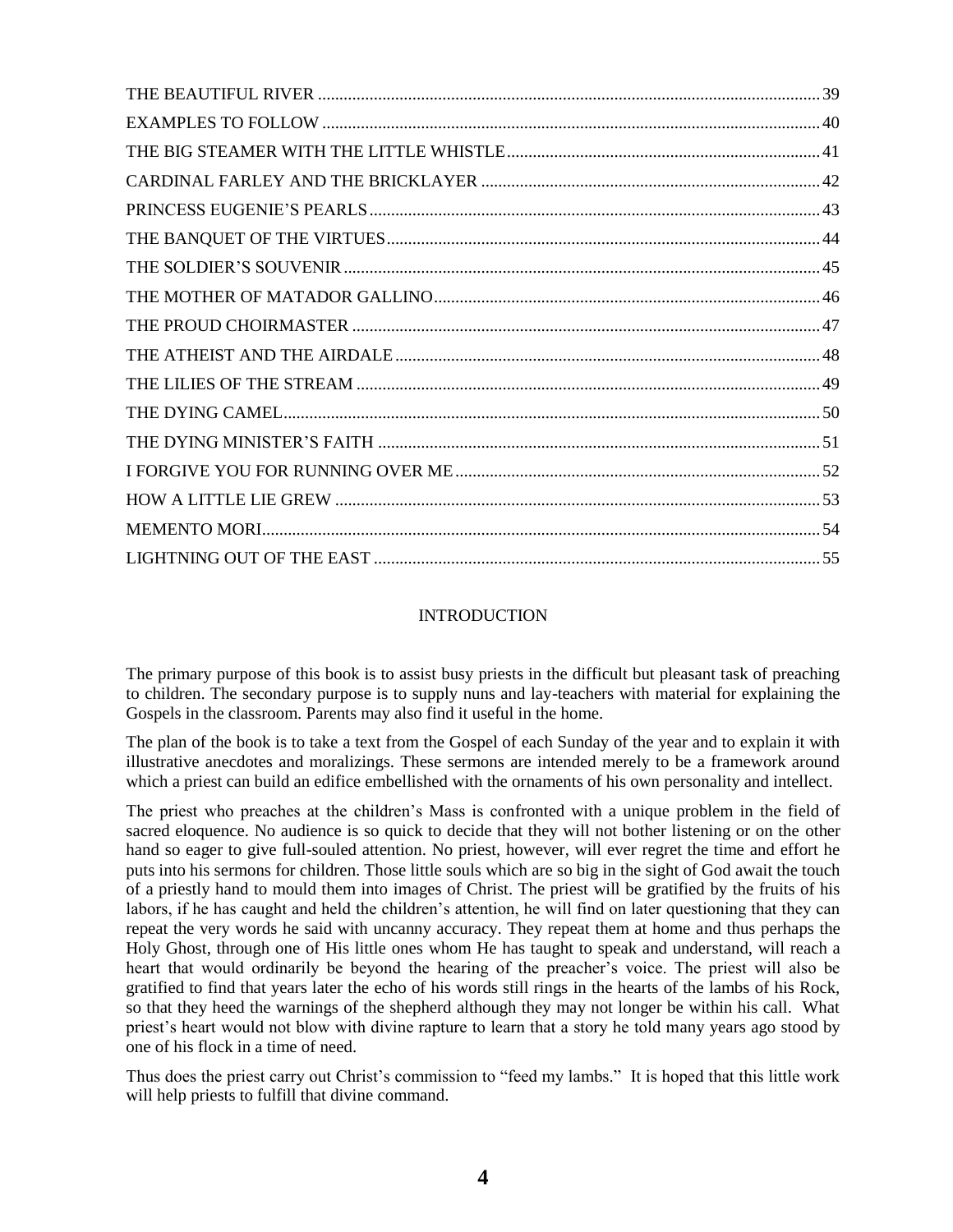THE BEAUTIFUL RIVER ....................................................................................................................39
EXAMPLES TO FOLLOW ....................................................................................................................40
THE BIG STEAMER WITH THE LITTLE WHISTLE.........................................................................41
CARDINAL FARLEY AND THE BRICKLAYER ...............................................................................42
PRINCESS EUGENIE'S PEARLS.........................................................................................................43
THE BANQUET OF THE VIRTUES....................................................................................................44
THE SOLDIER'S SOUVENIR...............................................................................................................45
THE MOTHER OF MATADOR GALLINO.........................................................................................46
THE PROUD CHOIRMASTER .............................................................................................................47
THE ATHEIST AND THE AIRDALE...................................................................................................48
THE LILIES OF THE STREAM ............................................................................................................49
THE DYING CAMEL..............................................................................................................................50
THE DYING MINISTER'S FAITH .......................................................................................................51
I FORGIVE YOU FOR RUNNING OVER ME.....................................................................................52
HOW A LITTLE LIE GREW .................................................................................................................53
MEMENTO MORI...................................................................................................................................54
LIGHTNING OUT OF THE EAST ........................................................................................................55

## INTRODUCTION

The primary purpose of this book is to assist busy priests in the difficult but pleasant task of preaching to children. The secondary purpose is to supply nuns and lay-teachers with material for explaining the Gospels in the classroom. Parents may also find it useful in the home.

The plan of the book is to take a text from the Gospel of each Sunday of the year and to explain it with illustrative anecdotes and moralizings. These sermons are intended merely to be a framework around which a priest can build an edifice embellished with the ornaments of his own personality and intellect.

The priest who preaches at the children's Mass is confronted with a unique problem in the field of sacred eloquence. No audience is so quick to decide that they will not bother listening or on the other hand so eager to give full-souled attention. No priest, however, will ever regret the time and effort he puts into his sermons for children. Those little souls which are so big in the sight of God await the touch of a priestly hand to mould them into images of Christ. The priest will be gratified by the fruits of his labors, if he has caught and held the children's attention, he will find on later questioning that they can repeat the very words he said with uncanny accuracy. They repeat them at home and thus perhaps the Holy Ghost, through one of His little ones whom He has taught to speak and understand, will reach a heart that would ordinarily be beyond the hearing of the preacher's voice. The priest will also be gratified to find that years later the echo of his words still rings in the hearts of the lambs of his Rock, so that they heed the warnings of the shepherd although they may not longer be within his call. What priest's heart would not blow with divine rapture to learn that a story he told many years ago stood by one of his flock in a time of need.

Thus does the priest carry out Christ's commission to "feed my lambs." It is hoped that this little work will help priests to fulfill that divine command.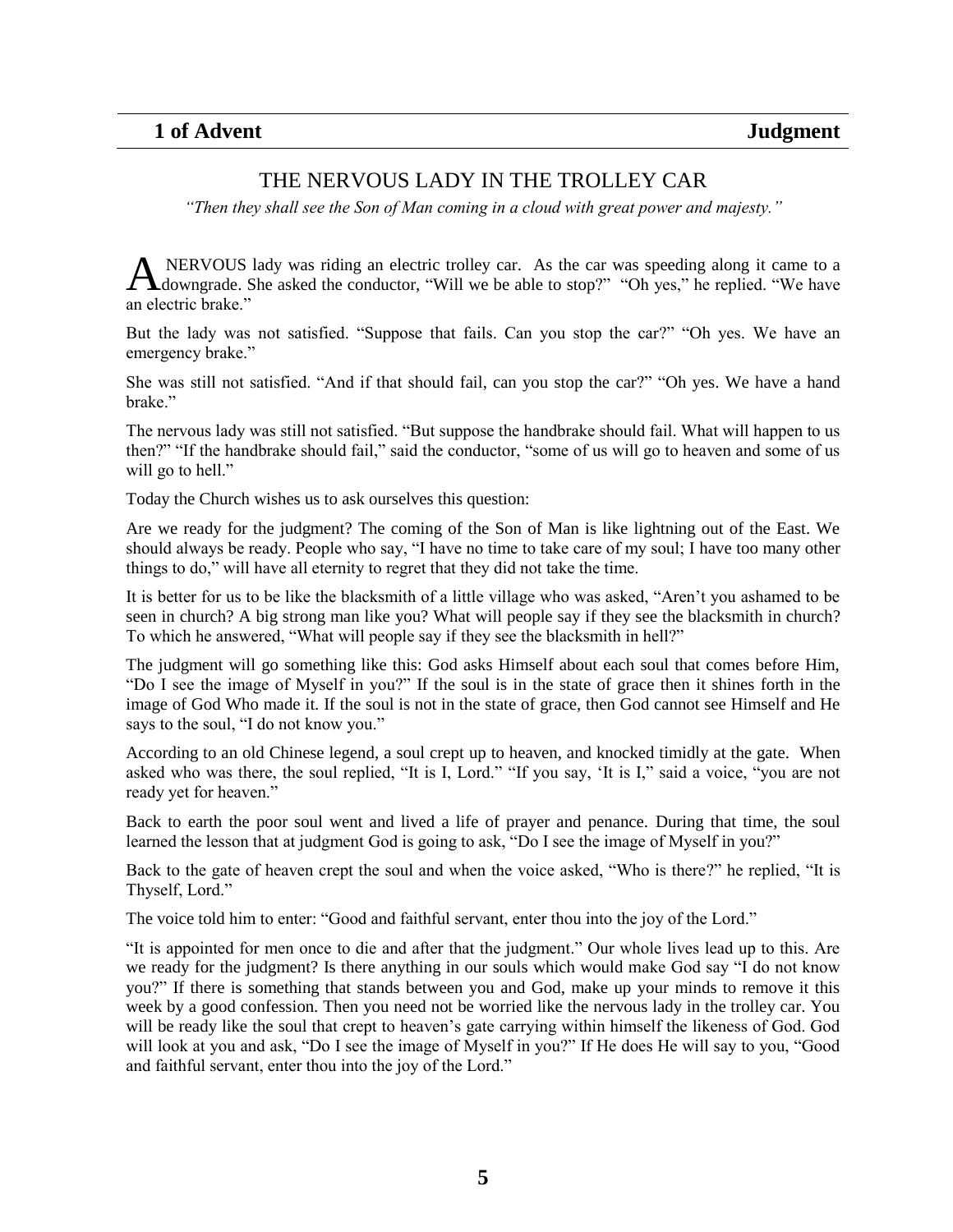**1 of Advent** **Judgment**

## THE NERVOUS LADY IN THE TROLLEY CAR

*"Then they shall see the Son of Man coming in a cloud with great power and majesty."*

A NERVOUS lady was riding an electric trolley car. As the car was speeding along it came to a downgrade. She asked the conductor, "Will we be able to stop?" "Oh yes," he replied. "We have an electric brake."

But the lady was not satisfied. "Suppose that fails. Can you stop the car?" "Oh yes. We have an emergency brake."

She was still not satisfied. "And if that should fail, can you stop the car?" "Oh yes. We have a hand brake."

The nervous lady was still not satisfied. "But suppose the handbrake should fail. What will happen to us then?" "If the handbrake should fail," said the conductor, "some of us will go to heaven and some of us will go to hell."

Today the Church wishes us to ask ourselves this question:

Are we ready for the judgment? The coming of the Son of Man is like lightning out of the East. We should always be ready. People who say, "I have no time to take care of my soul; I have too many other things to do," will have all eternity to regret that they did not take the time.

It is better for us to be like the blacksmith of a little village who was asked, "Aren't you ashamed to be seen in church? A big strong man like you? What will people say if they see the blacksmith in church? To which he answered, "What will people say if they see the blacksmith in hell?"

The judgment will go something like this: God asks Himself about each soul that comes before Him, "Do I see the image of Myself in you?" If the soul is in the state of grace then it shines forth in the image of God Who made it. If the soul is not in the state of grace, then God cannot see Himself and He says to the soul, "I do not know you."

According to an old Chinese legend, a soul crept up to heaven, and knocked timidly at the gate. When asked who was there, the soul replied, "It is I, Lord." "If you say, 'It is I," said a voice, "you are not ready yet for heaven."

Back to earth the poor soul went and lived a life of prayer and penance. During that time, the soul learned the lesson that at judgment God is going to ask, "Do I see the image of Myself in you?"

Back to the gate of heaven crept the soul and when the voice asked, "Who is there?" he replied, "It is Thyself, Lord."

The voice told him to enter: "Good and faithful servant, enter thou into the joy of the Lord."

"It is appointed for men once to die and after that the judgment." Our whole lives lead up to this. Are we ready for the judgment? Is there anything in our souls which would make God say "I do not know you?" If there is something that stands between you and God, make up your minds to remove it this week by a good confession. Then you need not be worried like the nervous lady in the trolley car. You will be ready like the soul that crept to heaven's gate carrying within himself the likeness of God. God will look at you and ask, "Do I see the image of Myself in you?" If He does He will say to you, "Good and faithful servant, enter thou into the joy of the Lord."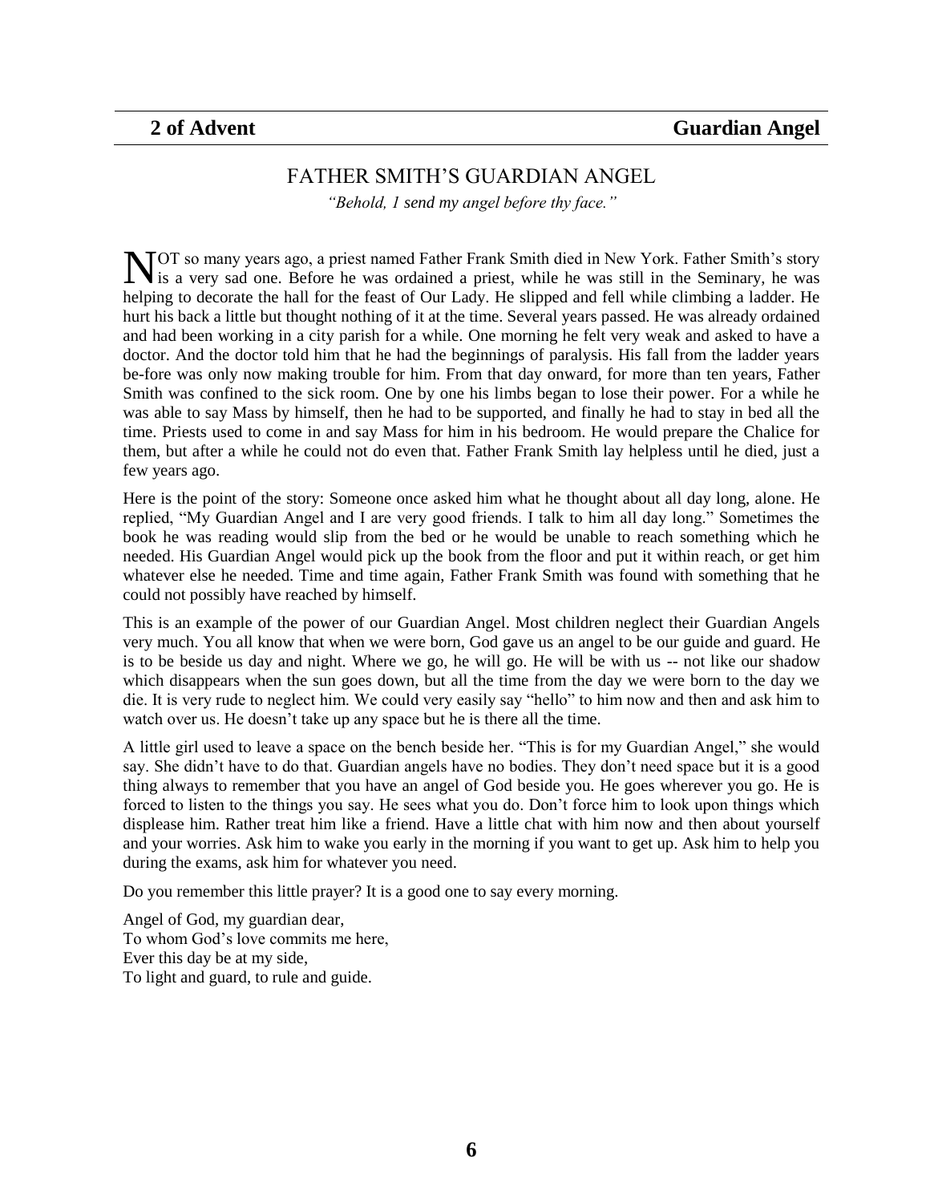**2 of Advent** **Guardian Angel**

## FATHER SMITH'S GUARDIAN ANGEL

*"Behold, 1 send my angel before thy face."*

NOT so many years ago, a priest named Father Frank Smith died in New York. Father Smith's story is a very sad one. Before he was ordained a priest, while he was still in the Seminary, he was helping to decorate the hall for the feast of Our Lady. He slipped and fell while climbing a ladder. He hurt his back a little but thought nothing of it at the time. Several years passed. He was already ordained and had been working in a city parish for a while. One morning he felt very weak and asked to have a doctor. And the doctor told him that he had the beginnings of paralysis. His fall from the ladder years be-fore was only now making trouble for him. From that day onward, for more than ten years, Father Smith was confined to the sick room. One by one his limbs began to lose their power. For a while he was able to say Mass by himself, then he had to be supported, and finally he had to stay in bed all the time. Priests used to come in and say Mass for him in his bedroom. He would prepare the Chalice for them, but after a while he could not do even that. Father Frank Smith lay helpless until he died, just a few years ago.

Here is the point of the story: Someone once asked him what he thought about all day long, alone. He replied, "My Guardian Angel and I are very good friends. I talk to him all day long." Sometimes the book he was reading would slip from the bed or he would be unable to reach something which he needed. His Guardian Angel would pick up the book from the floor and put it within reach, or get him whatever else he needed. Time and time again, Father Frank Smith was found with something that he could not possibly have reached by himself.

This is an example of the power of our Guardian Angel. Most children neglect their Guardian Angels very much. You all know that when we were born, God gave us an angel to be our guide and guard. He is to be beside us day and night. Where we go, he will go. He will be with us -- not like our shadow which disappears when the sun goes down, but all the time from the day we were born to the day we die. It is very rude to neglect him. We could very easily say "hello" to him now and then and ask him to watch over us. He doesn't take up any space but he is there all the time.

A little girl used to leave a space on the bench beside her. "This is for my Guardian Angel," she would say. She didn't have to do that. Guardian angels have no bodies. They don't need space but it is a good thing always to remember that you have an angel of God beside you. He goes wherever you go. He is forced to listen to the things you say. He sees what you do. Don't force him to look upon things which displease him. Rather treat him like a friend. Have a little chat with him now and then about yourself and your worries. Ask him to wake you early in the morning if you want to get up. Ask him to help you during the exams, ask him for whatever you need.

Do you remember this little prayer? It is a good one to say every morning.

Angel of God, my guardian dear,  
To whom God's love commits me here,  
Ever this day be at my side,  
To light and guard, to rule and guide.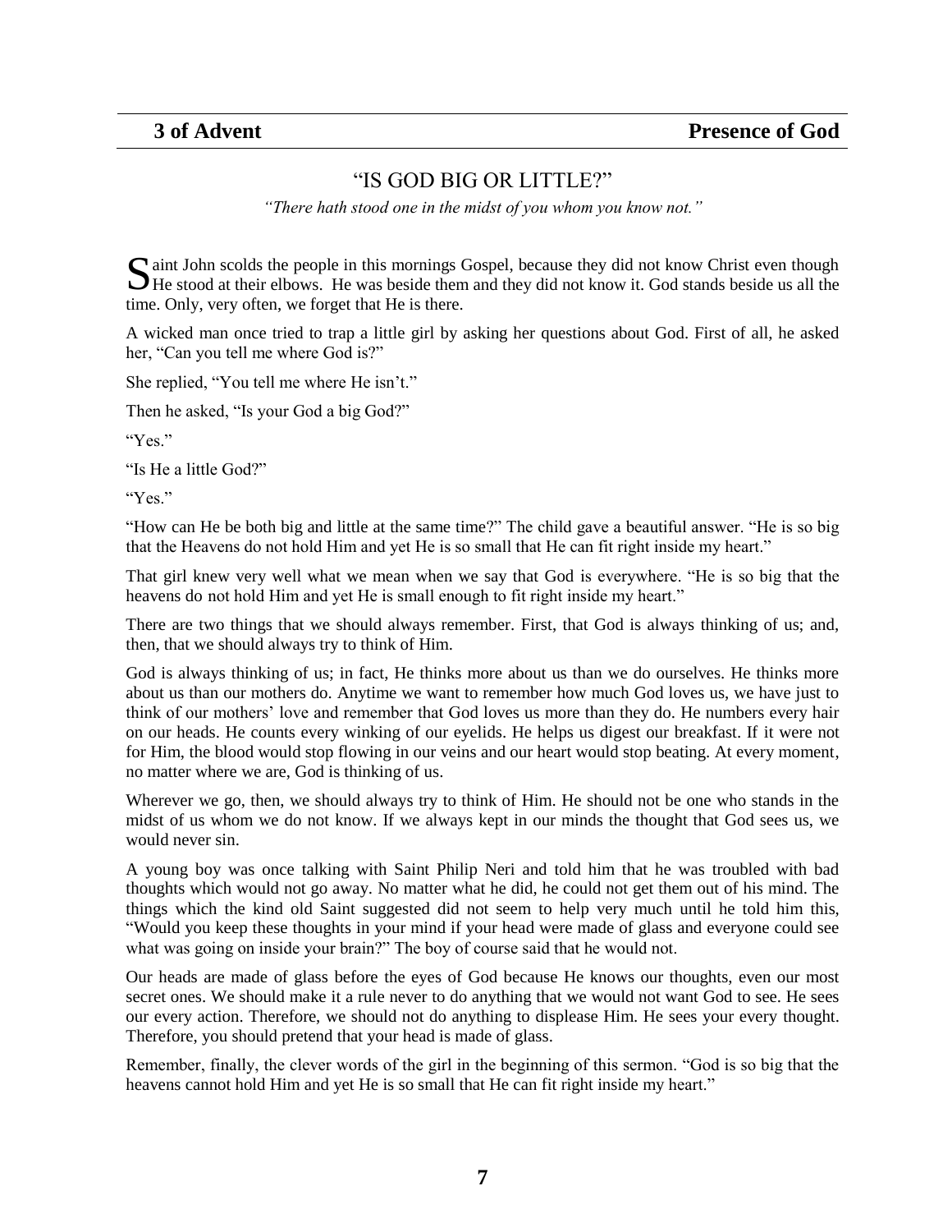**3 of Advent** **Presence of God**

## "IS GOD BIG OR LITTLE?"

*"There hath stood one in the midst of you whom you know not."*

Saint John scolds the people in this mornings Gospel, because they did not know Christ even though He stood at their elbows. He was beside them and they did not know it. God stands beside us all the time. Only, very often, we forget that He is there.

A wicked man once tried to trap a little girl by asking her questions about God. First of all, he asked her, "Can you tell me where God is?"

She replied, "You tell me where He isn't."

Then he asked, "Is your God a big God?"

"Yes."

"Is He a little God?"

"Yes."

"How can He be both big and little at the same time?" The child gave a beautiful answer. "He is so big that the Heavens do not hold Him and yet He is so small that He can fit right inside my heart."

That girl knew very well what we mean when we say that God is everywhere. "He is so big that the heavens do not hold Him and yet He is small enough to fit right inside my heart."

There are two things that we should always remember. First, that God is always thinking of us; and, then, that we should always try to think of Him.

God is always thinking of us; in fact, He thinks more about us than we do ourselves. He thinks more about us than our mothers do. Anytime we want to remember how much God loves us, we have just to think of our mothers' love and remember that God loves us more than they do. He numbers every hair on our heads. He counts every winking of our eyelids. He helps us digest our breakfast. If it were not for Him, the blood would stop flowing in our veins and our heart would stop beating. At every moment, no matter where we are, God is thinking of us.

Wherever we go, then, we should always try to think of Him. He should not be one who stands in the midst of us whom we do not know. If we always kept in our minds the thought that God sees us, we would never sin.

A young boy was once talking with Saint Philip Neri and told him that he was troubled with bad thoughts which would not go away. No matter what he did, he could not get them out of his mind. The things which the kind old Saint suggested did not seem to help very much until he told him this, "Would you keep these thoughts in your mind if your head were made of glass and everyone could see what was going on inside your brain?" The boy of course said that he would not.

Our heads are made of glass before the eyes of God because He knows our thoughts, even our most secret ones. We should make it a rule never to do anything that we would not want God to see. He sees our every action. Therefore, we should not do anything to displease Him. He sees your every thought. Therefore, you should pretend that your head is made of glass.

Remember, finally, the clever words of the girl in the beginning of this sermon. "God is so big that the heavens cannot hold Him and yet He is so small that He can fit right inside my heart."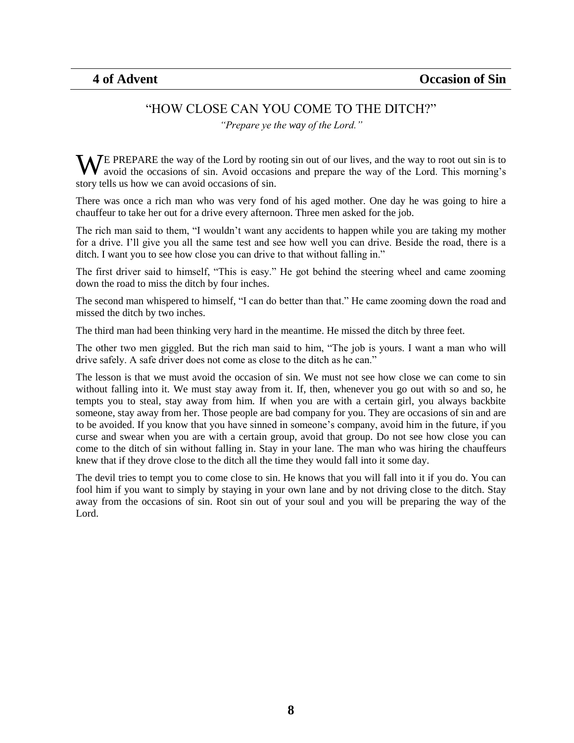**4 of Advent** **Occasion of Sin**

## "HOW CLOSE CAN YOU COME TO THE DITCH?"

*"Prepare ye the way of the Lord."*

WE PREPARE the way of the Lord by rooting sin out of our lives, and the way to root out sin is to avoid the occasions of sin. Avoid occasions and prepare the way of the Lord. This morning's story tells us how we can avoid occasions of sin.

There was once a rich man who was very fond of his aged mother. One day he was going to hire a chauffeur to take her out for a drive every afternoon. Three men asked for the job.

The rich man said to them, "I wouldn't want any accidents to happen while you are taking my mother for a drive. I'll give you all the same test and see how well you can drive. Beside the road, there is a ditch. I want you to see how close you can drive to that without falling in."

The first driver said to himself, "This is easy." He got behind the steering wheel and came zooming down the road to miss the ditch by four inches.

The second man whispered to himself, "I can do better than that." He came zooming down the road and missed the ditch by two inches.

The third man had been thinking very hard in the meantime. He missed the ditch by three feet.

The other two men giggled. But the rich man said to him, "The job is yours. I want a man who will drive safely. A safe driver does not come as close to the ditch as he can."

The lesson is that we must avoid the occasion of sin. We must not see how close we can come to sin without falling into it. We must stay away from it. If, then, whenever you go out with so and so, he tempts you to steal, stay away from him. If when you are with a certain girl, you always backbite someone, stay away from her. Those people are bad company for you. They are occasions of sin and are to be avoided. If you know that you have sinned in someone's company, avoid him in the future, if you curse and swear when you are with a certain group, avoid that group. Do not see how close you can come to the ditch of sin without falling in. Stay in your lane. The man who was hiring the chauffeurs knew that if they drove close to the ditch all the time they would fall into it some day.

The devil tries to tempt you to come close to sin. He knows that you will fall into it if you do. You can fool him if you want to simply by staying in your own lane and by not driving close to the ditch. Stay away from the occasions of sin. Root sin out of your soul and you will be preparing the way of the Lord.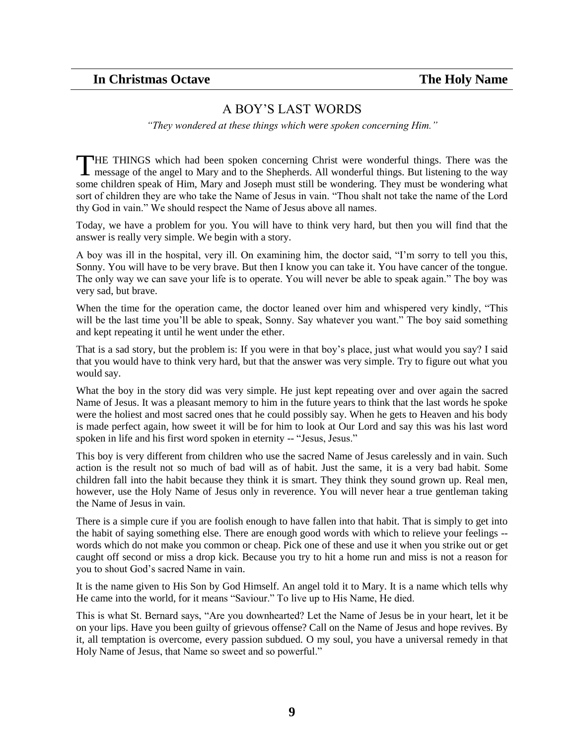**In Christmas Octave** **The Holy Name**

# A BOY'S LAST WORDS

*"They wondered at these things which were spoken concerning Him."*

THE THINGS which had been spoken concerning Christ were wonderful things. There was the message of the angel to Mary and to the Shepherds. All wonderful things. But listening to the way some children speak of Him, Mary and Joseph must still be wondering. They must be wondering what sort of children they are who take the Name of Jesus in vain. "Thou shalt not take the name of the Lord thy God in vain." We should respect the Name of Jesus above all names.

Today, we have a problem for you. You will have to think very hard, but then you will find that the answer is really very simple. We begin with a story.

A boy was ill in the hospital, very ill. On examining him, the doctor said, "I'm sorry to tell you this, Sonny. You will have to be very brave. But then I know you can take it. You have cancer of the tongue. The only way we can save your life is to operate. You will never be able to speak again." The boy was very sad, but brave.

When the time for the operation came, the doctor leaned over him and whispered very kindly, "This will be the last time you'll be able to speak, Sonny. Say whatever you want." The boy said something and kept repeating it until he went under the ether.

That is a sad story, but the problem is: If you were in that boy's place, just what would you say? I said that you would have to think very hard, but that the answer was very simple. Try to figure out what you would say.

What the boy in the story did was very simple. He just kept repeating over and over again the sacred Name of Jesus. It was a pleasant memory to him in the future years to think that the last words he spoke were the holiest and most sacred ones that he could possibly say. When he gets to Heaven and his body is made perfect again, how sweet it will be for him to look at Our Lord and say this was his last word spoken in life and his first word spoken in eternity -- "Jesus, Jesus."

This boy is very different from children who use the sacred Name of Jesus carelessly and in vain. Such action is the result not so much of bad will as of habit. Just the same, it is a very bad habit. Some children fall into the habit because they think it is smart. They think they sound grown up. Real men, however, use the Holy Name of Jesus only in reverence. You will never hear a true gentleman taking the Name of Jesus in vain.

There is a simple cure if you are foolish enough to have fallen into that habit. That is simply to get into the habit of saying something else. There are enough good words with which to relieve your feelings -- words which do not make you common or cheap. Pick one of these and use it when you strike out or get caught off second or miss a drop kick. Because you try to hit a home run and miss is not a reason for you to shout God's sacred Name in vain.

It is the name given to His Son by God Himself. An angel told it to Mary. It is a name which tells why He came into the world, for it means "Saviour." To live up to His Name, He died.

This is what St. Bernard says, "Are you downhearted? Let the Name of Jesus be in your heart, let it be on your lips. Have you been guilty of grievous offense? Call on the Name of Jesus and hope revives. By it, all temptation is overcome, every passion subdued. O my soul, you have a universal remedy in that Holy Name of Jesus, that Name so sweet and so powerful."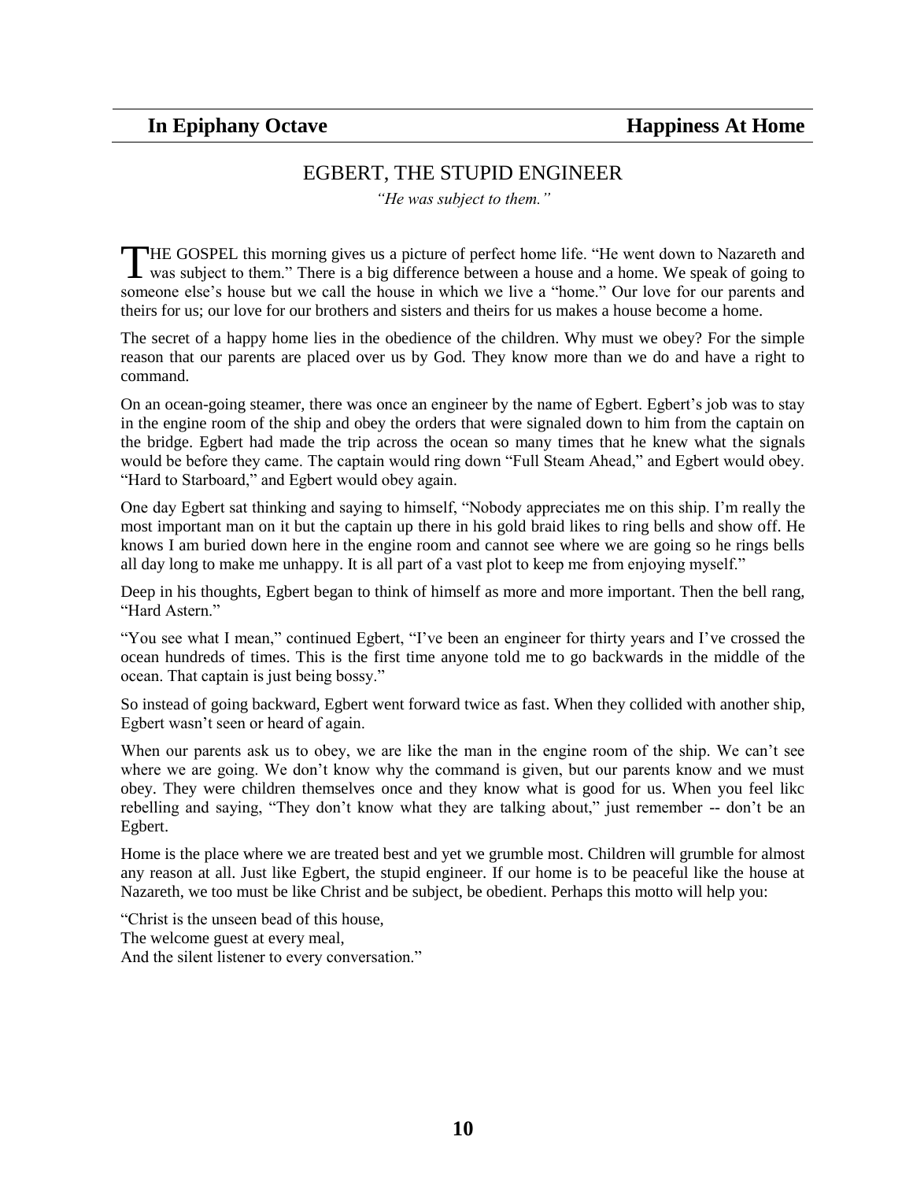**In Epiphany Octave** **Happiness At Home**

## EGBERT, THE STUPID ENGINEER

*"He was subject to them."*

THE GOSPEL this morning gives us a picture of perfect home life. "He went down to Nazareth and was subject to them." There is a big difference between a house and a home. We speak of going to someone else's house but we call the house in which we live a "home." Our love for our parents and theirs for us; our love for our brothers and sisters and theirs for us makes a house become a home.

The secret of a happy home lies in the obedience of the children. Why must we obey? For the simple reason that our parents are placed over us by God. They know more than we do and have a right to command.

On an ocean-going steamer, there was once an engineer by the name of Egbert. Egbert's job was to stay in the engine room of the ship and obey the orders that were signaled down to him from the captain on the bridge. Egbert had made the trip across the ocean so many times that he knew what the signals would be before they came. The captain would ring down "Full Steam Ahead," and Egbert would obey. "Hard to Starboard," and Egbert would obey again.

One day Egbert sat thinking and saying to himself, "Nobody appreciates me on this ship. I'm really the most important man on it but the captain up there in his gold braid likes to ring bells and show off. He knows I am buried down here in the engine room and cannot see where we are going so he rings bells all day long to make me unhappy. It is all part of a vast plot to keep me from enjoying myself."

Deep in his thoughts, Egbert began to think of himself as more and more important. Then the bell rang, "Hard Astern."

"You see what I mean," continued Egbert, "I've been an engineer for thirty years and I've crossed the ocean hundreds of times. This is the first time anyone told me to go backwards in the middle of the ocean. That captain is just being bossy."

So instead of going backward, Egbert went forward twice as fast. When they collided with another ship, Egbert wasn't seen or heard of again.

When our parents ask us to obey, we are like the man in the engine room of the ship. We can't see where we are going. We don't know why the command is given, but our parents know and we must obey. They were children themselves once and they know what is good for us. When you feel likc rebelling and saying, "They don't know what they are talking about," just remember -- don't be an Egbert.

Home is the place where we are treated best and yet we grumble most. Children will grumble for almost any reason at all. Just like Egbert, the stupid engineer. If our home is to be peaceful like the house at Nazareth, we too must be like Christ and be subject, be obedient. Perhaps this motto will help you:

"Christ is the unseen bead of this house,
The welcome guest at every meal,
And the silent listener to every conversation."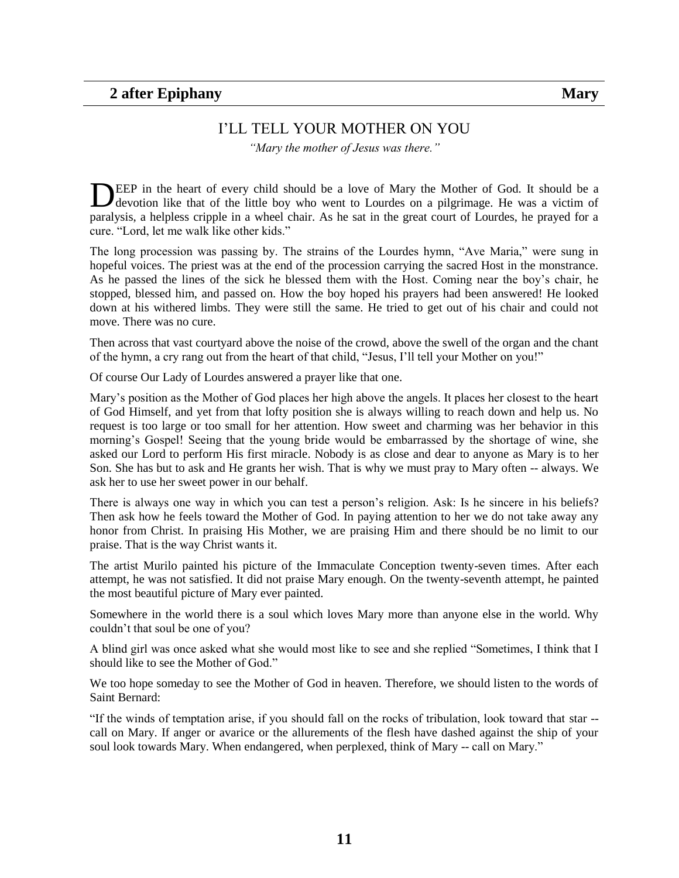**2 after Epiphany** **Mary**

## I'LL TELL YOUR MOTHER ON YOU

*"Mary the mother of Jesus was there."*

DEEP in the heart of every child should be a love of Mary the Mother of God. It should be a devotion like that of the little boy who went to Lourdes on a pilgrimage. He was a victim of paralysis, a helpless cripple in a wheel chair. As he sat in the great court of Lourdes, he prayed for a cure. "Lord, let me walk like other kids."

The long procession was passing by. The strains of the Lourdes hymn, "Ave Maria," were sung in hopeful voices. The priest was at the end of the procession carrying the sacred Host in the monstrance. As he passed the lines of the sick he blessed them with the Host. Coming near the boy's chair, he stopped, blessed him, and passed on. How the boy hoped his prayers had been answered! He looked down at his withered limbs. They were still the same. He tried to get out of his chair and could not move. There was no cure.

Then across that vast courtyard above the noise of the crowd, above the swell of the organ and the chant of the hymn, a cry rang out from the heart of that child, "Jesus, I'll tell your Mother on you!"

Of course Our Lady of Lourdes answered a prayer like that one.

Mary's position as the Mother of God places her high above the angels. It places her closest to the heart of God Himself, and yet from that lofty position she is always willing to reach down and help us. No request is too large or too small for her attention. How sweet and charming was her behavior in this morning's Gospel! Seeing that the young bride would be embarrassed by the shortage of wine, she asked our Lord to perform His first miracle. Nobody is as close and dear to anyone as Mary is to her Son. She has but to ask and He grants her wish. That is why we must pray to Mary often -- always. We ask her to use her sweet power in our behalf.

There is always one way in which you can test a person's religion. Ask: Is he sincere in his beliefs? Then ask how he feels toward the Mother of God. In paying attention to her we do not take away any honor from Christ. In praising His Mother, we are praising Him and there should be no limit to our praise. That is the way Christ wants it.

The artist Murilo painted his picture of the Immaculate Conception twenty-seven times. After each attempt, he was not satisfied. It did not praise Mary enough. On the twenty-seventh attempt, he painted the most beautiful picture of Mary ever painted.

Somewhere in the world there is a soul which loves Mary more than anyone else in the world. Why couldn't that soul be one of you?

A blind girl was once asked what she would most like to see and she replied "Sometimes, I think that I should like to see the Mother of God."

We too hope someday to see the Mother of God in heaven. Therefore, we should listen to the words of Saint Bernard:

"If the winds of temptation arise, if you should fall on the rocks of tribulation, look toward that star -- call on Mary. If anger or avarice or the allurements of the flesh have dashed against the ship of your soul look towards Mary. When endangered, when perplexed, think of Mary -- call on Mary."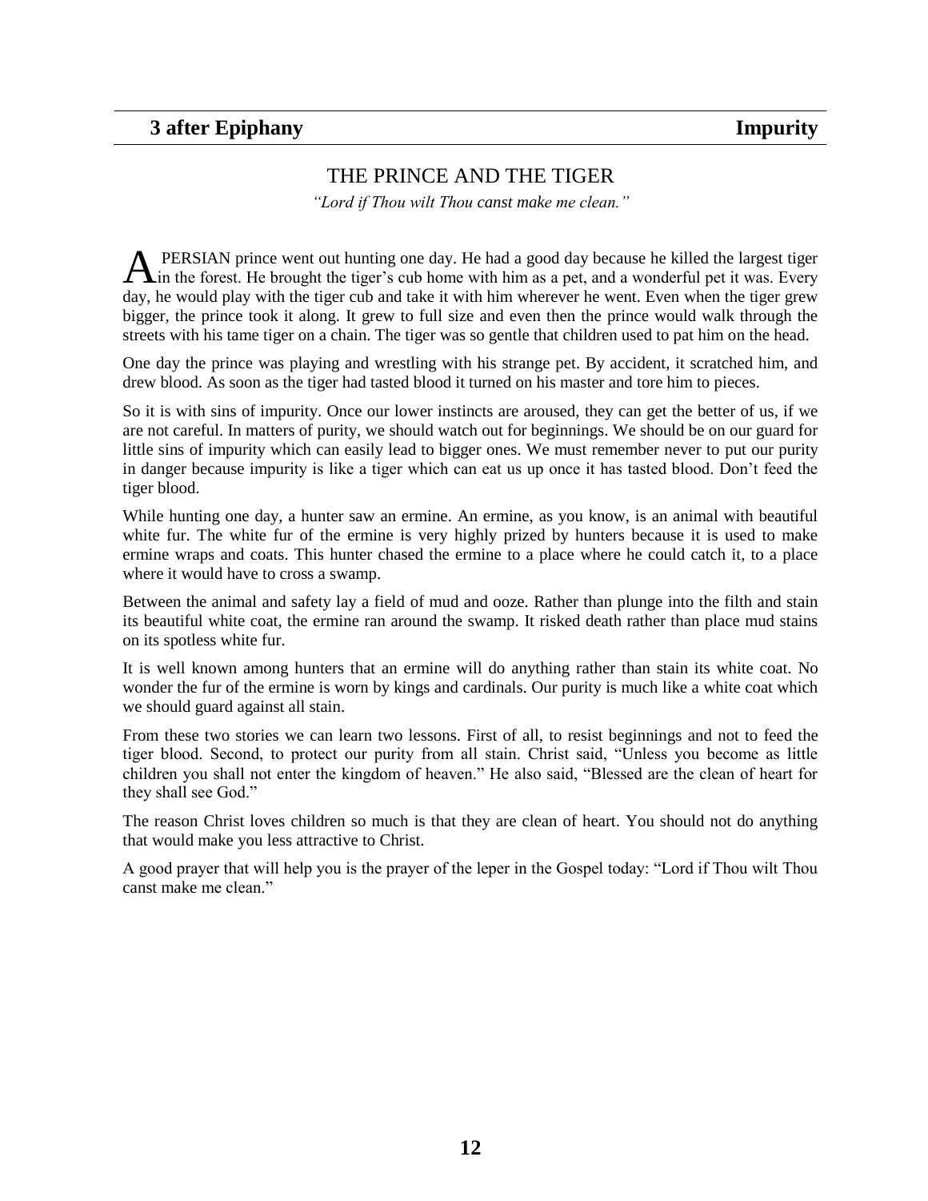**3 after Epiphany** **Impurity**

## THE PRINCE AND THE TIGER

*"Lord if Thou wilt Thou canst make me clean."*

A PERSIAN prince went out hunting one day. He had a good day because he killed the largest tiger in the forest. He brought the tiger's cub home with him as a pet, and a wonderful pet it was. Every day, he would play with the tiger cub and take it with him wherever he went. Even when the tiger grew bigger, the prince took it along. It grew to full size and even then the prince would walk through the streets with his tame tiger on a chain. The tiger was so gentle that children used to pat him on the head.

One day the prince was playing and wrestling with his strange pet. By accident, it scratched him, and drew blood. As soon as the tiger had tasted blood it turned on his master and tore him to pieces.

So it is with sins of impurity. Once our lower instincts are aroused, they can get the better of us, if we are not careful. In matters of purity, we should watch out for beginnings. We should be on our guard for little sins of impurity which can easily lead to bigger ones. We must remember never to put our purity in danger because impurity is like a tiger which can eat us up once it has tasted blood. Don't feed the tiger blood.

While hunting one day, a hunter saw an ermine. An ermine, as you know, is an animal with beautiful white fur. The white fur of the ermine is very highly prized by hunters because it is used to make ermine wraps and coats. This hunter chased the ermine to a place where he could catch it, to a place where it would have to cross a swamp.

Between the animal and safety lay a field of mud and ooze. Rather than plunge into the filth and stain its beautiful white coat, the ermine ran around the swamp. It risked death rather than place mud stains on its spotless white fur.

It is well known among hunters that an ermine will do anything rather than stain its white coat. No wonder the fur of the ermine is worn by kings and cardinals. Our purity is much like a white coat which we should guard against all stain.

From these two stories we can learn two lessons. First of all, to resist beginnings and not to feed the tiger blood. Second, to protect our purity from all stain. Christ said, "Unless you become as little children you shall not enter the kingdom of heaven." He also said, "Blessed are the clean of heart for they shall see God."

The reason Christ loves children so much is that they are clean of heart. You should not do anything that would make you less attractive to Christ.

A good prayer that will help you is the prayer of the leper in the Gospel today: "Lord if Thou wilt Thou canst make me clean."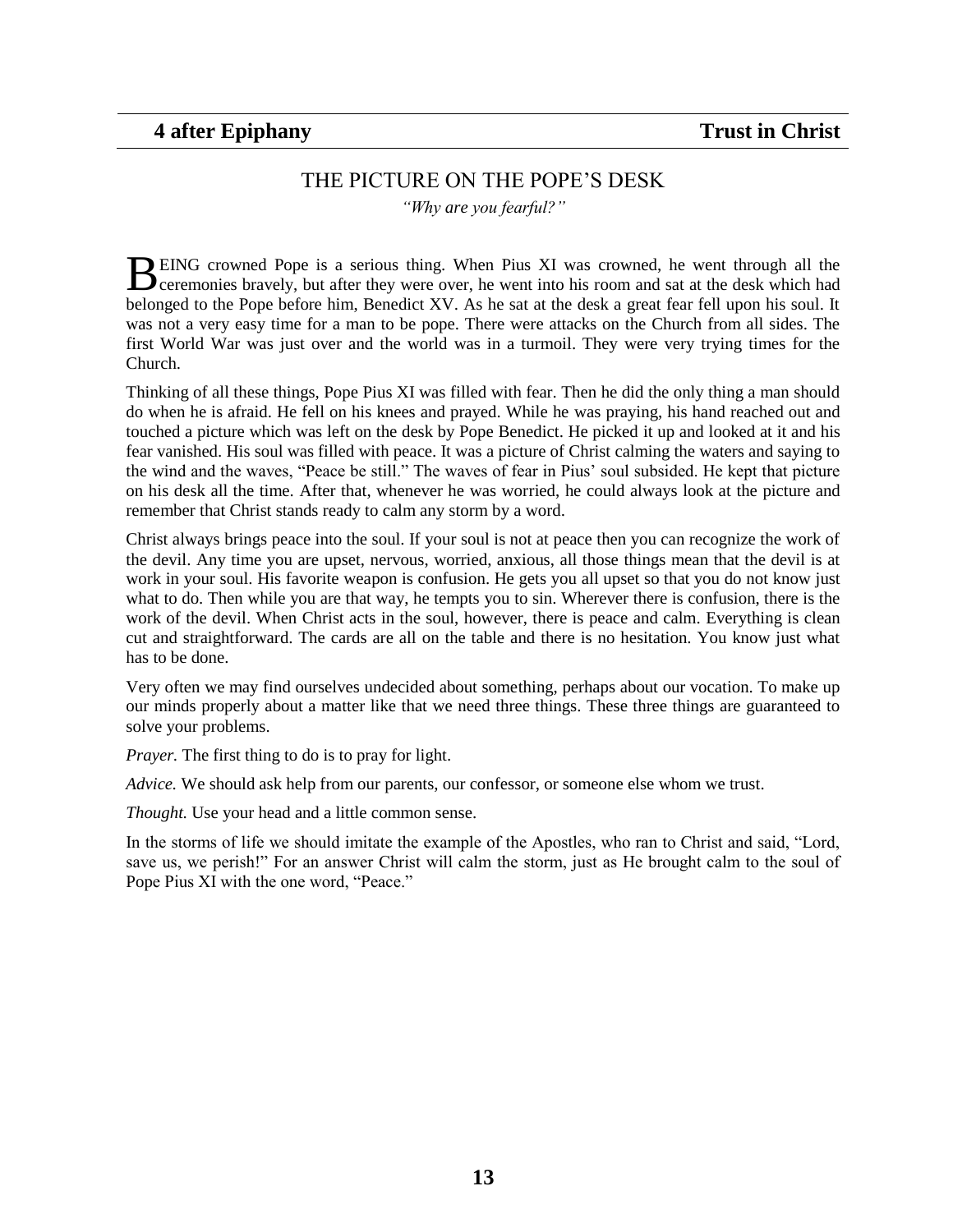**4 after Epiphany** **Trust in Christ**

## THE PICTURE ON THE POPE'S DESK

*"Why are you fearful?"*

BEING crowned Pope is a serious thing. When Pius XI was crowned, he went through all the ceremonies bravely, but after they were over, he went into his room and sat at the desk which had belonged to the Pope before him, Benedict XV. As he sat at the desk a great fear fell upon his soul. It was not a very easy time for a man to be pope. There were attacks on the Church from all sides. The first World War was just over and the world was in a turmoil. They were very trying times for the Church.

Thinking of all these things, Pope Pius XI was filled with fear. Then he did the only thing a man should do when he is afraid. He fell on his knees and prayed. While he was praying, his hand reached out and touched a picture which was left on the desk by Pope Benedict. He picked it up and looked at it and his fear vanished. His soul was filled with peace. It was a picture of Christ calming the waters and saying to the wind and the waves, "Peace be still." The waves of fear in Pius' soul subsided. He kept that picture on his desk all the time. After that, whenever he was worried, he could always look at the picture and remember that Christ stands ready to calm any storm by a word.

Christ always brings peace into the soul. If your soul is not at peace then you can recognize the work of the devil. Any time you are upset, nervous, worried, anxious, all those things mean that the devil is at work in your soul. His favorite weapon is confusion. He gets you all upset so that you do not know just what to do. Then while you are that way, he tempts you to sin. Wherever there is confusion, there is the work of the devil. When Christ acts in the soul, however, there is peace and calm. Everything is clean cut and straightforward. The cards are all on the table and there is no hesitation. You know just what has to be done.

Very often we may find ourselves undecided about something, perhaps about our vocation. To make up our minds properly about a matter like that we need three things. These three things are guaranteed to solve your problems.

*Prayer.* The first thing to do is to pray for light.

*Advice.* We should ask help from our parents, our confessor, or someone else whom we trust.

*Thought.* Use your head and a little common sense.

In the storms of life we should imitate the example of the Apostles, who ran to Christ and said, "Lord, save us, we perish!" For an answer Christ will calm the storm, just as He brought calm to the soul of Pope Pius XI with the one word, "Peace."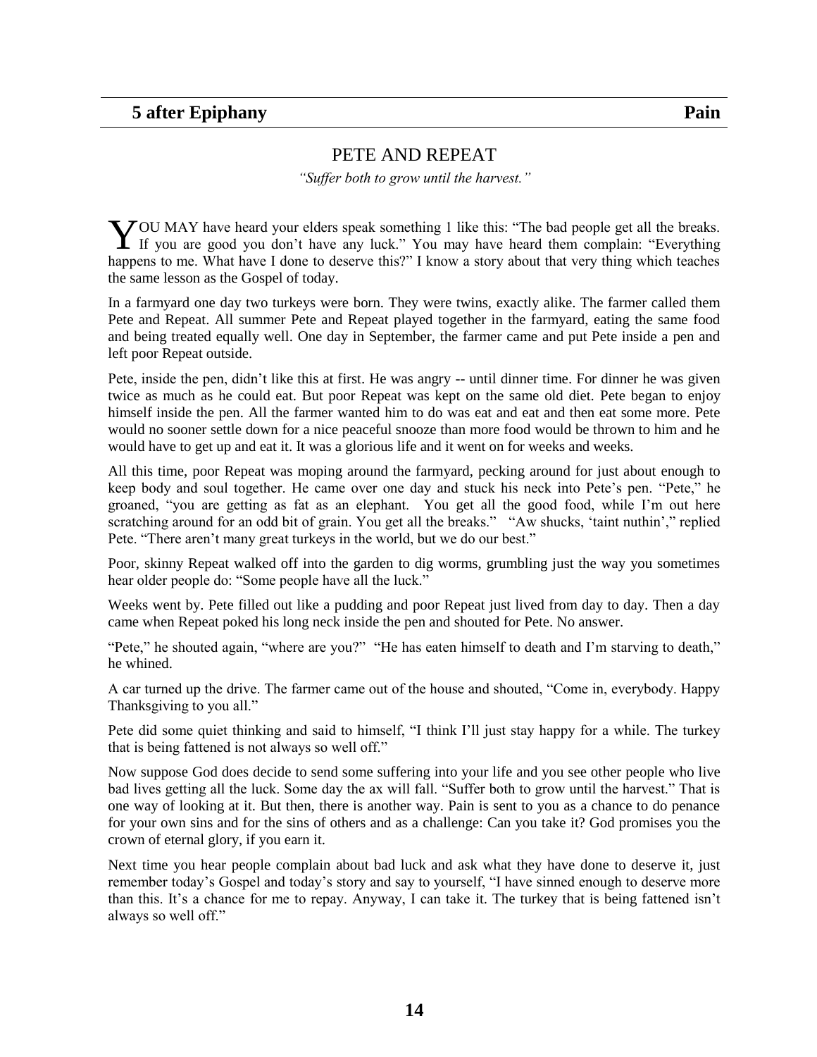**5 after Epiphany** **Pain**

## PETE AND REPEAT

*"Suffer both to grow until the harvest."*

YOU MAY have heard your elders speak something 1 like this: "The bad people get all the breaks. If you are good you don't have any luck." You may have heard them complain: "Everything happens to me. What have I done to deserve this?" I know a story about that very thing which teaches the same lesson as the Gospel of today.

In a farmyard one day two turkeys were born. They were twins, exactly alike. The farmer called them Pete and Repeat. All summer Pete and Repeat played together in the farmyard, eating the same food and being treated equally well. One day in September, the farmer came and put Pete inside a pen and left poor Repeat outside.

Pete, inside the pen, didn't like this at first. He was angry -- until dinner time. For dinner he was given twice as much as he could eat. But poor Repeat was kept on the same old diet. Pete began to enjoy himself inside the pen. All the farmer wanted him to do was eat and eat and then eat some more. Pete would no sooner settle down for a nice peaceful snooze than more food would be thrown to him and he would have to get up and eat it. It was a glorious life and it went on for weeks and weeks.

All this time, poor Repeat was moping around the farmyard, pecking around for just about enough to keep body and soul together. He came over one day and stuck his neck into Pete's pen. "Pete," he groaned, "you are getting as fat as an elephant. You get all the good food, while I'm out here scratching around for an odd bit of grain. You get all the breaks." "Aw shucks, 'taint nuthin'," replied Pete. "There aren't many great turkeys in the world, but we do our best."

Poor, skinny Repeat walked off into the garden to dig worms, grumbling just the way you sometimes hear older people do: "Some people have all the luck."

Weeks went by. Pete filled out like a pudding and poor Repeat just lived from day to day. Then a day came when Repeat poked his long neck inside the pen and shouted for Pete. No answer.

"Pete," he shouted again, "where are you?" "He has eaten himself to death and I'm starving to death," he whined.

A car turned up the drive. The farmer came out of the house and shouted, "Come in, everybody. Happy Thanksgiving to you all."

Pete did some quiet thinking and said to himself, "I think I'll just stay happy for a while. The turkey that is being fattened is not always so well off."

Now suppose God does decide to send some suffering into your life and you see other people who live bad lives getting all the luck. Some day the ax will fall. "Suffer both to grow until the harvest." That is one way of looking at it. But then, there is another way. Pain is sent to you as a chance to do penance for your own sins and for the sins of others and as a challenge: Can you take it? God promises you the crown of eternal glory, if you earn it.

Next time you hear people complain about bad luck and ask what they have done to deserve it, just remember today's Gospel and today's story and say to yourself, "I have sinned enough to deserve more than this. It's a chance for me to repay. Anyway, I can take it. The turkey that is being fattened isn't always so well off."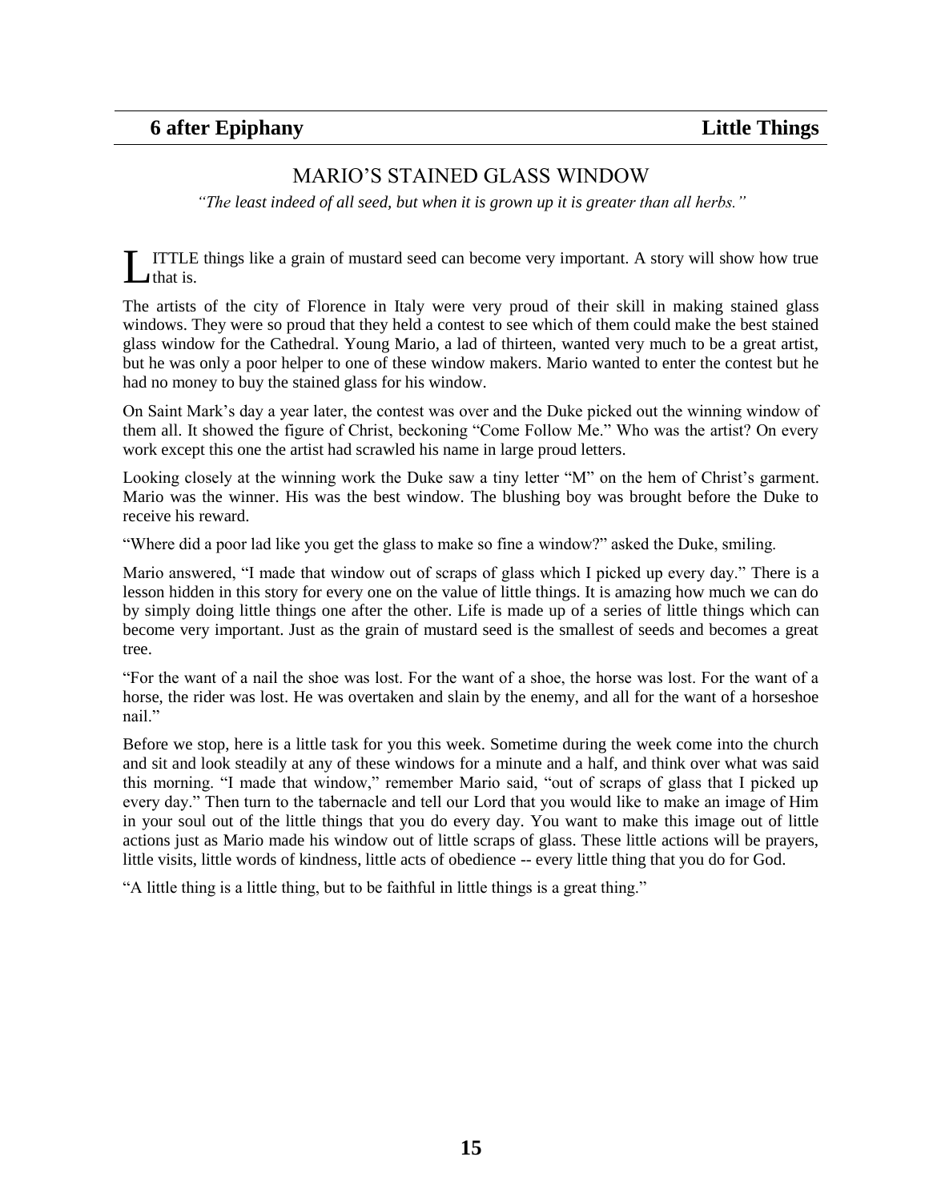## 6 after Epiphany — Little Things

### MARIO'S STAINED GLASS WINDOW

*"The least indeed of all seed, but when it is grown up it is greater than all herbs."*

LITTLE things like a grain of mustard seed can become very important. A story will show how true that is.

The artists of the city of Florence in Italy were very proud of their skill in making stained glass windows. They were so proud that they held a contest to see which of them could make the best stained glass window for the Cathedral. Young Mario, a lad of thirteen, wanted very much to be a great artist, but he was only a poor helper to one of these window makers. Mario wanted to enter the contest but he had no money to buy the stained glass for his window.

On Saint Mark's day a year later, the contest was over and the Duke picked out the winning window of them all. It showed the figure of Christ, beckoning "Come Follow Me." Who was the artist? On every work except this one the artist had scrawled his name in large proud letters.

Looking closely at the winning work the Duke saw a tiny letter "M" on the hem of Christ's garment. Mario was the winner. His was the best window. The blushing boy was brought before the Duke to receive his reward.

"Where did a poor lad like you get the glass to make so fine a window?" asked the Duke, smiling.

Mario answered, "I made that window out of scraps of glass which I picked up every day." There is a lesson hidden in this story for every one on the value of little things. It is amazing how much we can do by simply doing little things one after the other. Life is made up of a series of little things which can become very important. Just as the grain of mustard seed is the smallest of seeds and becomes a great tree.

"For the want of a nail the shoe was lost. For the want of a shoe, the horse was lost. For the want of a horse, the rider was lost. He was overtaken and slain by the enemy, and all for the want of a horseshoe nail."

Before we stop, here is a little task for you this week. Sometime during the week come into the church and sit and look steadily at any of these windows for a minute and a half, and think over what was said this morning. "I made that window," remember Mario said, "out of scraps of glass that I picked up every day." Then turn to the tabernacle and tell our Lord that you would like to make an image of Him in your soul out of the little things that you do every day. You want to make this image out of little actions just as Mario made his window out of little scraps of glass. These little actions will be prayers, little visits, little words of kindness, little acts of obedience -- every little thing that you do for God.

"A little thing is a little thing, but to be faithful in little things is a great thing."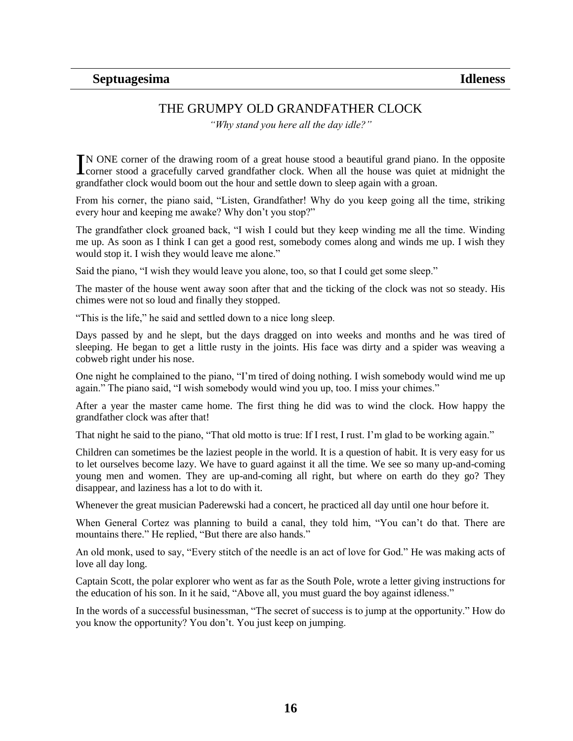**Septuagesima** **Idleness**

## THE GRUMPY OLD GRANDFATHER CLOCK

*"Why stand you here all the day idle?"*

IN ONE corner of the drawing room of a great house stood a beautiful grand piano. In the opposite corner stood a gracefully carved grandfather clock. When all the house was quiet at midnight the grandfather clock would boom out the hour and settle down to sleep again with a groan.

From his corner, the piano said, "Listen, Grandfather! Why do you keep going all the time, striking every hour and keeping me awake? Why don't you stop?"

The grandfather clock groaned back, "I wish I could but they keep winding me all the time. Winding me up. As soon as I think I can get a good rest, somebody comes along and winds me up. I wish they would stop it. I wish they would leave me alone."

Said the piano, "I wish they would leave you alone, too, so that I could get some sleep."

The master of the house went away soon after that and the ticking of the clock was not so steady. His chimes were not so loud and finally they stopped.

"This is the life," he said and settled down to a nice long sleep.

Days passed by and he slept, but the days dragged on into weeks and months and he was tired of sleeping. He began to get a little rusty in the joints. His face was dirty and a spider was weaving a cobweb right under his nose.

One night he complained to the piano, "I'm tired of doing nothing. I wish somebody would wind me up again." The piano said, "I wish somebody would wind you up, too. I miss your chimes."

After a year the master came home. The first thing he did was to wind the clock. How happy the grandfather clock was after that!

That night he said to the piano, "That old motto is true: If I rest, I rust. I'm glad to be working again."

Children can sometimes be the laziest people in the world. It is a question of habit. It is very easy for us to let ourselves become lazy. We have to guard against it all the time. We see so many up-and-coming young men and women. They are up-and-coming all right, but where on earth do they go? They disappear, and laziness has a lot to do with it.

Whenever the great musician Paderewski had a concert, he practiced all day until one hour before it.

When General Cortez was planning to build a canal, they told him, "You can't do that. There are mountains there." He replied, "But there are also hands."

An old monk, used to say, "Every stitch of the needle is an act of love for God." He was making acts of love all day long.

Captain Scott, the polar explorer who went as far as the South Pole, wrote a letter giving instructions for the education of his son. In it he said, "Above all, you must guard the boy against idleness."

In the words of a successful businessman, "The secret of success is to jump at the opportunity." How do you know the opportunity? You don't. You just keep on jumping.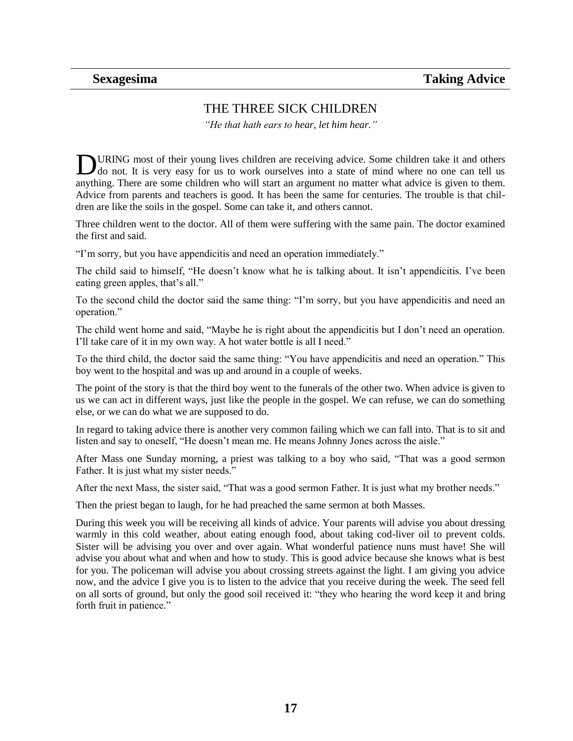**Sexagesima** **Taking Advice**

## THE THREE SICK CHILDREN

*"He that hath ears to hear, let him hear."*

DURING most of their young lives children are receiving advice. Some children take it and others do not. It is very easy for us to work ourselves into a state of mind where no one can tell us anything. There are some children who will start an argument no matter what advice is given to them. Advice from parents and teachers is good. It has been the same for centuries. The trouble is that children are like the soils in the gospel. Some can take it, and others cannot.

Three children went to the doctor. All of them were suffering with the same pain. The doctor examined the first and said.

"I'm sorry, but you have appendicitis and need an operation immediately."

The child said to himself, "He doesn't know what he is talking about. It isn't appendicitis. I've been eating green apples, that's all."

To the second child the doctor said the same thing: "I'm sorry, but you have appendicitis and need an operation."

The child went home and said, "Maybe he is right about the appendicitis but I don't need an operation. I'll take care of it in my own way. A hot water bottle is all I need."

To the third child, the doctor said the same thing: "You have appendicitis and need an operation." This boy went to the hospital and was up and around in a couple of weeks.

The point of the story is that the third boy went to the funerals of the other two. When advice is given to us we can act in different ways, just like the people in the gospel. We can refuse, we can do something else, or we can do what we are supposed to do.

In regard to taking advice there is another very common failing which we can fall into. That is to sit and listen and say to oneself, "He doesn't mean me. He means Johnny Jones across the aisle."

After Mass one Sunday morning, a priest was talking to a boy who said, "That was a good sermon Father. It is just what my sister needs."

After the next Mass, the sister said, "That was a good sermon Father. It is just what my brother needs."

Then the priest began to laugh, for he had preached the same sermon at both Masses.

During this week you will be receiving all kinds of advice. Your parents will advise you about dressing warmly in this cold weather, about eating enough food, about taking cod-liver oil to prevent colds. Sister will be advising you over and over again. What wonderful patience nuns must have! She will advise you about what and when and how to study. This is good advice because she knows what is best for you. The policeman will advise you about crossing streets against the light. I am giving you advice now, and the advice I give you is to listen to the advice that you receive during the week. The seed fell on all sorts of ground, but only the good soil received it: "they who hearing the word keep it and bring forth fruit in patience."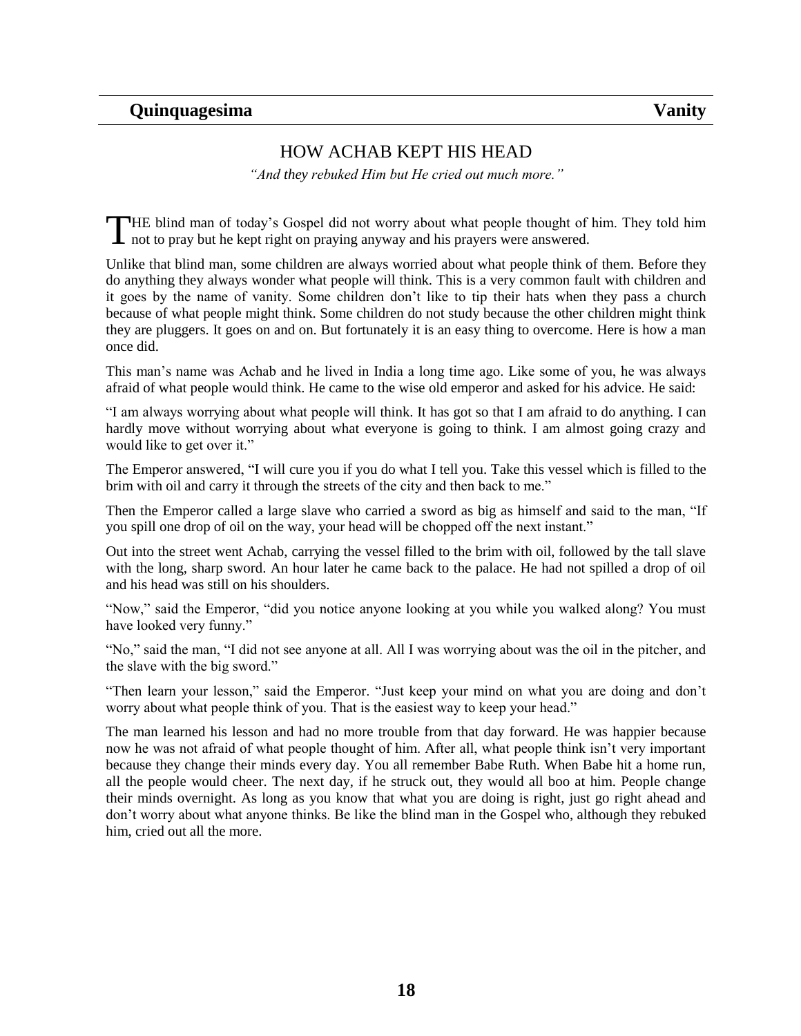**Quinquagesima** **Vanity**

## HOW ACHAB KEPT HIS HEAD

*"And they rebuked Him but He cried out much more."*

THE blind man of today's Gospel did not worry about what people thought of him. They told him not to pray but he kept right on praying anyway and his prayers were answered.

Unlike that blind man, some children are always worried about what people think of them. Before they do anything they always wonder what people will think. This is a very common fault with children and it goes by the name of vanity. Some children don't like to tip their hats when they pass a church because of what people might think. Some children do not study because the other children might think they are pluggers. It goes on and on. But fortunately it is an easy thing to overcome. Here is how a man once did.

This man's name was Achab and he lived in India a long time ago. Like some of you, he was always afraid of what people would think. He came to the wise old emperor and asked for his advice. He said:

"I am always worrying about what people will think. It has got so that I am afraid to do anything. I can hardly move without worrying about what everyone is going to think. I am almost going crazy and would like to get over it."

The Emperor answered, "I will cure you if you do what I tell you. Take this vessel which is filled to the brim with oil and carry it through the streets of the city and then back to me."

Then the Emperor called a large slave who carried a sword as big as himself and said to the man, "If you spill one drop of oil on the way, your head will be chopped off the next instant."

Out into the street went Achab, carrying the vessel filled to the brim with oil, followed by the tall slave with the long, sharp sword. An hour later he came back to the palace. He had not spilled a drop of oil and his head was still on his shoulders.

"Now," said the Emperor, "did you notice anyone looking at you while you walked along? You must have looked very funny."

"No," said the man, "I did not see anyone at all. All I was worrying about was the oil in the pitcher, and the slave with the big sword."

"Then learn your lesson," said the Emperor. "Just keep your mind on what you are doing and don't worry about what people think of you. That is the easiest way to keep your head."

The man learned his lesson and had no more trouble from that day forward. He was happier because now he was not afraid of what people thought of him. After all, what people think isn't very important because they change their minds every day. You all remember Babe Ruth. When Babe hit a home run, all the people would cheer. The next day, if he struck out, they would all boo at him. People change their minds overnight. As long as you know that what you are doing is right, just go right ahead and don't worry about what anyone thinks. Be like the blind man in the Gospel who, although they rebuked him, cried out all the more.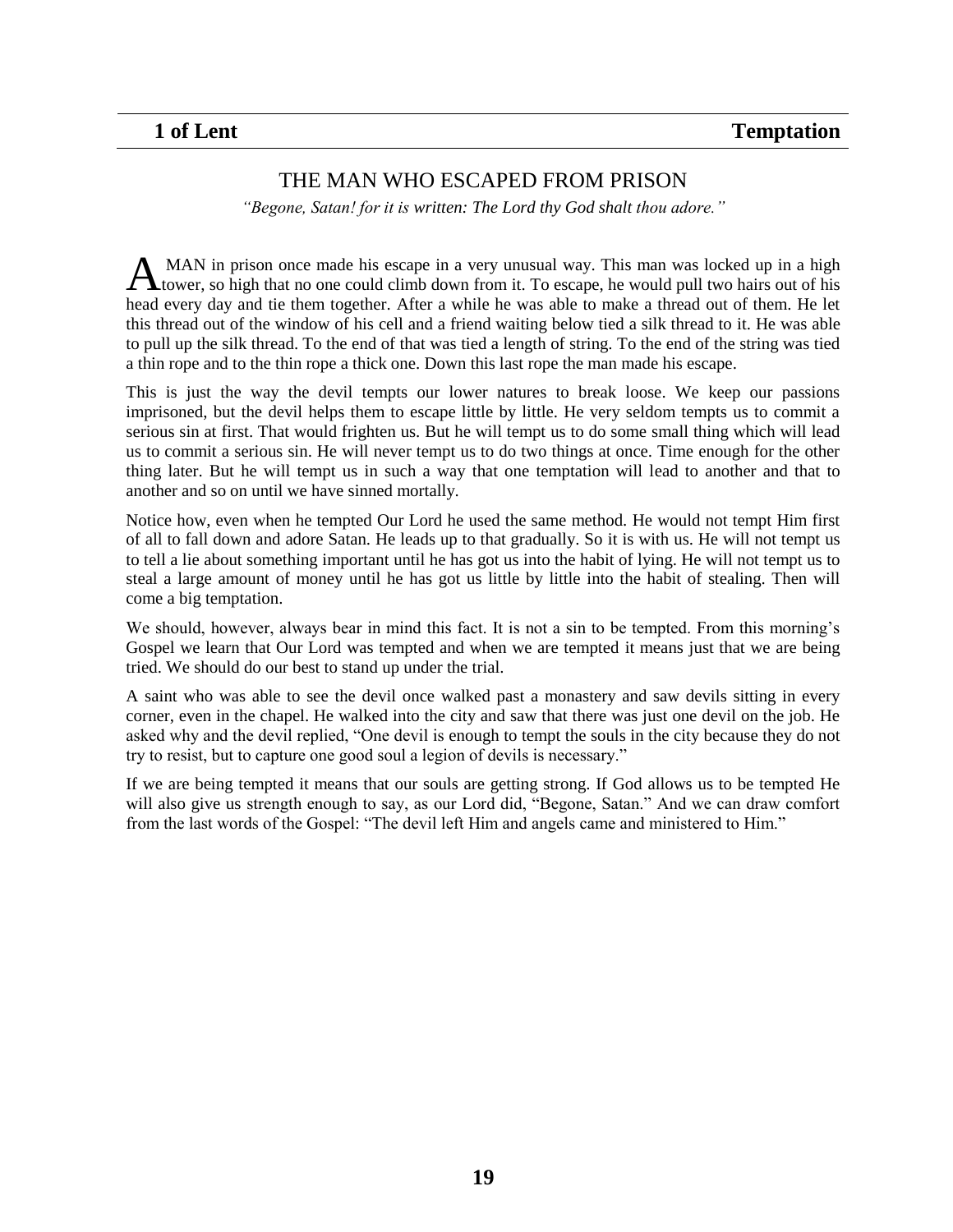**1 of Lent** **Temptation**

## THE MAN WHO ESCAPED FROM PRISON

*"Begone, Satan! for it is written: The Lord thy God shalt thou adore."*

A MAN in prison once made his escape in a very unusual way. This man was locked up in a high tower, so high that no one could climb down from it. To escape, he would pull two hairs out of his head every day and tie them together. After a while he was able to make a thread out of them. He let this thread out of the window of his cell and a friend waiting below tied a silk thread to it. He was able to pull up the silk thread. To the end of that was tied a length of string. To the end of the string was tied a thin rope and to the thin rope a thick one. Down this last rope the man made his escape.

This is just the way the devil tempts our lower natures to break loose. We keep our passions imprisoned, but the devil helps them to escape little by little. He very seldom tempts us to commit a serious sin at first. That would frighten us. But he will tempt us to do some small thing which will lead us to commit a serious sin. He will never tempt us to do two things at once. Time enough for the other thing later. But he will tempt us in such a way that one temptation will lead to another and that to another and so on until we have sinned mortally.

Notice how, even when he tempted Our Lord he used the same method. He would not tempt Him first of all to fall down and adore Satan. He leads up to that gradually. So it is with us. He will not tempt us to tell a lie about something important until he has got us into the habit of lying. He will not tempt us to steal a large amount of money until he has got us little by little into the habit of stealing. Then will come a big temptation.

We should, however, always bear in mind this fact. It is not a sin to be tempted. From this morning's Gospel we learn that Our Lord was tempted and when we are tempted it means just that we are being tried. We should do our best to stand up under the trial.

A saint who was able to see the devil once walked past a monastery and saw devils sitting in every corner, even in the chapel. He walked into the city and saw that there was just one devil on the job. He asked why and the devil replied, "One devil is enough to tempt the souls in the city because they do not try to resist, but to capture one good soul a legion of devils is necessary."

If we are being tempted it means that our souls are getting strong. If God allows us to be tempted He will also give us strength enough to say, as our Lord did, "Begone, Satan." And we can draw comfort from the last words of the Gospel: "The devil left Him and angels came and ministered to Him."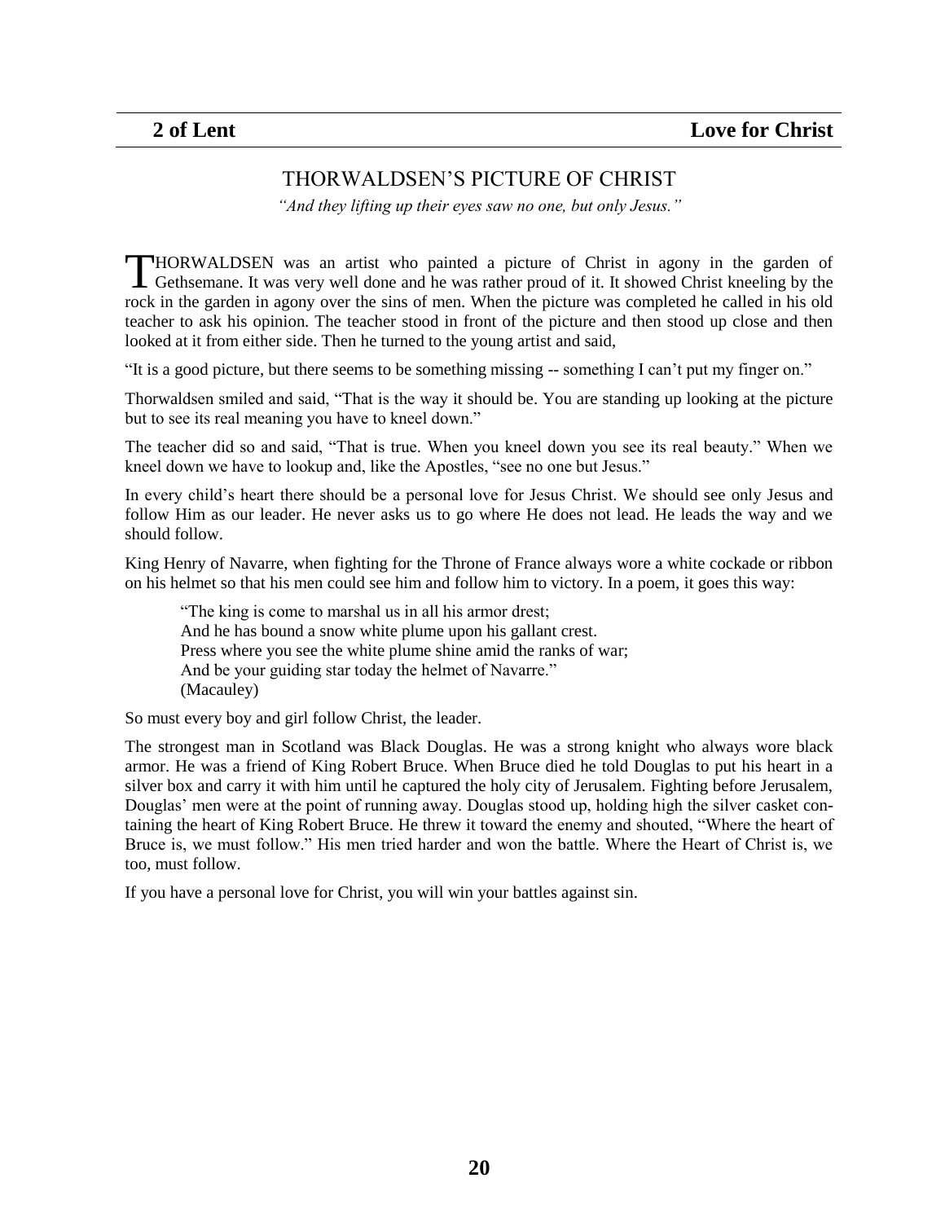**2 of Lent** **Love for Christ**

## THORWALDSEN'S PICTURE OF CHRIST

*"And they lifting up their eyes saw no one, but only Jesus."*

THORWALDSEN was an artist who painted a picture of Christ in agony in the garden of Gethsemane. It was very well done and he was rather proud of it. It showed Christ kneeling by the rock in the garden in agony over the sins of men. When the picture was completed he called in his old teacher to ask his opinion. The teacher stood in front of the picture and then stood up close and then looked at it from either side. Then he turned to the young artist and said,

"It is a good picture, but there seems to be something missing -- something I can't put my finger on."

Thorwaldsen smiled and said, "That is the way it should be. You are standing up looking at the picture but to see its real meaning you have to kneel down."

The teacher did so and said, "That is true. When you kneel down you see its real beauty." When we kneel down we have to lookup and, like the Apostles, "see no one but Jesus."

In every child's heart there should be a personal love for Jesus Christ. We should see only Jesus and follow Him as our leader. He never asks us to go where He does not lead. He leads the way and we should follow.

King Henry of Navarre, when fighting for the Throne of France always wore a white cockade or ribbon on his helmet so that his men could see him and follow him to victory. In a poem, it goes this way:

> "The king is come to marshal us in all his armor drest;
> And he has bound a snow white plume upon his gallant crest.
> Press where you see the white plume shine amid the ranks of war;
> And be your guiding star today the helmet of Navarre."
> (Macauley)

So must every boy and girl follow Christ, the leader.

The strongest man in Scotland was Black Douglas. He was a strong knight who always wore black armor. He was a friend of King Robert Bruce. When Bruce died he told Douglas to put his heart in a silver box and carry it with him until he captured the holy city of Jerusalem. Fighting before Jerusalem, Douglas' men were at the point of running away. Douglas stood up, holding high the silver casket containing the heart of King Robert Bruce. He threw it toward the enemy and shouted, "Where the heart of Bruce is, we must follow." His men tried harder and won the battle. Where the Heart of Christ is, we too, must follow.

If you have a personal love for Christ, you will win your battles against sin.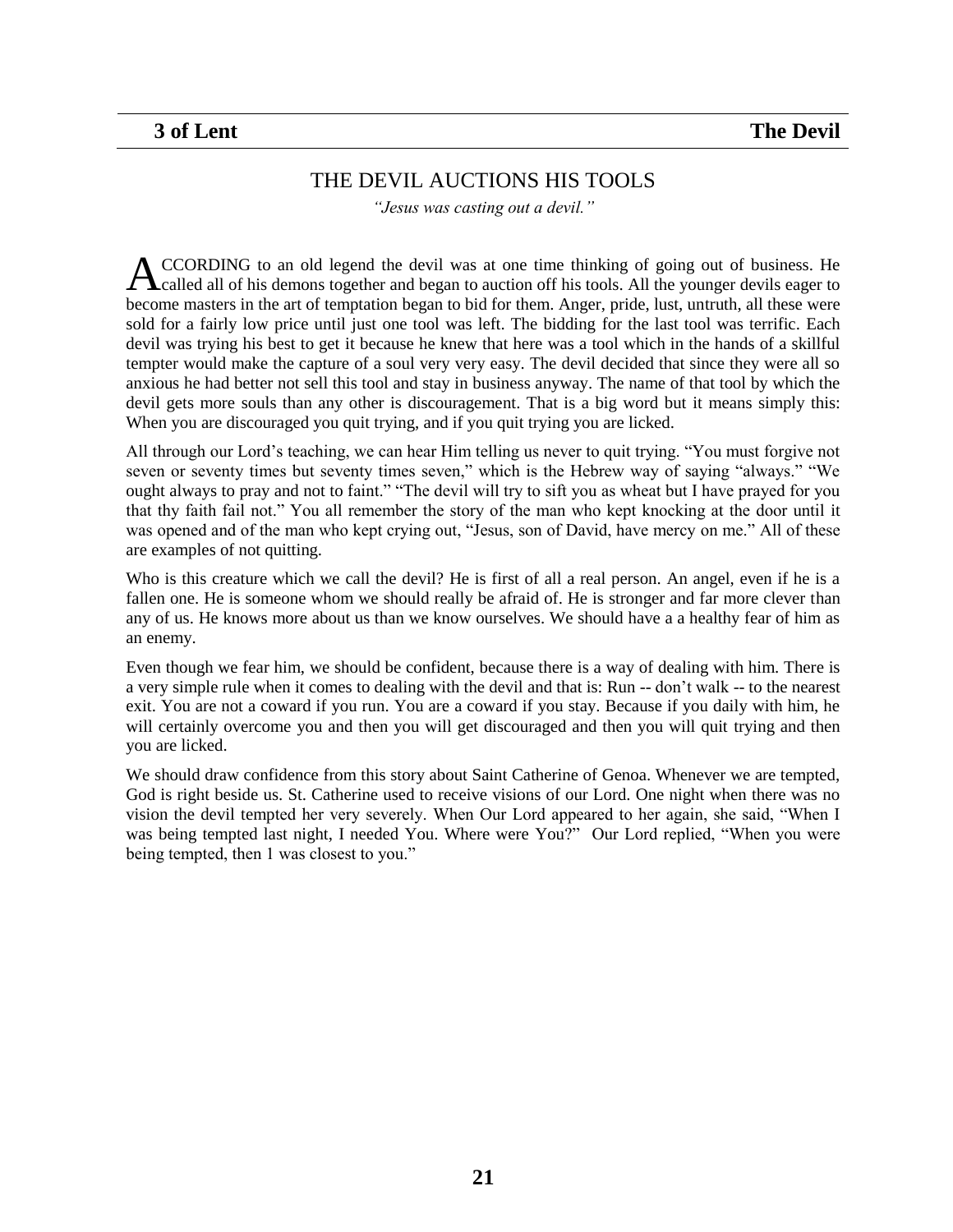**3 of Lent** **The Devil**

## THE DEVIL AUCTIONS HIS TOOLS

*"Jesus was casting out a devil."*

ACCORDING to an old legend the devil was at one time thinking of going out of business. He called all of his demons together and began to auction off his tools. All the younger devils eager to become masters in the art of temptation began to bid for them. Anger, pride, lust, untruth, all these were sold for a fairly low price until just one tool was left. The bidding for the last tool was terrific. Each devil was trying his best to get it because he knew that here was a tool which in the hands of a skillful tempter would make the capture of a soul very very easy. The devil decided that since they were all so anxious he had better not sell this tool and stay in business anyway. The name of that tool by which the devil gets more souls than any other is discouragement. That is a big word but it means simply this: When you are discouraged you quit trying, and if you quit trying you are licked.

All through our Lord's teaching, we can hear Him telling us never to quit trying. "You must forgive not seven or seventy times but seventy times seven," which is the Hebrew way of saying "always." "We ought always to pray and not to faint." "The devil will try to sift you as wheat but I have prayed for you that thy faith fail not." You all remember the story of the man who kept knocking at the door until it was opened and of the man who kept crying out, "Jesus, son of David, have mercy on me." All of these are examples of not quitting.

Who is this creature which we call the devil? He is first of all a real person. An angel, even if he is a fallen one. He is someone whom we should really be afraid of. He is stronger and far more clever than any of us. He knows more about us than we know ourselves. We should have a a healthy fear of him as an enemy.

Even though we fear him, we should be confident, because there is a way of dealing with him. There is a very simple rule when it comes to dealing with the devil and that is: Run -- don't walk -- to the nearest exit. You are not a coward if you run. You are a coward if you stay. Because if you daily with him, he will certainly overcome you and then you will get discouraged and then you will quit trying and then you are licked.

We should draw confidence from this story about Saint Catherine of Genoa. Whenever we are tempted, God is right beside us. St. Catherine used to receive visions of our Lord. One night when there was no vision the devil tempted her very severely. When Our Lord appeared to her again, she said, "When I was being tempted last night, I needed You. Where were You?" Our Lord replied, "When you were being tempted, then 1 was closest to you."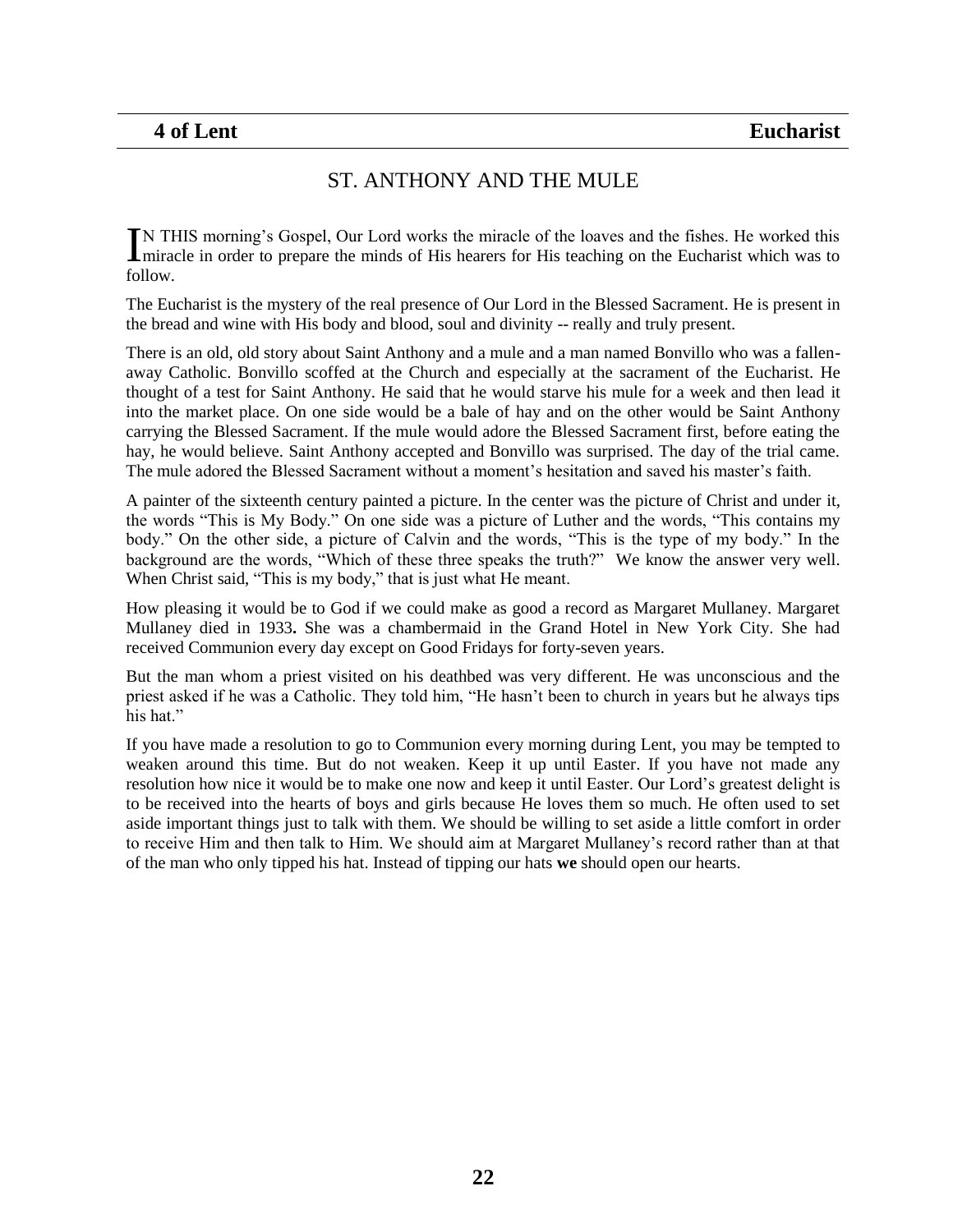**4 of Lent** **Eucharist**

## ST. ANTHONY AND THE MULE

IN THIS morning's Gospel, Our Lord works the miracle of the loaves and the fishes. He worked this miracle in order to prepare the minds of His hearers for His teaching on the Eucharist which was to follow.

The Eucharist is the mystery of the real presence of Our Lord in the Blessed Sacrament. He is present in the bread and wine with His body and blood, soul and divinity -- really and truly present.

There is an old, old story about Saint Anthony and a mule and a man named Bonvillo who was a fallen-away Catholic. Bonvillo scoffed at the Church and especially at the sacrament of the Eucharist. He thought of a test for Saint Anthony. He said that he would starve his mule for a week and then lead it into the market place. On one side would be a bale of hay and on the other would be Saint Anthony carrying the Blessed Sacrament. If the mule would adore the Blessed Sacrament first, before eating the hay, he would believe. Saint Anthony accepted and Bonvillo was surprised. The day of the trial came. The mule adored the Blessed Sacrament without a moment's hesitation and saved his master's faith.

A painter of the sixteenth century painted a picture. In the center was the picture of Christ and under it, the words "This is My Body." On one side was a picture of Luther and the words, "This contains my body." On the other side, a picture of Calvin and the words, "This is the type of my body." In the background are the words, "Which of these three speaks the truth?" We know the answer very well. When Christ said, "This is my body," that is just what He meant.

How pleasing it would be to God if we could make as good a record as Margaret Mullaney. Margaret Mullaney died in 1933**.** She was a chambermaid in the Grand Hotel in New York City. She had received Communion every day except on Good Fridays for forty-seven years.

But the man whom a priest visited on his deathbed was very different. He was unconscious and the priest asked if he was a Catholic. They told him, "He hasn't been to church in years but he always tips his hat."

If you have made a resolution to go to Communion every morning during Lent, you may be tempted to weaken around this time. But do not weaken. Keep it up until Easter. If you have not made any resolution how nice it would be to make one now and keep it until Easter. Our Lord's greatest delight is to be received into the hearts of boys and girls because He loves them so much. He often used to set aside important things just to talk with them. We should be willing to set aside a little comfort in order to receive Him and then talk to Him. We should aim at Margaret Mullaney's record rather than at that of the man who only tipped his hat. Instead of tipping our hats **we** should open our hearts.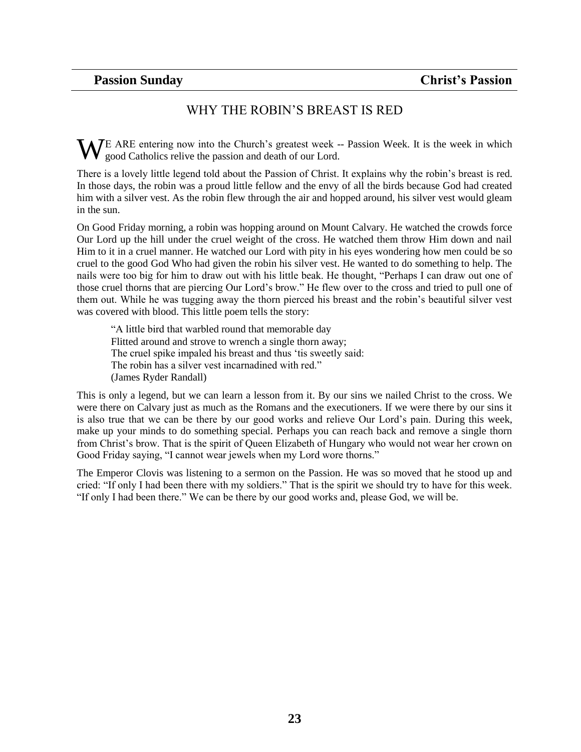**Passion Sunday** **Christ's Passion**

## WHY THE ROBIN'S BREAST IS RED

WE ARE entering now into the Church's greatest week -- Passion Week. It is the week in which good Catholics relive the passion and death of our Lord.

There is a lovely little legend told about the Passion of Christ. It explains why the robin's breast is red. In those days, the robin was a proud little fellow and the envy of all the birds because God had created him with a silver vest. As the robin flew through the air and hopped around, his silver vest would gleam in the sun.

On Good Friday morning, a robin was hopping around on Mount Calvary. He watched the crowds force Our Lord up the hill under the cruel weight of the cross. He watched them throw Him down and nail Him to it in a cruel manner. He watched our Lord with pity in his eyes wondering how men could be so cruel to the good God Who had given the robin his silver vest. He wanted to do something to help. The nails were too big for him to draw out with his little beak. He thought, "Perhaps I can draw out one of those cruel thorns that are piercing Our Lord's brow." He flew over to the cross and tried to pull one of them out. While he was tugging away the thorn pierced his breast and the robin's beautiful silver vest was covered with blood. This little poem tells the story:

> "A little bird that warbled round that memorable day
> Flitted around and strove to wrench a single thorn away;
> The cruel spike impaled his breast and thus 'tis sweetly said:
> The robin has a silver vest incarnadined with red."
> (James Ryder Randall)

This is only a legend, but we can learn a lesson from it. By our sins we nailed Christ to the cross. We were there on Calvary just as much as the Romans and the executioners. If we were there by our sins it is also true that we can be there by our good works and relieve Our Lord's pain. During this week, make up your minds to do something special. Perhaps you can reach back and remove a single thorn from Christ's brow. That is the spirit of Queen Elizabeth of Hungary who would not wear her crown on Good Friday saying, "I cannot wear jewels when my Lord wore thorns."

The Emperor Clovis was listening to a sermon on the Passion. He was so moved that he stood up and cried: "If only I had been there with my soldiers." That is the spirit we should try to have for this week. "If only I had been there." We can be there by our good works and, please God, we will be.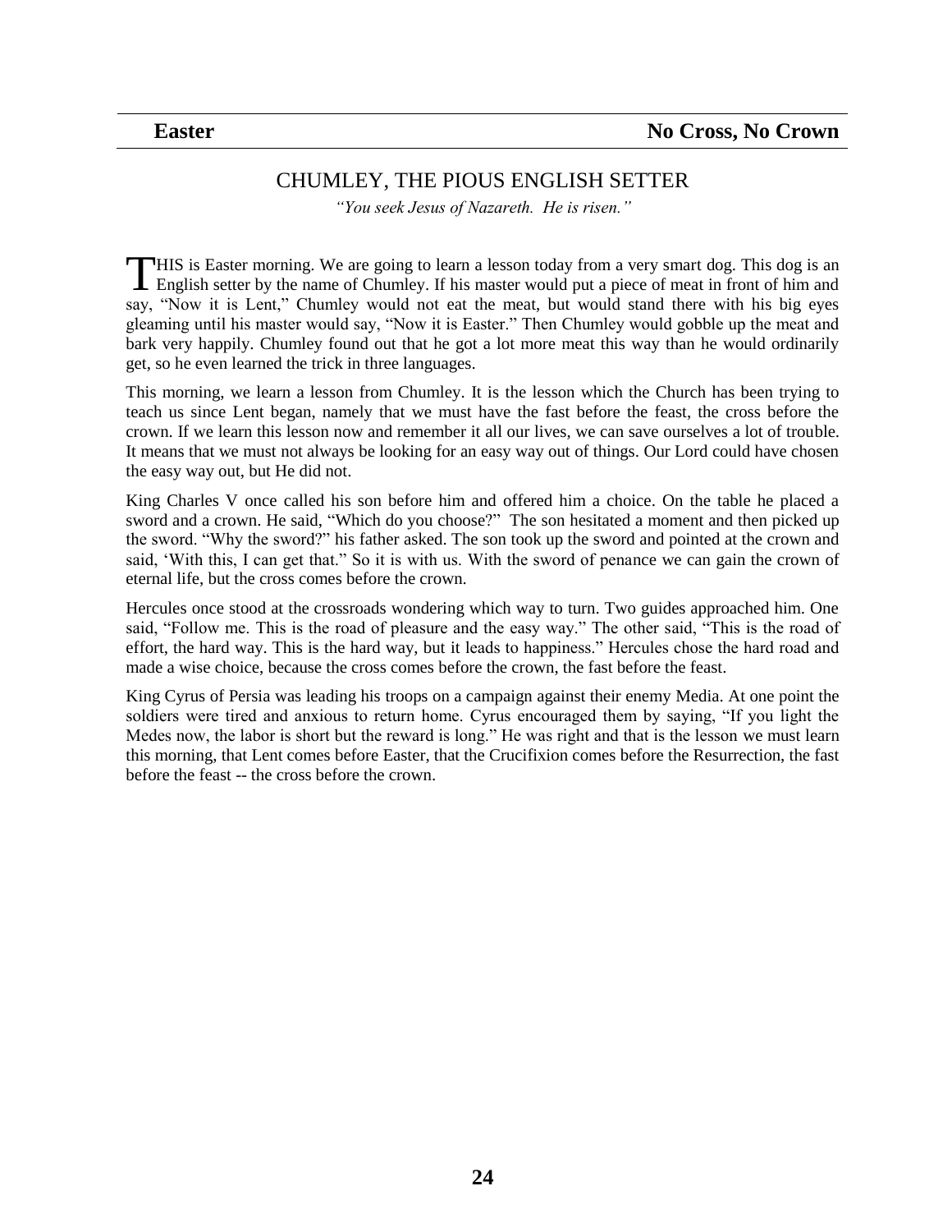**Easter** **No Cross, No Crown**

## CHUMLEY, THE PIOUS ENGLISH SETTER

*"You seek Jesus of Nazareth. He is risen."*

THIS is Easter morning. We are going to learn a lesson today from a very smart dog. This dog is an English setter by the name of Chumley. If his master would put a piece of meat in front of him and say, "Now it is Lent," Chumley would not eat the meat, but would stand there with his big eyes gleaming until his master would say, "Now it is Easter." Then Chumley would gobble up the meat and bark very happily. Chumley found out that he got a lot more meat this way than he would ordinarily get, so he even learned the trick in three languages.

This morning, we learn a lesson from Chumley. It is the lesson which the Church has been trying to teach us since Lent began, namely that we must have the fast before the feast, the cross before the crown. If we learn this lesson now and remember it all our lives, we can save ourselves a lot of trouble. It means that we must not always be looking for an easy way out of things. Our Lord could have chosen the easy way out, but He did not.

King Charles V once called his son before him and offered him a choice. On the table he placed a sword and a crown. He said, "Which do you choose?" The son hesitated a moment and then picked up the sword. "Why the sword?" his father asked. The son took up the sword and pointed at the crown and said, 'With this, I can get that." So it is with us. With the sword of penance we can gain the crown of eternal life, but the cross comes before the crown.

Hercules once stood at the crossroads wondering which way to turn. Two guides approached him. One said, "Follow me. This is the road of pleasure and the easy way." The other said, "This is the road of effort, the hard way. This is the hard way, but it leads to happiness." Hercules chose the hard road and made a wise choice, because the cross comes before the crown, the fast before the feast.

King Cyrus of Persia was leading his troops on a campaign against their enemy Media. At one point the soldiers were tired and anxious to return home. Cyrus encouraged them by saying, "If you light the Medes now, the labor is short but the reward is long." He was right and that is the lesson we must learn this morning, that Lent comes before Easter, that the Crucifixion comes before the Resurrection, the fast before the feast -- the cross before the crown.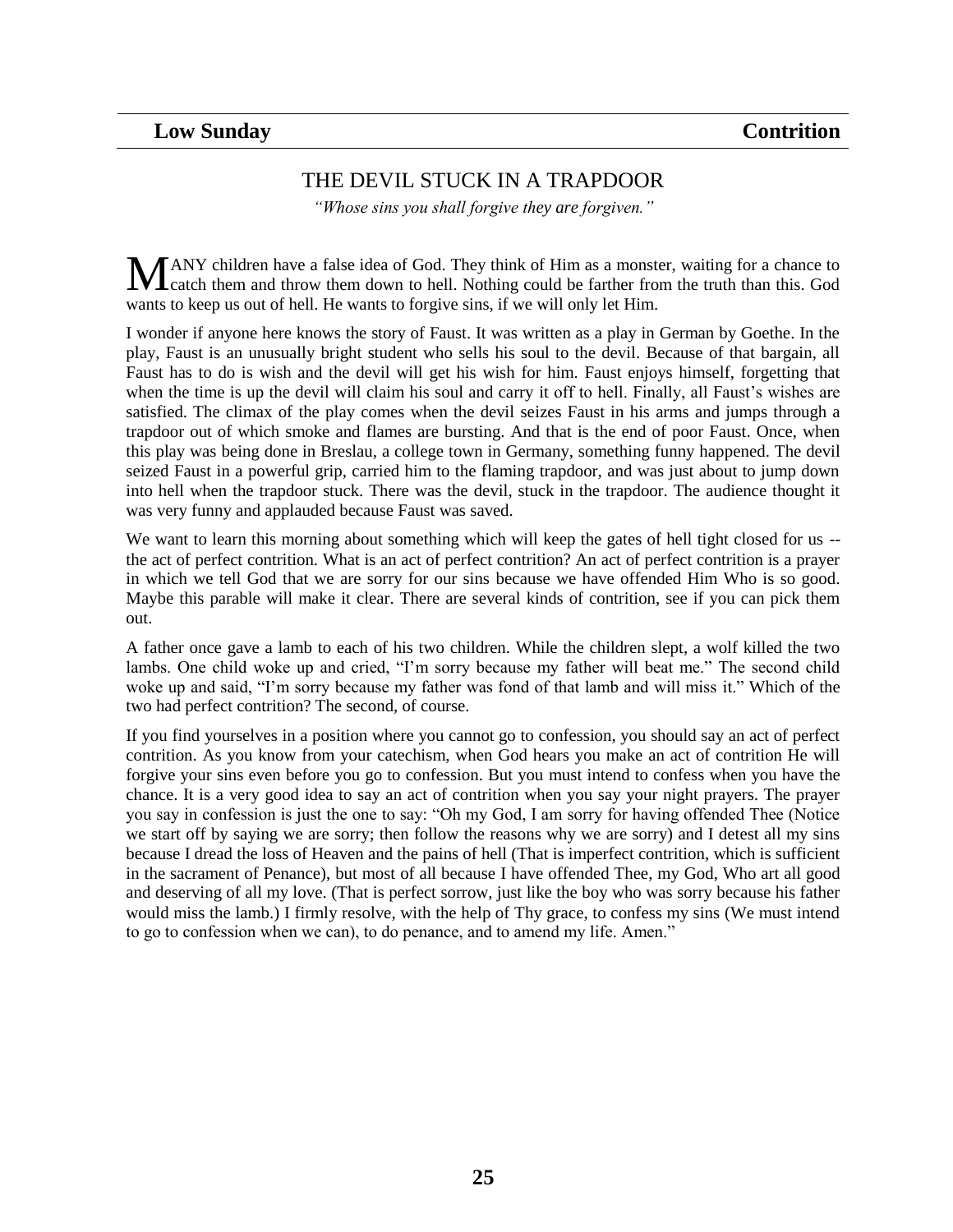**Low Sunday** | **Contrition**

## THE DEVIL STUCK IN A TRAPDOOR

*"Whose sins you shall forgive they are forgiven."*

MANY children have a false idea of God. They think of Him as a monster, waiting for a chance to catch them and throw them down to hell. Nothing could be farther from the truth than this. God wants to keep us out of hell. He wants to forgive sins, if we will only let Him.

I wonder if anyone here knows the story of Faust. It was written as a play in German by Goethe. In the play, Faust is an unusually bright student who sells his soul to the devil. Because of that bargain, all Faust has to do is wish and the devil will get his wish for him. Faust enjoys himself, forgetting that when the time is up the devil will claim his soul and carry it off to hell. Finally, all Faust's wishes are satisfied. The climax of the play comes when the devil seizes Faust in his arms and jumps through a trapdoor out of which smoke and flames are bursting. And that is the end of poor Faust. Once, when this play was being done in Breslau, a college town in Germany, something funny happened. The devil seized Faust in a powerful grip, carried him to the flaming trapdoor, and was just about to jump down into hell when the trapdoor stuck. There was the devil, stuck in the trapdoor. The audience thought it was very funny and applauded because Faust was saved.

We want to learn this morning about something which will keep the gates of hell tight closed for us -- the act of perfect contrition. What is an act of perfect contrition? An act of perfect contrition is a prayer in which we tell God that we are sorry for our sins because we have offended Him Who is so good. Maybe this parable will make it clear. There are several kinds of contrition, see if you can pick them out.

A father once gave a lamb to each of his two children. While the children slept, a wolf killed the two lambs. One child woke up and cried, "I'm sorry because my father will beat me." The second child woke up and said, "I'm sorry because my father was fond of that lamb and will miss it." Which of the two had perfect contrition? The second, of course.

If you find yourselves in a position where you cannot go to confession, you should say an act of perfect contrition. As you know from your catechism, when God hears you make an act of contrition He will forgive your sins even before you go to confession. But you must intend to confess when you have the chance. It is a very good idea to say an act of contrition when you say your night prayers. The prayer you say in confession is just the one to say: "Oh my God, I am sorry for having offended Thee (Notice we start off by saying we are sorry; then follow the reasons why we are sorry) and I detest all my sins because I dread the loss of Heaven and the pains of hell (That is imperfect contrition, which is sufficient in the sacrament of Penance), but most of all because I have offended Thee, my God, Who art all good and deserving of all my love. (That is perfect sorrow, just like the boy who was sorry because his father would miss the lamb.) I firmly resolve, with the help of Thy grace, to confess my sins (We must intend to go to confession when we can), to do penance, and to amend my life. Amen."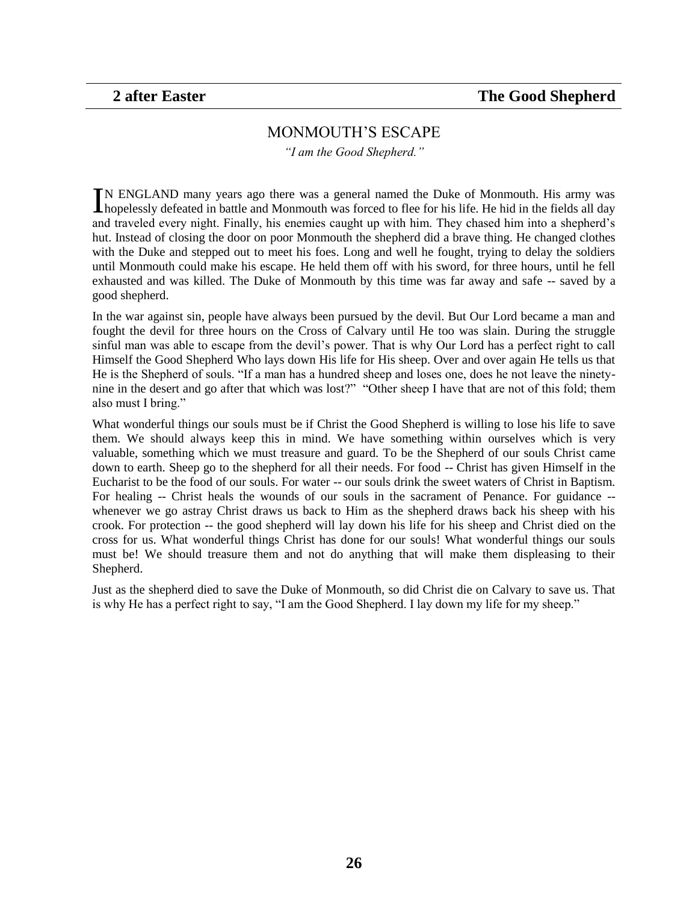**2 after Easter** **The Good Shepherd**

## MONMOUTH'S ESCAPE

*"I am the Good Shepherd."*

IN ENGLAND many years ago there was a general named the Duke of Monmouth. His army was hopelessly defeated in battle and Monmouth was forced to flee for his life. He hid in the fields all day and traveled every night. Finally, his enemies caught up with him. They chased him into a shepherd's hut. Instead of closing the door on poor Monmouth the shepherd did a brave thing. He changed clothes with the Duke and stepped out to meet his foes. Long and well he fought, trying to delay the soldiers until Monmouth could make his escape. He held them off with his sword, for three hours, until he fell exhausted and was killed. The Duke of Monmouth by this time was far away and safe -- saved by a good shepherd.

In the war against sin, people have always been pursued by the devil. But Our Lord became a man and fought the devil for three hours on the Cross of Calvary until He too was slain. During the struggle sinful man was able to escape from the devil's power. That is why Our Lord has a perfect right to call Himself the Good Shepherd Who lays down His life for His sheep. Over and over again He tells us that He is the Shepherd of souls. "If a man has a hundred sheep and loses one, does he not leave the ninety-nine in the desert and go after that which was lost?" "Other sheep I have that are not of this fold; them also must I bring."

What wonderful things our souls must be if Christ the Good Shepherd is willing to lose his life to save them. We should always keep this in mind. We have something within ourselves which is very valuable, something which we must treasure and guard. To be the Shepherd of our souls Christ came down to earth. Sheep go to the shepherd for all their needs. For food -- Christ has given Himself in the Eucharist to be the food of our souls. For water -- our souls drink the sweet waters of Christ in Baptism. For healing -- Christ heals the wounds of our souls in the sacrament of Penance. For guidance -- whenever we go astray Christ draws us back to Him as the shepherd draws back his sheep with his crook. For protection -- the good shepherd will lay down his life for his sheep and Christ died on the cross for us. What wonderful things Christ has done for our souls! What wonderful things our souls must be! We should treasure them and not do anything that will make them displeasing to their Shepherd.

Just as the shepherd died to save the Duke of Monmouth, so did Christ die on Calvary to save us. That is why He has a perfect right to say, "I am the Good Shepherd. I lay down my life for my sheep."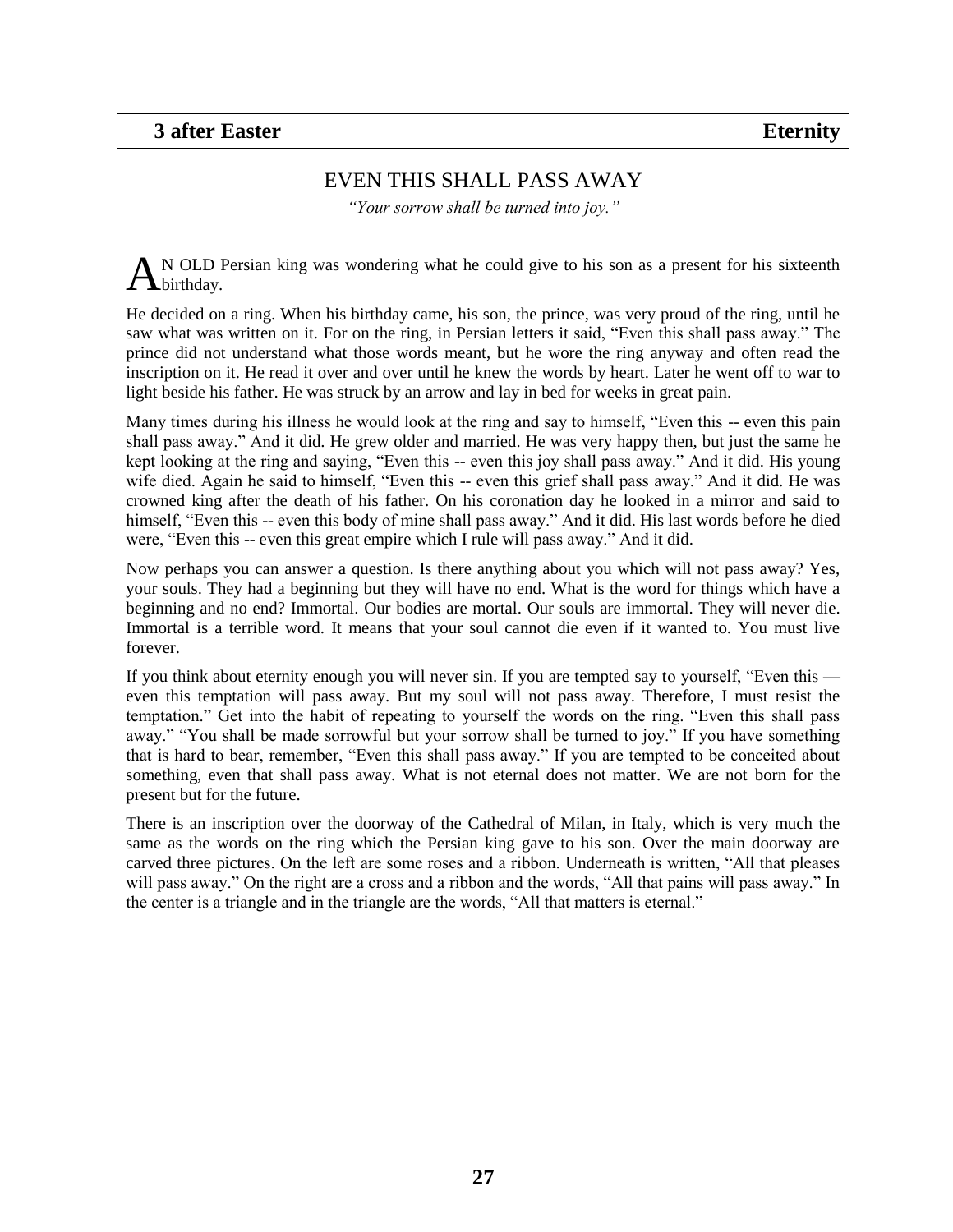**3 after Easter** **Eternity**

## EVEN THIS SHALL PASS AWAY

*"Your sorrow shall be turned into joy."*

AN OLD Persian king was wondering what he could give to his son as a present for his sixteenth birthday.

He decided on a ring. When his birthday came, his son, the prince, was very proud of the ring, until he saw what was written on it. For on the ring, in Persian letters it said, "Even this shall pass away." The prince did not understand what those words meant, but he wore the ring anyway and often read the inscription on it. He read it over and over until he knew the words by heart. Later he went off to war to light beside his father. He was struck by an arrow and lay in bed for weeks in great pain.

Many times during his illness he would look at the ring and say to himself, "Even this -- even this pain shall pass away." And it did. He grew older and married. He was very happy then, but just the same he kept looking at the ring and saying, "Even this -- even this joy shall pass away." And it did. His young wife died. Again he said to himself, "Even this -- even this grief shall pass away." And it did. He was crowned king after the death of his father. On his coronation day he looked in a mirror and said to himself, "Even this -- even this body of mine shall pass away." And it did. His last words before he died were, "Even this -- even this great empire which I rule will pass away." And it did.

Now perhaps you can answer a question. Is there anything about you which will not pass away? Yes, your souls. They had a beginning but they will have no end. What is the word for things which have a beginning and no end? Immortal. Our bodies are mortal. Our souls are immortal. They will never die. Immortal is a terrible word. It means that your soul cannot die even if it wanted to. You must live forever.

If you think about eternity enough you will never sin. If you are tempted say to yourself, "Even this — even this temptation will pass away. But my soul will not pass away. Therefore, I must resist the temptation." Get into the habit of repeating to yourself the words on the ring. "Even this shall pass away." "You shall be made sorrowful but your sorrow shall be turned to joy." If you have something that is hard to bear, remember, "Even this shall pass away." If you are tempted to be conceited about something, even that shall pass away. What is not eternal does not matter. We are not born for the present but for the future.

There is an inscription over the doorway of the Cathedral of Milan, in Italy, which is very much the same as the words on the ring which the Persian king gave to his son. Over the main doorway are carved three pictures. On the left are some roses and a ribbon. Underneath is written, "All that pleases will pass away." On the right are a cross and a ribbon and the words, "All that pains will pass away." In the center is a triangle and in the triangle are the words, "All that matters is eternal."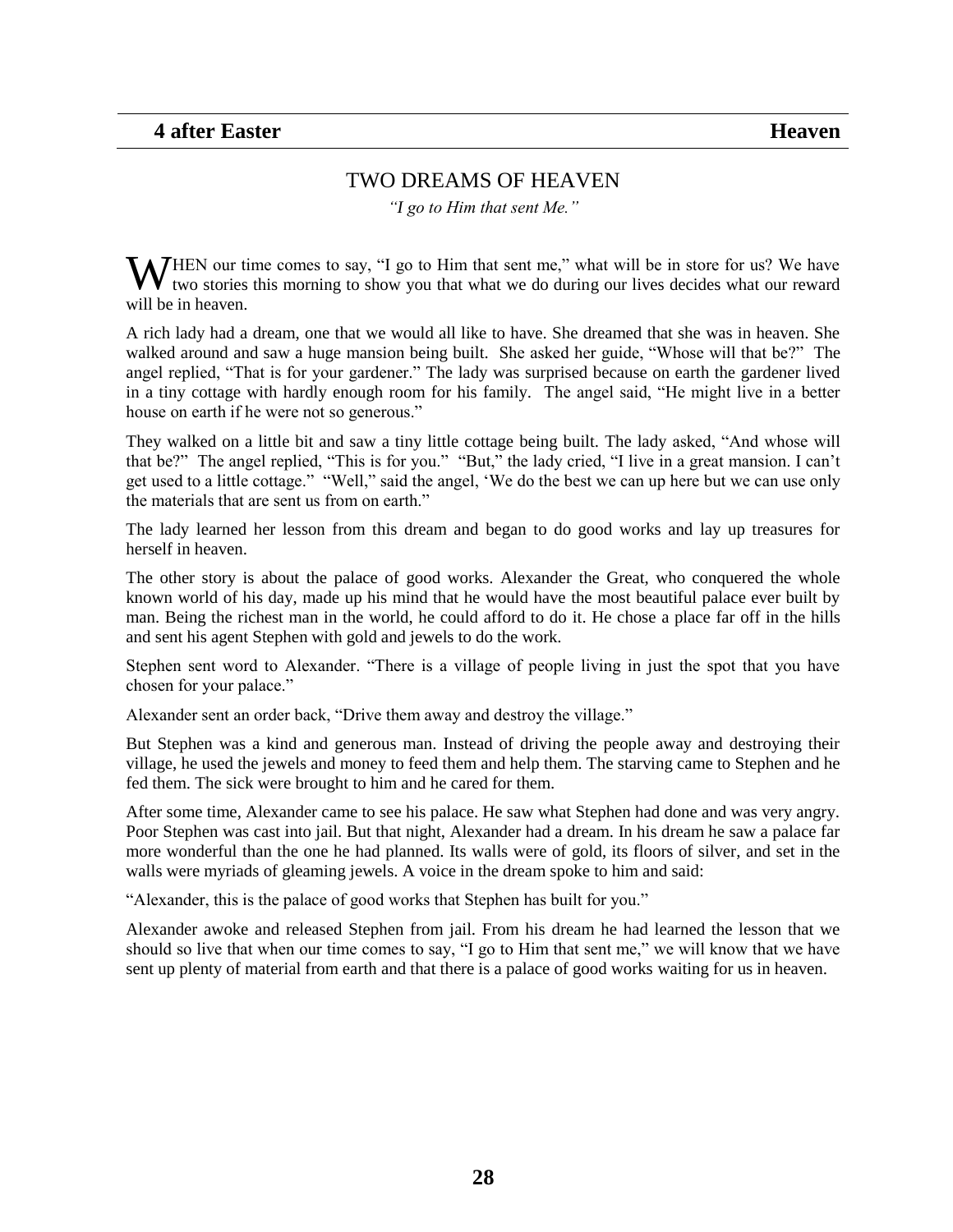**4 after Easter** **Heaven**

## TWO DREAMS OF HEAVEN

*"I go to Him that sent Me."*

WHEN our time comes to say, "I go to Him that sent me," what will be in store for us? We have two stories this morning to show you that what we do during our lives decides what our reward will be in heaven.

A rich lady had a dream, one that we would all like to have. She dreamed that she was in heaven. She walked around and saw a huge mansion being built. She asked her guide, "Whose will that be?" The angel replied, "That is for your gardener." The lady was surprised because on earth the gardener lived in a tiny cottage with hardly enough room for his family. The angel said, "He might live in a better house on earth if he were not so generous."

They walked on a little bit and saw a tiny little cottage being built. The lady asked, "And whose will that be?" The angel replied, "This is for you." "But," the lady cried, "I live in a great mansion. I can't get used to a little cottage." "Well," said the angel, 'We do the best we can up here but we can use only the materials that are sent us from on earth."

The lady learned her lesson from this dream and began to do good works and lay up treasures for herself in heaven.

The other story is about the palace of good works. Alexander the Great, who conquered the whole known world of his day, made up his mind that he would have the most beautiful palace ever built by man. Being the richest man in the world, he could afford to do it. He chose a place far off in the hills and sent his agent Stephen with gold and jewels to do the work.

Stephen sent word to Alexander. "There is a village of people living in just the spot that you have chosen for your palace."

Alexander sent an order back, "Drive them away and destroy the village."

But Stephen was a kind and generous man. Instead of driving the people away and destroying their village, he used the jewels and money to feed them and help them. The starving came to Stephen and he fed them. The sick were brought to him and he cared for them.

After some time, Alexander came to see his palace. He saw what Stephen had done and was very angry. Poor Stephen was cast into jail. But that night, Alexander had a dream. In his dream he saw a palace far more wonderful than the one he had planned. Its walls were of gold, its floors of silver, and set in the walls were myriads of gleaming jewels. A voice in the dream spoke to him and said:

"Alexander, this is the palace of good works that Stephen has built for you."

Alexander awoke and released Stephen from jail. From his dream he had learned the lesson that we should so live that when our time comes to say, "I go to Him that sent me," we will know that we have sent up plenty of material from earth and that there is a palace of good works waiting for us in heaven.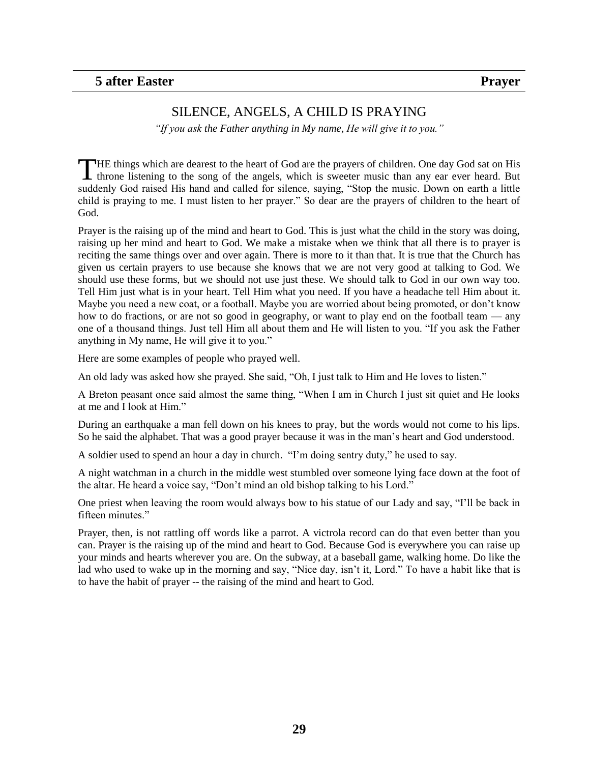**5 after Easter** **Prayer**

## SILENCE, ANGELS, A CHILD IS PRAYING

*"If you ask the Father anything in My name, He will give it to you."*

THE things which are dearest to the heart of God are the prayers of children. One day God sat on His throne listening to the song of the angels, which is sweeter music than any ear ever heard. But suddenly God raised His hand and called for silence, saying, "Stop the music. Down on earth a little child is praying to me. I must listen to her prayer." So dear are the prayers of children to the heart of God.

Prayer is the raising up of the mind and heart to God. This is just what the child in the story was doing, raising up her mind and heart to God. We make a mistake when we think that all there is to prayer is reciting the same things over and over again. There is more to it than that. It is true that the Church has given us certain prayers to use because she knows that we are not very good at talking to God. We should use these forms, but we should not use just these. We should talk to God in our own way too. Tell Him just what is in your heart. Tell Him what you need. If you have a headache tell Him about it. Maybe you need a new coat, or a football. Maybe you are worried about being promoted, or don't know how to do fractions, or are not so good in geography, or want to play end on the football team — any one of a thousand things. Just tell Him all about them and He will listen to you. "If you ask the Father anything in My name, He will give it to you."

Here are some examples of people who prayed well.

An old lady was asked how she prayed. She said, "Oh, I just talk to Him and He loves to listen."

A Breton peasant once said almost the same thing, "When I am in Church I just sit quiet and He looks at me and I look at Him."

During an earthquake a man fell down on his knees to pray, but the words would not come to his lips. So he said the alphabet. That was a good prayer because it was in the man's heart and God understood.

A soldier used to spend an hour a day in church. "I'm doing sentry duty," he used to say.

A night watchman in a church in the middle west stumbled over someone lying face down at the foot of the altar. He heard a voice say, "Don't mind an old bishop talking to his Lord."

One priest when leaving the room would always bow to his statue of our Lady and say, "I'll be back in fifteen minutes."

Prayer, then, is not rattling off words like a parrot. A victrola record can do that even better than you can. Prayer is the raising up of the mind and heart to God. Because God is everywhere you can raise up your minds and hearts wherever you are. On the subway, at a baseball game, walking home. Do like the lad who used to wake up in the morning and say, "Nice day, isn't it, Lord." To have a habit like that is to have the habit of prayer -- the raising of the mind and heart to God.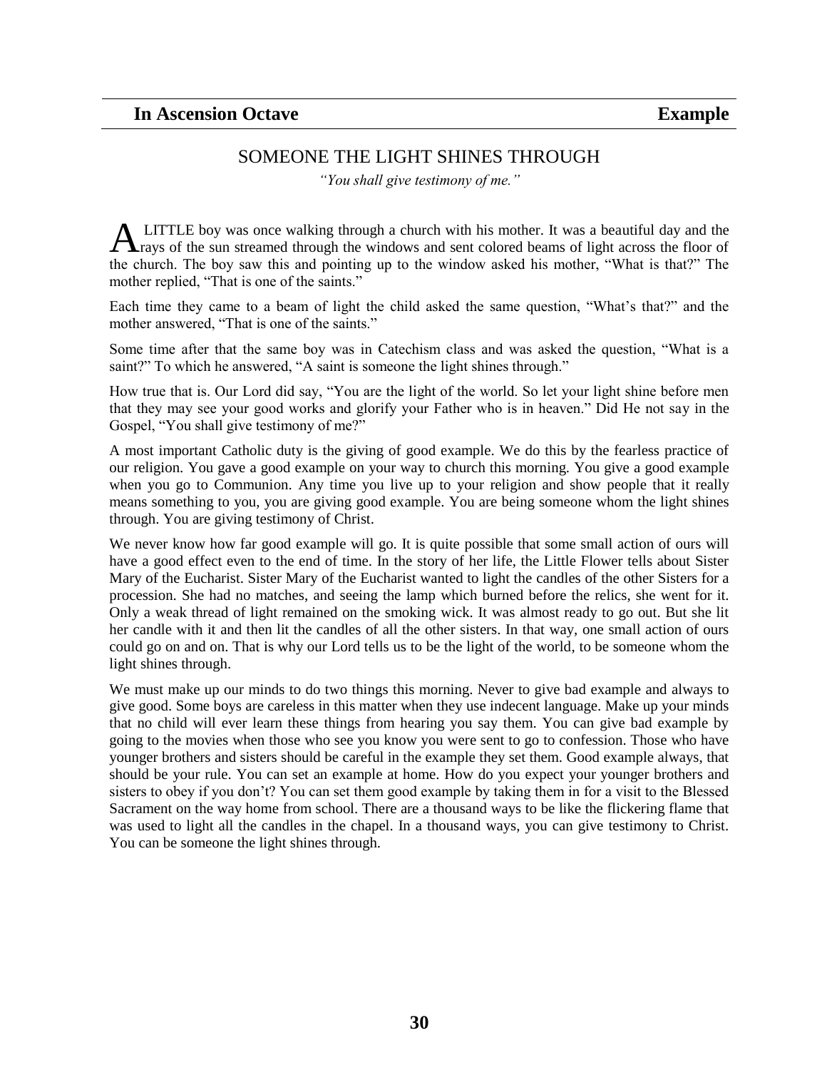**In Ascension Octave** **Example**

## SOMEONE THE LIGHT SHINES THROUGH

*"You shall give testimony of me."*

A LITTLE boy was once walking through a church with his mother. It was a beautiful day and the rays of the sun streamed through the windows and sent colored beams of light across the floor of the church. The boy saw this and pointing up to the window asked his mother, "What is that?" The mother replied, "That is one of the saints."

Each time they came to a beam of light the child asked the same question, "What's that?" and the mother answered, "That is one of the saints."

Some time after that the same boy was in Catechism class and was asked the question, "What is a saint?" To which he answered, "A saint is someone the light shines through."

How true that is. Our Lord did say, "You are the light of the world. So let your light shine before men that they may see your good works and glorify your Father who is in heaven." Did He not say in the Gospel, "You shall give testimony of me?"

A most important Catholic duty is the giving of good example. We do this by the fearless practice of our religion. You gave a good example on your way to church this morning. You give a good example when you go to Communion. Any time you live up to your religion and show people that it really means something to you, you are giving good example. You are being someone whom the light shines through. You are giving testimony of Christ.

We never know how far good example will go. It is quite possible that some small action of ours will have a good effect even to the end of time. In the story of her life, the Little Flower tells about Sister Mary of the Eucharist. Sister Mary of the Eucharist wanted to light the candles of the other Sisters for a procession. She had no matches, and seeing the lamp which burned before the relics, she went for it. Only a weak thread of light remained on the smoking wick. It was almost ready to go out. But she lit her candle with it and then lit the candles of all the other sisters. In that way, one small action of ours could go on and on. That is why our Lord tells us to be the light of the world, to be someone whom the light shines through.

We must make up our minds to do two things this morning. Never to give bad example and always to give good. Some boys are careless in this matter when they use indecent language. Make up your minds that no child will ever learn these things from hearing you say them. You can give bad example by going to the movies when those who see you know you were sent to go to confession. Those who have younger brothers and sisters should be careful in the example they set them. Good example always, that should be your rule. You can set an example at home. How do you expect your younger brothers and sisters to obey if you don't? You can set them good example by taking them in for a visit to the Blessed Sacrament on the way home from school. There are a thousand ways to be like the flickering flame that was used to light all the candles in the chapel. In a thousand ways, you can give testimony to Christ. You can be someone the light shines through.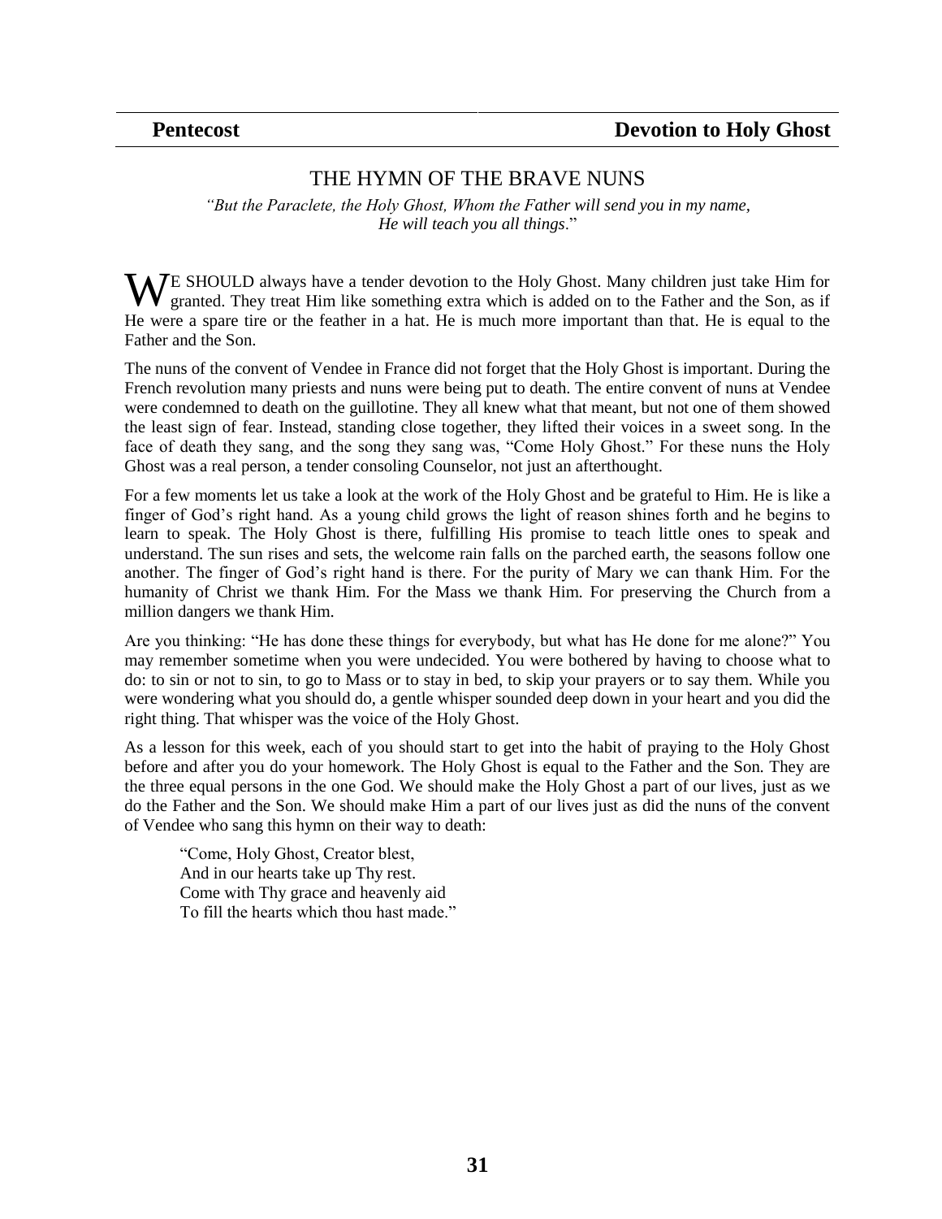# THE HYMN OF THE BRAVE NUNS

*"But the Paraclete, the Holy Ghost, Whom the Father will send you in my name, He will teach you all things*."

WE SHOULD always have a tender devotion to the Holy Ghost. Many children just take Him for granted. They treat Him like something extra which is added on to the Father and the Son, as if He were a spare tire or the feather in a hat. He is much more important than that. He is equal to the Father and the Son.

The nuns of the convent of Vendee in France did not forget that the Holy Ghost is important. During the French revolution many priests and nuns were being put to death. The entire convent of nuns at Vendee were condemned to death on the guillotine. They all knew what that meant, but not one of them showed the least sign of fear. Instead, standing close together, they lifted their voices in a sweet song. In the face of death they sang, and the song they sang was, "Come Holy Ghost." For these nuns the Holy Ghost was a real person, a tender consoling Counselor, not just an afterthought.

For a few moments let us take a look at the work of the Holy Ghost and be grateful to Him. He is like a finger of God's right hand. As a young child grows the light of reason shines forth and he begins to learn to speak. The Holy Ghost is there, fulfilling His promise to teach little ones to speak and understand. The sun rises and sets, the welcome rain falls on the parched earth, the seasons follow one another. The finger of God's right hand is there. For the purity of Mary we can thank Him. For the humanity of Christ we thank Him. For the Mass we thank Him. For preserving the Church from a million dangers we thank Him.

Are you thinking: "He has done these things for everybody, but what has He done for me alone?" You may remember sometime when you were undecided. You were bothered by having to choose what to do: to sin or not to sin, to go to Mass or to stay in bed, to skip your prayers or to say them. While you were wondering what you should do, a gentle whisper sounded deep down in your heart and you did the right thing. That whisper was the voice of the Holy Ghost.

As a lesson for this week, each of you should start to get into the habit of praying to the Holy Ghost before and after you do your homework. The Holy Ghost is equal to the Father and the Son. They are the three equal persons in the one God. We should make the Holy Ghost a part of our lives, just as we do the Father and the Son. We should make Him a part of our lives just as did the nuns of the convent of Vendee who sang this hymn on their way to death:

> "Come, Holy Ghost, Creator blest,
> And in our hearts take up Thy rest.
> Come with Thy grace and heavenly aid
> To fill the hearts which thou hast made."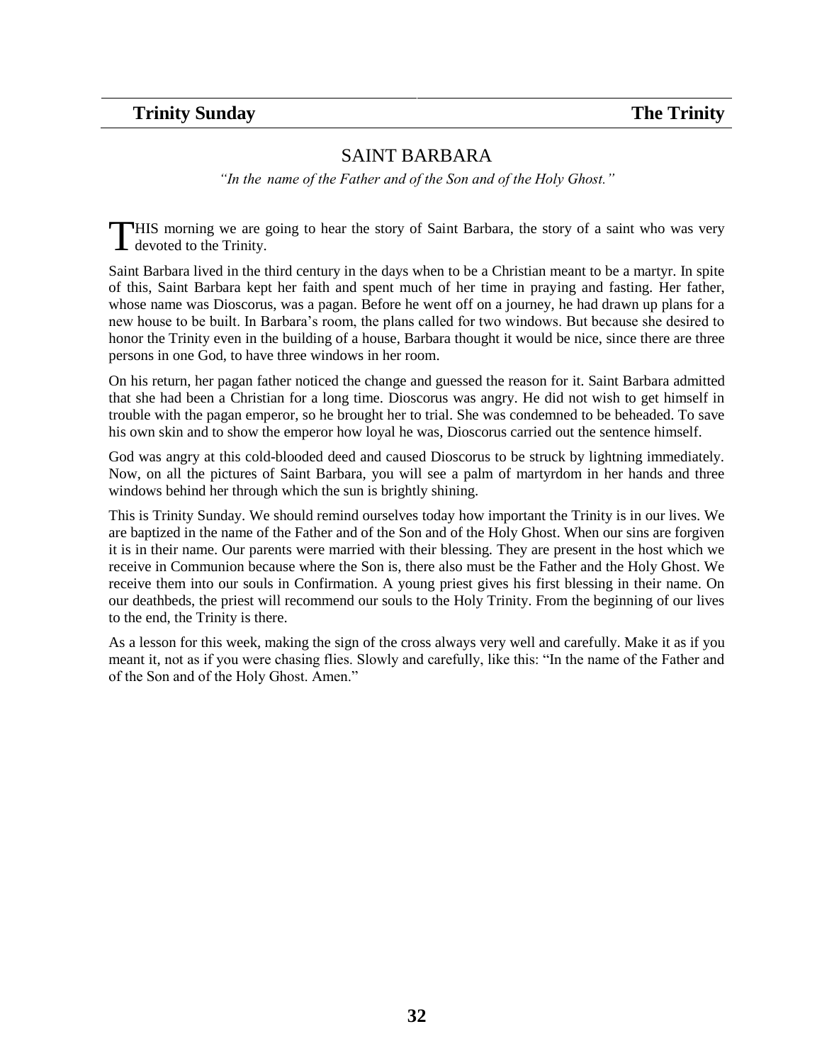## SAINT BARBARA

*"In the name of the Father and of the Son and of the Holy Ghost."*

THIS morning we are going to hear the story of Saint Barbara, the story of a saint who was very devoted to the Trinity.

Saint Barbara lived in the third century in the days when to be a Christian meant to be a martyr. In spite of this, Saint Barbara kept her faith and spent much of her time in praying and fasting. Her father, whose name was Dioscorus, was a pagan. Before he went off on a journey, he had drawn up plans for a new house to be built. In Barbara's room, the plans called for two windows. But because she desired to honor the Trinity even in the building of a house, Barbara thought it would be nice, since there are three persons in one God, to have three windows in her room.

On his return, her pagan father noticed the change and guessed the reason for it. Saint Barbara admitted that she had been a Christian for a long time. Dioscorus was angry. He did not wish to get himself in trouble with the pagan emperor, so he brought her to trial. She was condemned to be beheaded. To save his own skin and to show the emperor how loyal he was, Dioscorus carried out the sentence himself.

God was angry at this cold-blooded deed and caused Dioscorus to be struck by lightning immediately. Now, on all the pictures of Saint Barbara, you will see a palm of martyrdom in her hands and three windows behind her through which the sun is brightly shining.

This is Trinity Sunday. We should remind ourselves today how important the Trinity is in our lives. We are baptized in the name of the Father and of the Son and of the Holy Ghost. When our sins are forgiven it is in their name. Our parents were married with their blessing. They are present in the host which we receive in Communion because where the Son is, there also must be the Father and the Holy Ghost. We receive them into our souls in Confirmation. A young priest gives his first blessing in their name. On our deathbeds, the priest will recommend our souls to the Holy Trinity. From the beginning of our lives to the end, the Trinity is there.

As a lesson for this week, making the sign of the cross always very well and carefully. Make it as if you meant it, not as if you were chasing flies. Slowly and carefully, like this: "In the name of the Father and of the Son and of the Holy Ghost. Amen."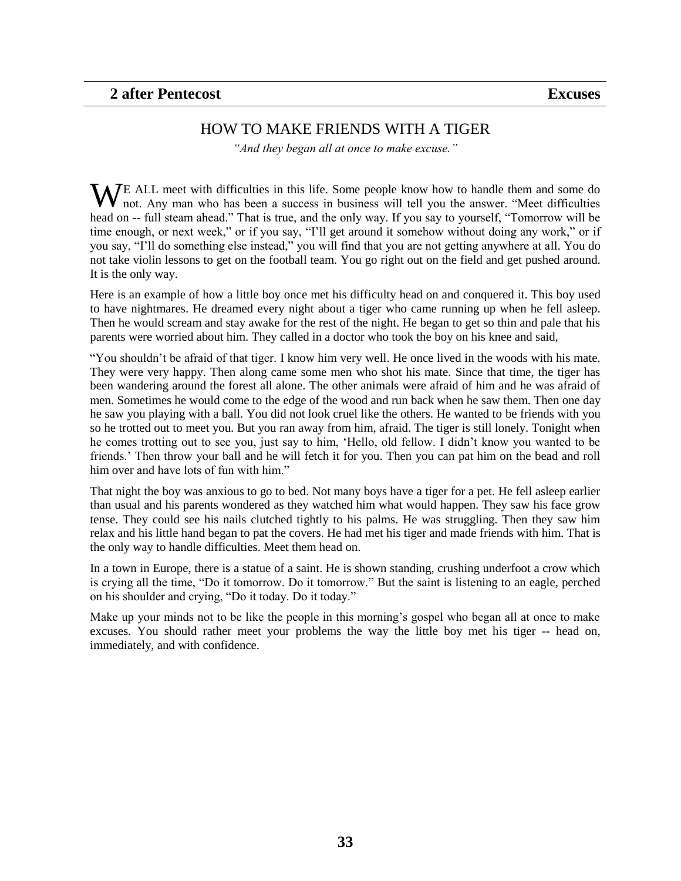**2 after Pentecost** **Excuses**

## HOW TO MAKE FRIENDS WITH A TIGER

*"And they began all at once to make excuse."*

WE ALL meet with difficulties in this life. Some people know how to handle them and some do not. Any man who has been a success in business will tell you the answer. "Meet difficulties head on -- full steam ahead." That is true, and the only way. If you say to yourself, "Tomorrow will be time enough, or next week," or if you say, "I'll get around it somehow without doing any work," or if you say, "I'll do something else instead," you will find that you are not getting anywhere at all. You do not take violin lessons to get on the football team. You go right out on the field and get pushed around. It is the only way.

Here is an example of how a little boy once met his difficulty head on and conquered it. This boy used to have nightmares. He dreamed every night about a tiger who came running up when he fell asleep. Then he would scream and stay awake for the rest of the night. He began to get so thin and pale that his parents were worried about him. They called in a doctor who took the boy on his knee and said,

"You shouldn't be afraid of that tiger. I know him very well. He once lived in the woods with his mate. They were very happy. Then along came some men who shot his mate. Since that time, the tiger has been wandering around the forest all alone. The other animals were afraid of him and he was afraid of men. Sometimes he would come to the edge of the wood and run back when he saw them. Then one day he saw you playing with a ball. You did not look cruel like the others. He wanted to be friends with you so he trotted out to meet you. But you ran away from him, afraid. The tiger is still lonely. Tonight when he comes trotting out to see you, just say to him, 'Hello, old fellow. I didn't know you wanted to be friends.' Then throw your ball and he will fetch it for you. Then you can pat him on the bead and roll him over and have lots of fun with him."

That night the boy was anxious to go to bed. Not many boys have a tiger for a pet. He fell asleep earlier than usual and his parents wondered as they watched him what would happen. They saw his face grow tense. They could see his nails clutched tightly to his palms. He was struggling. Then they saw him relax and his little hand began to pat the covers. He had met his tiger and made friends with him. That is the only way to handle difficulties. Meet them head on.

In a town in Europe, there is a statue of a saint. He is shown standing, crushing underfoot a crow which is crying all the time, "Do it tomorrow. Do it tomorrow." But the saint is listening to an eagle, perched on his shoulder and crying, "Do it today. Do it today."

Make up your minds not to be like the people in this morning's gospel who began all at once to make excuses. You should rather meet your problems the way the little boy met his tiger -- head on, immediately, and with confidence.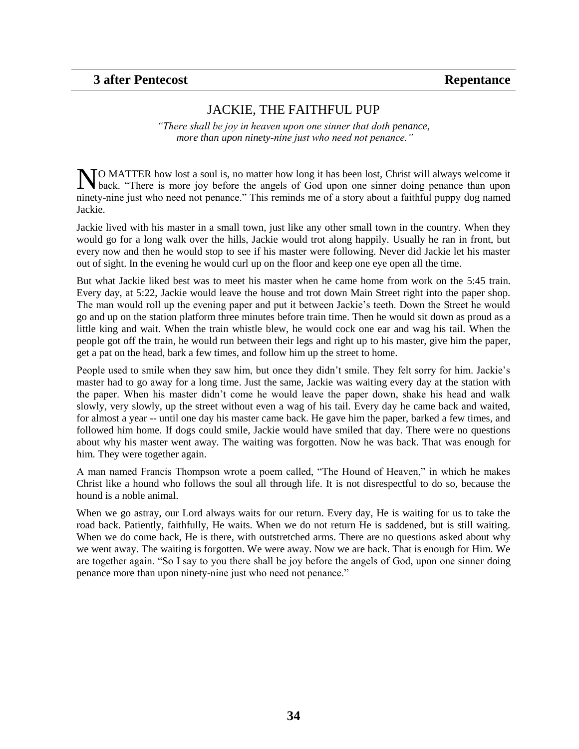**3 after Pentecost** **Repentance**

## JACKIE, THE FAITHFUL PUP

*"There shall be joy in heaven upon one sinner that doth penance, more than upon ninety-nine just who need not penance."*

NO MATTER how lost a soul is, no matter how long it has been lost, Christ will always welcome it back. "There is more joy before the angels of God upon one sinner doing penance than upon ninety-nine just who need not penance." This reminds me of a story about a faithful puppy dog named Jackie.

Jackie lived with his master in a small town, just like any other small town in the country. When they would go for a long walk over the hills, Jackie would trot along happily. Usually he ran in front, but every now and then he would stop to see if his master were following. Never did Jackie let his master out of sight. In the evening he would curl up on the floor and keep one eye open all the time.

But what Jackie liked best was to meet his master when he came home from work on the 5:45 train. Every day, at 5:22, Jackie would leave the house and trot down Main Street right into the paper shop. The man would roll up the evening paper and put it between Jackie's teeth. Down the Street he would go and up on the station platform three minutes before train time. Then he would sit down as proud as a little king and wait. When the train whistle blew, he would cock one ear and wag his tail. When the people got off the train, he would run between their legs and right up to his master, give him the paper, get a pat on the head, bark a few times, and follow him up the street to home.

People used to smile when they saw him, but once they didn't smile. They felt sorry for him. Jackie's master had to go away for a long time. Just the same, Jackie was waiting every day at the station with the paper. When his master didn't come he would leave the paper down, shake his head and walk slowly, very slowly, up the street without even a wag of his tail. Every day he came back and waited, for almost a year -- until one day his master came back. He gave him the paper, barked a few times, and followed him home. If dogs could smile, Jackie would have smiled that day. There were no questions about why his master went away. The waiting was forgotten. Now he was back. That was enough for him. They were together again.

A man named Francis Thompson wrote a poem called, "The Hound of Heaven," in which he makes Christ like a hound who follows the soul all through life. It is not disrespectful to do so, because the hound is a noble animal.

When we go astray, our Lord always waits for our return. Every day, He is waiting for us to take the road back. Patiently, faithfully, He waits. When we do not return He is saddened, but is still waiting. When we do come back, He is there, with outstretched arms. There are no questions asked about why we went away. The waiting is forgotten. We were away. Now we are back. That is enough for Him. We are together again. "So I say to you there shall be joy before the angels of God, upon one sinner doing penance more than upon ninety-nine just who need not penance."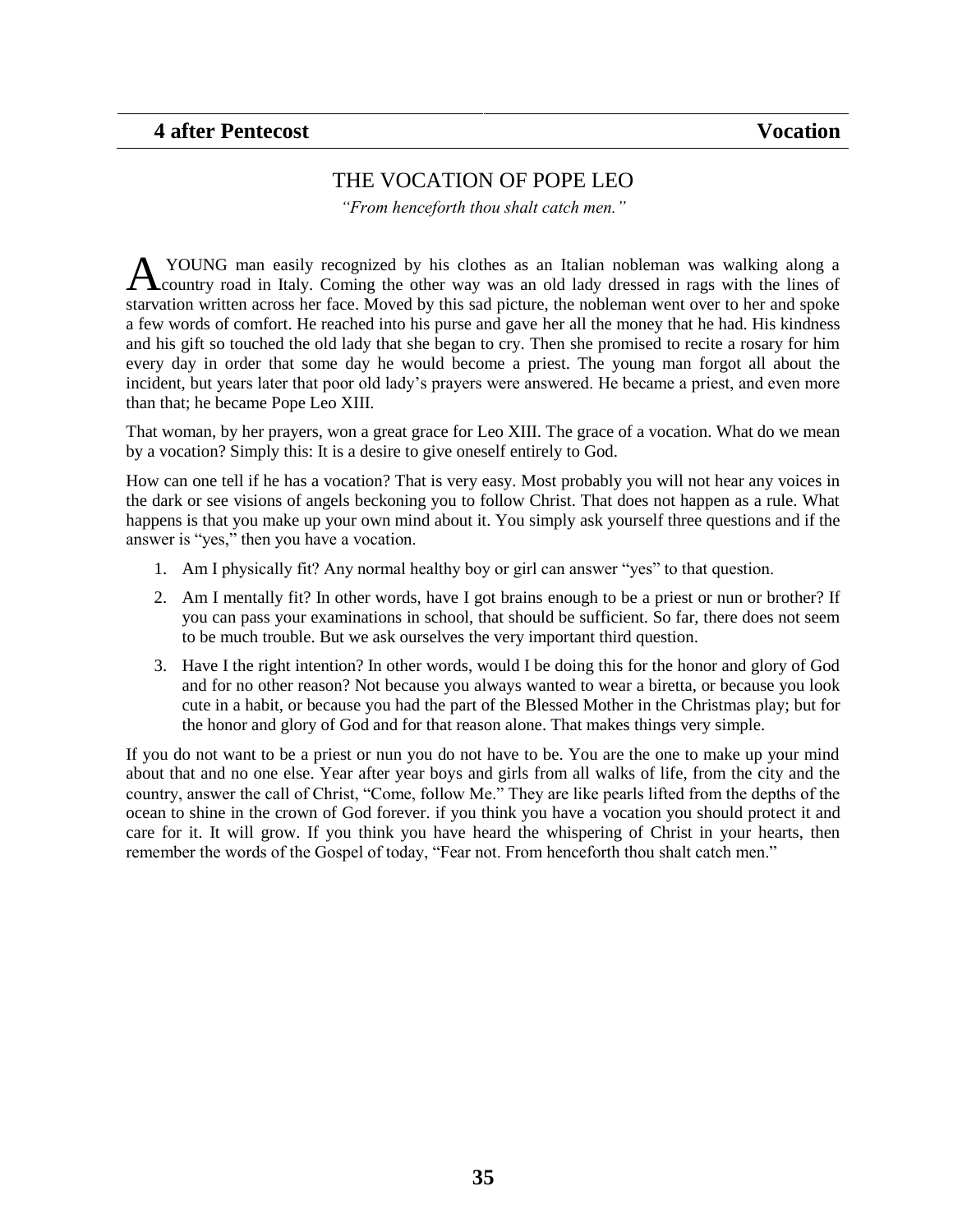**4 after Pentecost** **Vocation**

## THE VOCATION OF POPE LEO

*"From henceforth thou shalt catch men."*

A YOUNG man easily recognized by his clothes as an Italian nobleman was walking along a country road in Italy. Coming the other way was an old lady dressed in rags with the lines of starvation written across her face. Moved by this sad picture, the nobleman went over to her and spoke a few words of comfort. He reached into his purse and gave her all the money that he had. His kindness and his gift so touched the old lady that she began to cry. Then she promised to recite a rosary for him every day in order that some day he would become a priest. The young man forgot all about the incident, but years later that poor old lady's prayers were answered. He became a priest, and even more than that; he became Pope Leo XIII.

That woman, by her prayers, won a great grace for Leo XIII. The grace of a vocation. What do we mean by a vocation? Simply this: It is a desire to give oneself entirely to God.

How can one tell if he has a vocation? That is very easy. Most probably you will not hear any voices in the dark or see visions of angels beckoning you to follow Christ. That does not happen as a rule. What happens is that you make up your own mind about it. You simply ask yourself three questions and if the answer is "yes," then you have a vocation.

1. Am I physically fit? Any normal healthy boy or girl can answer "yes" to that question.
2. Am I mentally fit? In other words, have I got brains enough to be a priest or nun or brother? If you can pass your examinations in school, that should be sufficient. So far, there does not seem to be much trouble. But we ask ourselves the very important third question.
3. Have I the right intention? In other words, would I be doing this for the honor and glory of God and for no other reason? Not because you always wanted to wear a biretta, or because you look cute in a habit, or because you had the part of the Blessed Mother in the Christmas play; but for the honor and glory of God and for that reason alone. That makes things very simple.

If you do not want to be a priest or nun you do not have to be. You are the one to make up your mind about that and no one else. Year after year boys and girls from all walks of life, from the city and the country, answer the call of Christ, "Come, follow Me." They are like pearls lifted from the depths of the ocean to shine in the crown of God forever. if you think you have a vocation you should protect it and care for it. It will grow. If you think you have heard the whispering of Christ in your hearts, then remember the words of the Gospel of today, "Fear not. From henceforth thou shalt catch men."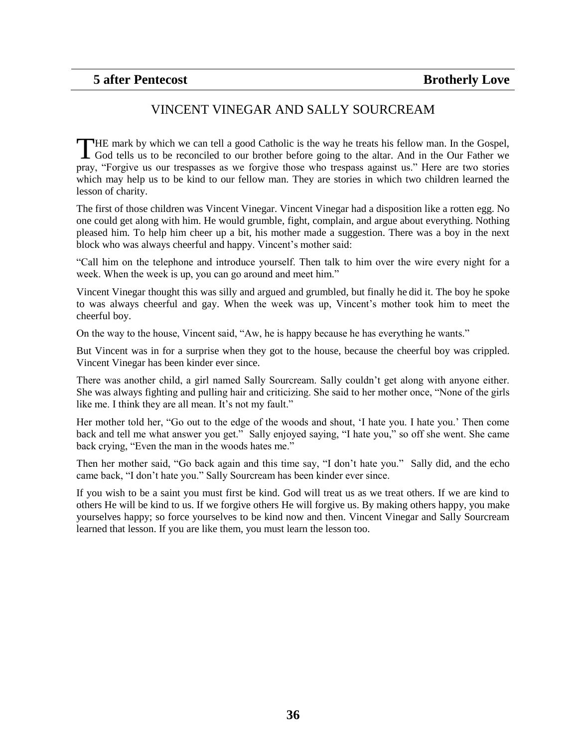**5 after Pentecost** **Brotherly Love**

## VINCENT VINEGAR AND SALLY SOURCREAM

THE mark by which we can tell a good Catholic is the way he treats his fellow man. In the Gospel, God tells us to be reconciled to our brother before going to the altar. And in the Our Father we pray, "Forgive us our trespasses as we forgive those who trespass against us." Here are two stories which may help us to be kind to our fellow man. They are stories in which two children learned the lesson of charity.

The first of those children was Vincent Vinegar. Vincent Vinegar had a disposition like a rotten egg. No one could get along with him. He would grumble, fight, complain, and argue about everything. Nothing pleased him. To help him cheer up a bit, his mother made a suggestion. There was a boy in the next block who was always cheerful and happy. Vincent's mother said:

"Call him on the telephone and introduce yourself. Then talk to him over the wire every night for a week. When the week is up, you can go around and meet him."

Vincent Vinegar thought this was silly and argued and grumbled, but finally he did it. The boy he spoke to was always cheerful and gay. When the week was up, Vincent's mother took him to meet the cheerful boy.

On the way to the house, Vincent said, "Aw, he is happy because he has everything he wants."

But Vincent was in for a surprise when they got to the house, because the cheerful boy was crippled. Vincent Vinegar has been kinder ever since.

There was another child, a girl named Sally Sourcream. Sally couldn't get along with anyone either. She was always fighting and pulling hair and criticizing. She said to her mother once, "None of the girls like me. I think they are all mean. It's not my fault."

Her mother told her, "Go out to the edge of the woods and shout, 'I hate you. I hate you.' Then come back and tell me what answer you get." Sally enjoyed saying, "I hate you," so off she went. She came back crying, "Even the man in the woods hates me."

Then her mother said, "Go back again and this time say, "I don't hate you." Sally did, and the echo came back, "I don't hate you." Sally Sourcream has been kinder ever since.

If you wish to be a saint you must first be kind. God will treat us as we treat others. If we are kind to others He will be kind to us. If we forgive others He will forgive us. By making others happy, you make yourselves happy; so force yourselves to be kind now and then. Vincent Vinegar and Sally Sourcream learned that lesson. If you are like them, you must learn the lesson too.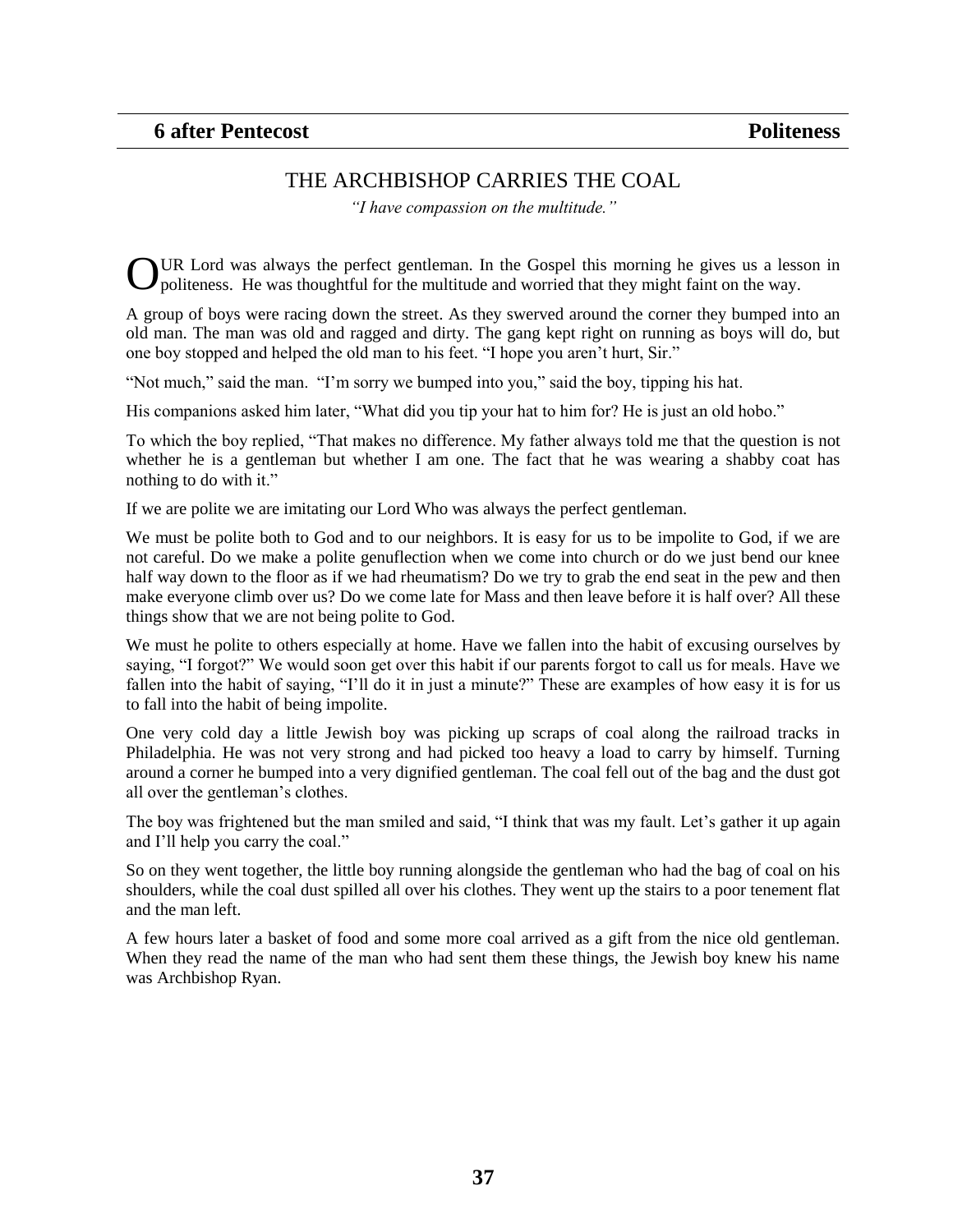**6 after Pentecost** **Politeness**

## THE ARCHBISHOP CARRIES THE COAL

*"I have compassion on the multitude."*

OUR Lord was always the perfect gentleman. In the Gospel this morning he gives us a lesson in politeness. He was thoughtful for the multitude and worried that they might faint on the way.

A group of boys were racing down the street. As they swerved around the corner they bumped into an old man. The man was old and ragged and dirty. The gang kept right on running as boys will do, but one boy stopped and helped the old man to his feet. "I hope you aren't hurt, Sir."

"Not much," said the man. "I'm sorry we bumped into you," said the boy, tipping his hat.

His companions asked him later, "What did you tip your hat to him for? He is just an old hobo."

To which the boy replied, "That makes no difference. My father always told me that the question is not whether he is a gentleman but whether I am one. The fact that he was wearing a shabby coat has nothing to do with it."

If we are polite we are imitating our Lord Who was always the perfect gentleman.

We must be polite both to God and to our neighbors. It is easy for us to be impolite to God, if we are not careful. Do we make a polite genuflection when we come into church or do we just bend our knee half way down to the floor as if we had rheumatism? Do we try to grab the end seat in the pew and then make everyone climb over us? Do we come late for Mass and then leave before it is half over? All these things show that we are not being polite to God.

We must he polite to others especially at home. Have we fallen into the habit of excusing ourselves by saying, "I forgot?" We would soon get over this habit if our parents forgot to call us for meals. Have we fallen into the habit of saying, "I'll do it in just a minute?" These are examples of how easy it is for us to fall into the habit of being impolite.

One very cold day a little Jewish boy was picking up scraps of coal along the railroad tracks in Philadelphia. He was not very strong and had picked too heavy a load to carry by himself. Turning around a corner he bumped into a very dignified gentleman. The coal fell out of the bag and the dust got all over the gentleman's clothes.

The boy was frightened but the man smiled and said, "I think that was my fault. Let's gather it up again and I'll help you carry the coal."

So on they went together, the little boy running alongside the gentleman who had the bag of coal on his shoulders, while the coal dust spilled all over his clothes. They went up the stairs to a poor tenement flat and the man left.

A few hours later a basket of food and some more coal arrived as a gift from the nice old gentleman. When they read the name of the man who had sent them these things, the Jewish boy knew his name was Archbishop Ryan.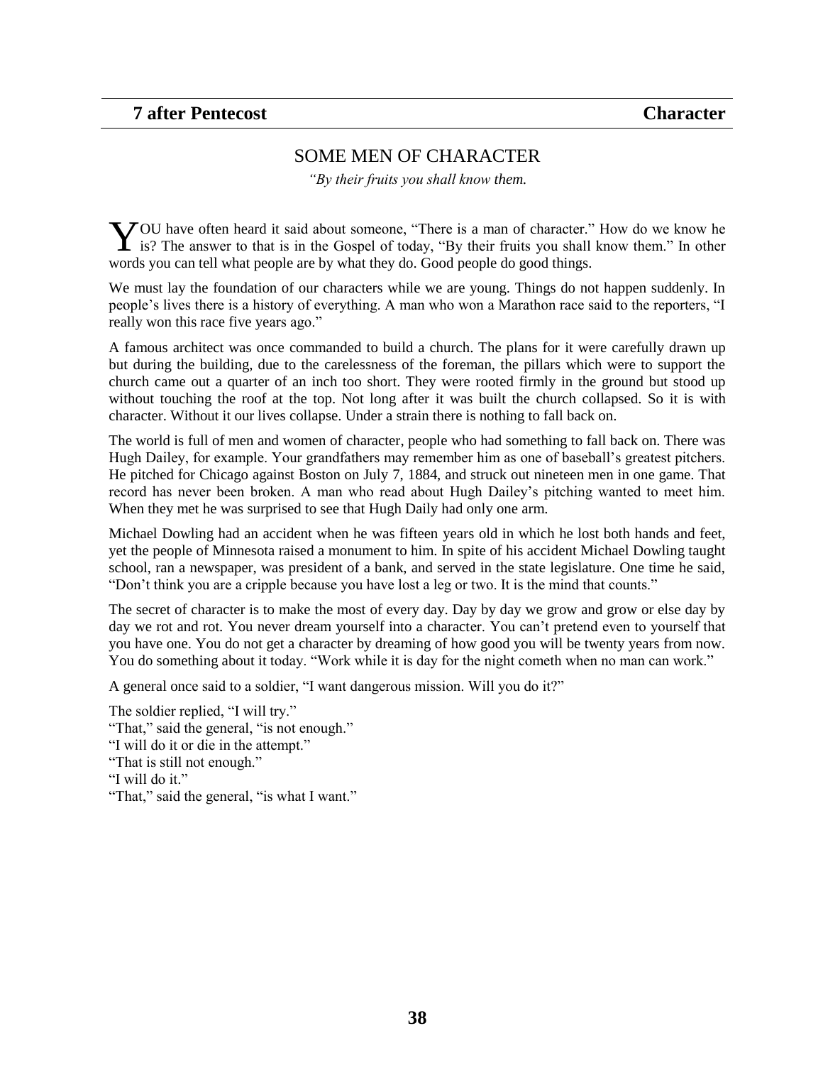**7 after Pentecost** **Character**

## SOME MEN OF CHARACTER

*"By their fruits you shall know them.*

YOU have often heard it said about someone, "There is a man of character." How do we know he is? The answer to that is in the Gospel of today, "By their fruits you shall know them." In other words you can tell what people are by what they do. Good people do good things.

We must lay the foundation of our characters while we are young. Things do not happen suddenly. In people's lives there is a history of everything. A man who won a Marathon race said to the reporters, "I really won this race five years ago."

A famous architect was once commanded to build a church. The plans for it were carefully drawn up but during the building, due to the carelessness of the foreman, the pillars which were to support the church came out a quarter of an inch too short. They were rooted firmly in the ground but stood up without touching the roof at the top. Not long after it was built the church collapsed. So it is with character. Without it our lives collapse. Under a strain there is nothing to fall back on.

The world is full of men and women of character, people who had something to fall back on. There was Hugh Dailey, for example. Your grandfathers may remember him as one of baseball's greatest pitchers. He pitched for Chicago against Boston on July 7, 1884, and struck out nineteen men in one game. That record has never been broken. A man who read about Hugh Dailey's pitching wanted to meet him. When they met he was surprised to see that Hugh Daily had only one arm.

Michael Dowling had an accident when he was fifteen years old in which he lost both hands and feet, yet the people of Minnesota raised a monument to him. In spite of his accident Michael Dowling taught school, ran a newspaper, was president of a bank, and served in the state legislature. One time he said, "Don't think you are a cripple because you have lost a leg or two. It is the mind that counts."

The secret of character is to make the most of every day. Day by day we grow and grow or else day by day we rot and rot. You never dream yourself into a character. You can't pretend even to yourself that you have one. You do not get a character by dreaming of how good you will be twenty years from now. You do something about it today. "Work while it is day for the night cometh when no man can work."

A general once said to a soldier, "I want dangerous mission. Will you do it?"

The soldier replied, "I will try."
"That," said the general, "is not enough."
"I will do it or die in the attempt."
"That is still not enough."
"I will do it."
"That," said the general, "is what I want."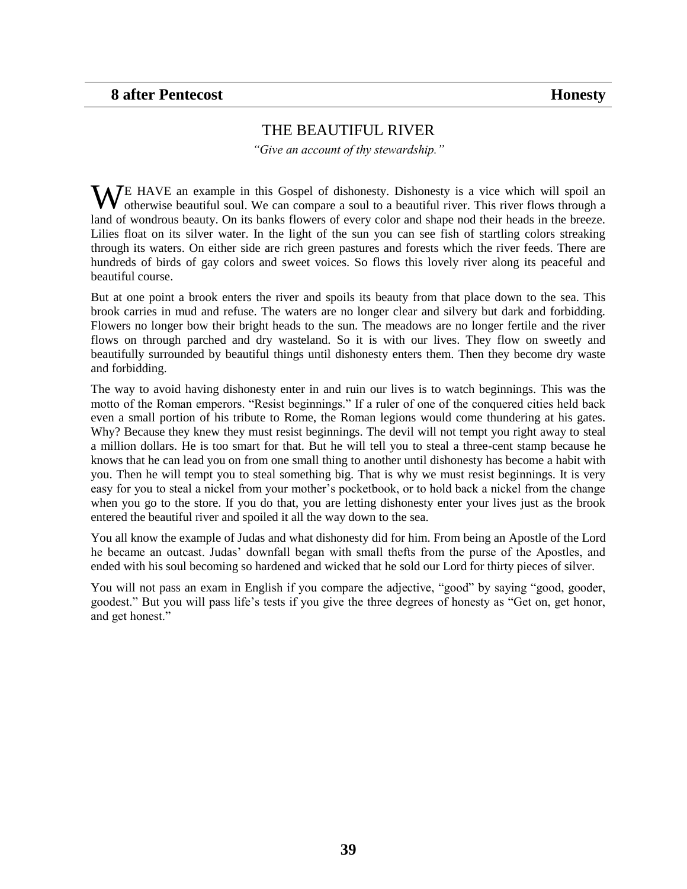**8 after Pentecost** **Honesty**

## THE BEAUTIFUL RIVER

*"Give an account of thy stewardship."*

WE HAVE an example in this Gospel of dishonesty. Dishonesty is a vice which will spoil an otherwise beautiful soul. We can compare a soul to a beautiful river. This river flows through a land of wondrous beauty. On its banks flowers of every color and shape nod their heads in the breeze. Lilies float on its silver water. In the light of the sun you can see fish of startling colors streaking through its waters. On either side are rich green pastures and forests which the river feeds. There are hundreds of birds of gay colors and sweet voices. So flows this lovely river along its peaceful and beautiful course.

But at one point a brook enters the river and spoils its beauty from that place down to the sea. This brook carries in mud and refuse. The waters are no longer clear and silvery but dark and forbidding. Flowers no longer bow their bright heads to the sun. The meadows are no longer fertile and the river flows on through parched and dry wasteland. So it is with our lives. They flow on sweetly and beautifully surrounded by beautiful things until dishonesty enters them. Then they become dry waste and forbidding.

The way to avoid having dishonesty enter in and ruin our lives is to watch beginnings. This was the motto of the Roman emperors. "Resist beginnings." If a ruler of one of the conquered cities held back even a small portion of his tribute to Rome, the Roman legions would come thundering at his gates. Why? Because they knew they must resist beginnings. The devil will not tempt you right away to steal a million dollars. He is too smart for that. But he will tell you to steal a three-cent stamp because he knows that he can lead you on from one small thing to another until dishonesty has become a habit with you. Then he will tempt you to steal something big. That is why we must resist beginnings. It is very easy for you to steal a nickel from your mother's pocketbook, or to hold back a nickel from the change when you go to the store. If you do that, you are letting dishonesty enter your lives just as the brook entered the beautiful river and spoiled it all the way down to the sea.

You all know the example of Judas and what dishonesty did for him. From being an Apostle of the Lord he became an outcast. Judas' downfall began with small thefts from the purse of the Apostles, and ended with his soul becoming so hardened and wicked that he sold our Lord for thirty pieces of silver.

You will not pass an exam in English if you compare the adjective, "good" by saying "good, gooder, goodest." But you will pass life's tests if you give the three degrees of honesty as "Get on, get honor, and get honest."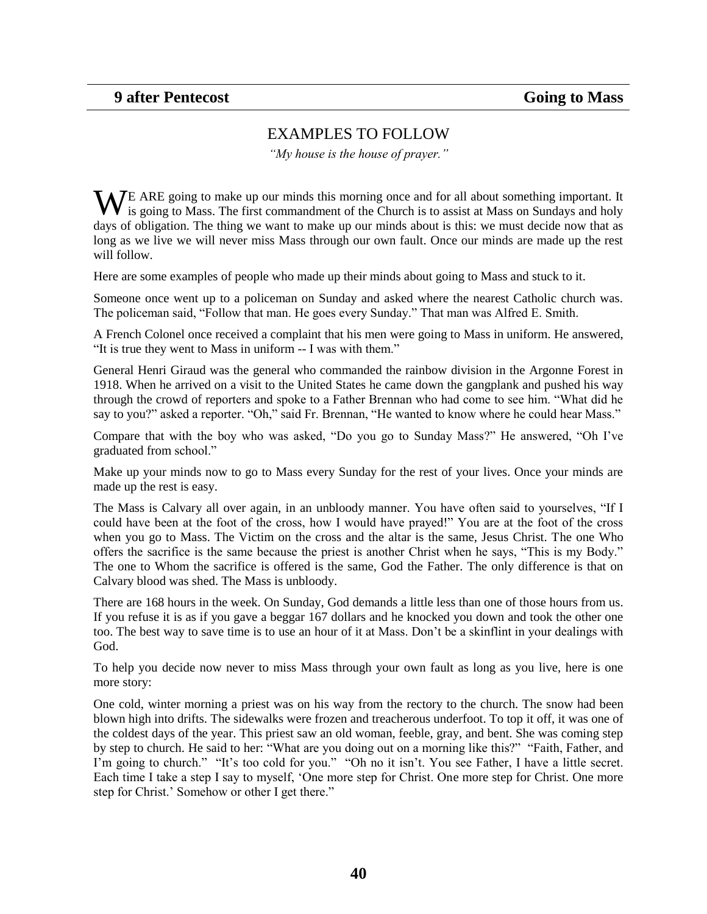**9 after Pentecost** **Going to Mass**

## EXAMPLES TO FOLLOW

*"My house is the house of prayer."*

WE ARE going to make up our minds this morning once and for all about something important. It is going to Mass. The first commandment of the Church is to assist at Mass on Sundays and holy days of obligation. The thing we want to make up our minds about is this: we must decide now that as long as we live we will never miss Mass through our own fault. Once our minds are made up the rest will follow.

Here are some examples of people who made up their minds about going to Mass and stuck to it.

Someone once went up to a policeman on Sunday and asked where the nearest Catholic church was. The policeman said, "Follow that man. He goes every Sunday." That man was Alfred E. Smith.

A French Colonel once received a complaint that his men were going to Mass in uniform. He answered, "It is true they went to Mass in uniform -- I was with them."

General Henri Giraud was the general who commanded the rainbow division in the Argonne Forest in 1918. When he arrived on a visit to the United States he came down the gangplank and pushed his way through the crowd of reporters and spoke to a Father Brennan who had come to see him. "What did he say to you?" asked a reporter. "Oh," said Fr. Brennan, "He wanted to know where he could hear Mass."

Compare that with the boy who was asked, "Do you go to Sunday Mass?" He answered, "Oh I've graduated from school."

Make up your minds now to go to Mass every Sunday for the rest of your lives. Once your minds are made up the rest is easy.

The Mass is Calvary all over again, in an unbloody manner. You have often said to yourselves, "If I could have been at the foot of the cross, how I would have prayed!" You are at the foot of the cross when you go to Mass. The Victim on the cross and the altar is the same, Jesus Christ. The one Who offers the sacrifice is the same because the priest is another Christ when he says, "This is my Body." The one to Whom the sacrifice is offered is the same, God the Father. The only difference is that on Calvary blood was shed. The Mass is unbloody.

There are 168 hours in the week. On Sunday, God demands a little less than one of those hours from us. If you refuse it is as if you gave a beggar 167 dollars and he knocked you down and took the other one too. The best way to save time is to use an hour of it at Mass. Don't be a skinflint in your dealings with God.

To help you decide now never to miss Mass through your own fault as long as you live, here is one more story:

One cold, winter morning a priest was on his way from the rectory to the church. The snow had been blown high into drifts. The sidewalks were frozen and treacherous underfoot. To top it off, it was one of the coldest days of the year. This priest saw an old woman, feeble, gray, and bent. She was coming step by step to church. He said to her: "What are you doing out on a morning like this?" "Faith, Father, and I'm going to church." "It's too cold for you." "Oh no it isn't. You see Father, I have a little secret. Each time I take a step I say to myself, 'One more step for Christ. One more step for Christ. One more step for Christ.' Somehow or other I get there."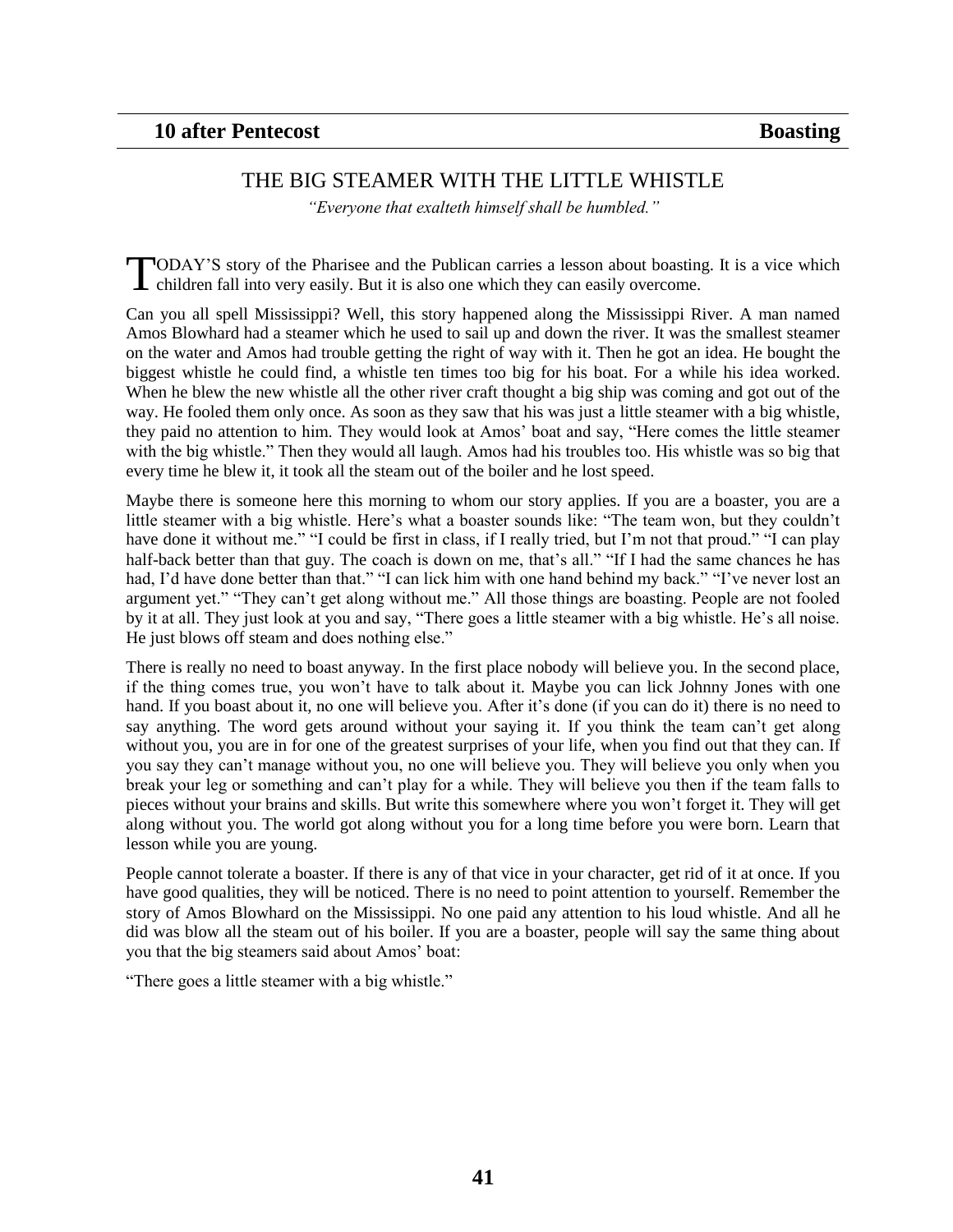**10 after Pentecost** **Boasting**

## THE BIG STEAMER WITH THE LITTLE WHISTLE

*"Everyone that exalteth himself shall be humbled."*

TODAY'S story of the Pharisee and the Publican carries a lesson about boasting. It is a vice which children fall into very easily. But it is also one which they can easily overcome.

Can you all spell Mississippi? Well, this story happened along the Mississippi River. A man named Amos Blowhard had a steamer which he used to sail up and down the river. It was the smallest steamer on the water and Amos had trouble getting the right of way with it. Then he got an idea. He bought the biggest whistle he could find, a whistle ten times too big for his boat. For a while his idea worked. When he blew the new whistle all the other river craft thought a big ship was coming and got out of the way. He fooled them only once. As soon as they saw that his was just a little steamer with a big whistle, they paid no attention to him. They would look at Amos' boat and say, "Here comes the little steamer with the big whistle." Then they would all laugh. Amos had his troubles too. His whistle was so big that every time he blew it, it took all the steam out of the boiler and he lost speed.

Maybe there is someone here this morning to whom our story applies. If you are a boaster, you are a little steamer with a big whistle. Here's what a boaster sounds like: "The team won, but they couldn't have done it without me." "I could be first in class, if I really tried, but I'm not that proud." "I can play half-back better than that guy. The coach is down on me, that's all." "If I had the same chances he has had, I'd have done better than that." "I can lick him with one hand behind my back." "I've never lost an argument yet." "They can't get along without me." All those things are boasting. People are not fooled by it at all. They just look at you and say, "There goes a little steamer with a big whistle. He's all noise. He just blows off steam and does nothing else."

There is really no need to boast anyway. In the first place nobody will believe you. In the second place, if the thing comes true, you won't have to talk about it. Maybe you can lick Johnny Jones with one hand. If you boast about it, no one will believe you. After it's done (if you can do it) there is no need to say anything. The word gets around without your saying it. If you think the team can't get along without you, you are in for one of the greatest surprises of your life, when you find out that they can. If you say they can't manage without you, no one will believe you. They will believe you only when you break your leg or something and can't play for a while. They will believe you then if the team falls to pieces without your brains and skills. But write this somewhere where you won't forget it. They will get along without you. The world got along without you for a long time before you were born. Learn that lesson while you are young.

People cannot tolerate a boaster. If there is any of that vice in your character, get rid of it at once. If you have good qualities, they will be noticed. There is no need to point attention to yourself. Remember the story of Amos Blowhard on the Mississippi. No one paid any attention to his loud whistle. And all he did was blow all the steam out of his boiler. If you are a boaster, people will say the same thing about you that the big steamers said about Amos' boat:

"There goes a little steamer with a big whistle."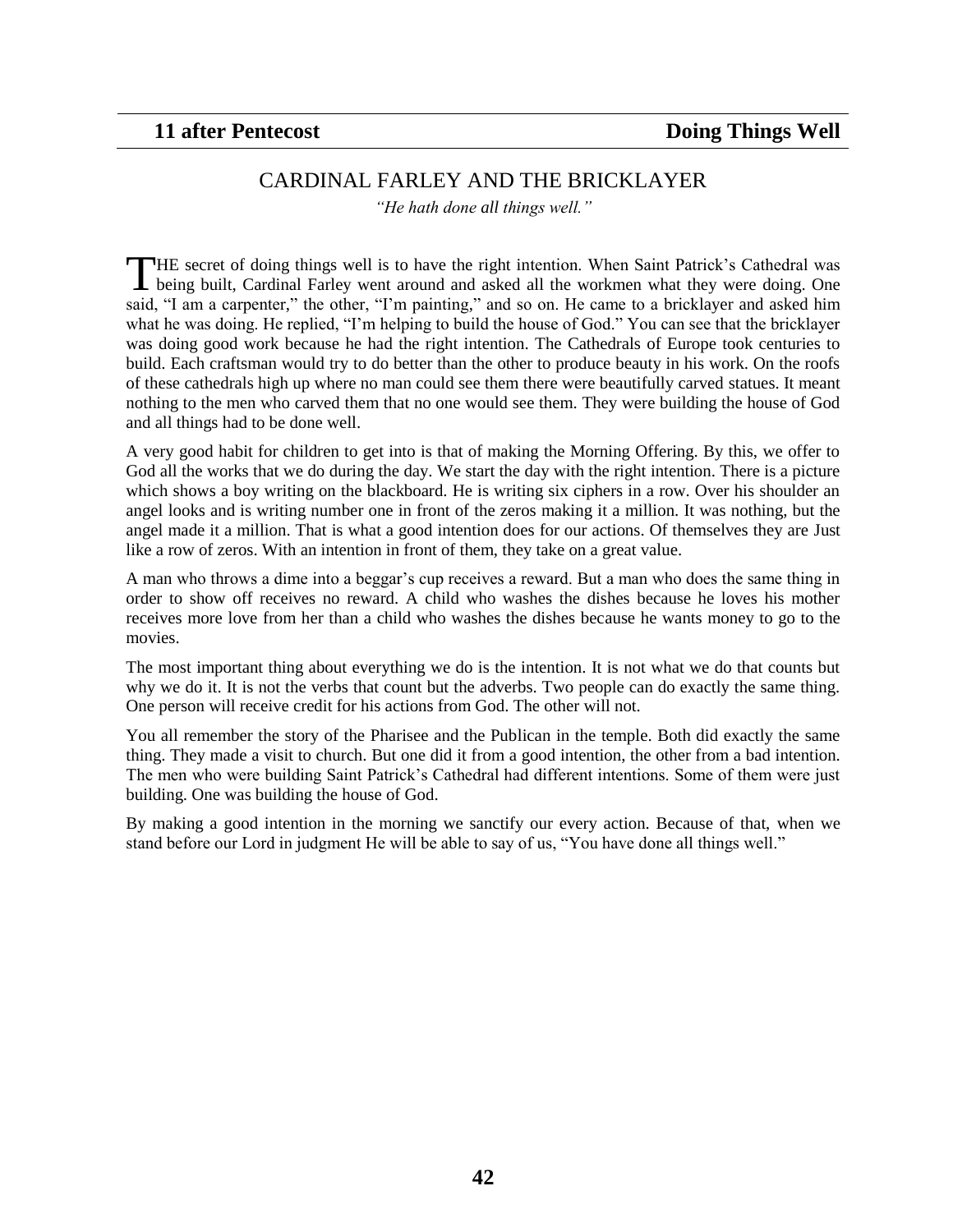**11 after Pentecost** **Doing Things Well**

## CARDINAL FARLEY AND THE BRICKLAYER

*"He hath done all things well."*

THE secret of doing things well is to have the right intention. When Saint Patrick's Cathedral was being built, Cardinal Farley went around and asked all the workmen what they were doing. One said, "I am a carpenter," the other, "I'm painting," and so on. He came to a bricklayer and asked him what he was doing. He replied, "I'm helping to build the house of God." You can see that the bricklayer was doing good work because he had the right intention. The Cathedrals of Europe took centuries to build. Each craftsman would try to do better than the other to produce beauty in his work. On the roofs of these cathedrals high up where no man could see them there were beautifully carved statues. It meant nothing to the men who carved them that no one would see them. They were building the house of God and all things had to be done well.

A very good habit for children to get into is that of making the Morning Offering. By this, we offer to God all the works that we do during the day. We start the day with the right intention. There is a picture which shows a boy writing on the blackboard. He is writing six ciphers in a row. Over his shoulder an angel looks and is writing number one in front of the zeros making it a million. It was nothing, but the angel made it a million. That is what a good intention does for our actions. Of themselves they are Just like a row of zeros. With an intention in front of them, they take on a great value.

A man who throws a dime into a beggar's cup receives a reward. But a man who does the same thing in order to show off receives no reward. A child who washes the dishes because he loves his mother receives more love from her than a child who washes the dishes because he wants money to go to the movies.

The most important thing about everything we do is the intention. It is not what we do that counts but why we do it. It is not the verbs that count but the adverbs. Two people can do exactly the same thing. One person will receive credit for his actions from God. The other will not.

You all remember the story of the Pharisee and the Publican in the temple. Both did exactly the same thing. They made a visit to church. But one did it from a good intention, the other from a bad intention. The men who were building Saint Patrick's Cathedral had different intentions. Some of them were just building. One was building the house of God.

By making a good intention in the morning we sanctify our every action. Because of that, when we stand before our Lord in judgment He will be able to say of us, "You have done all things well."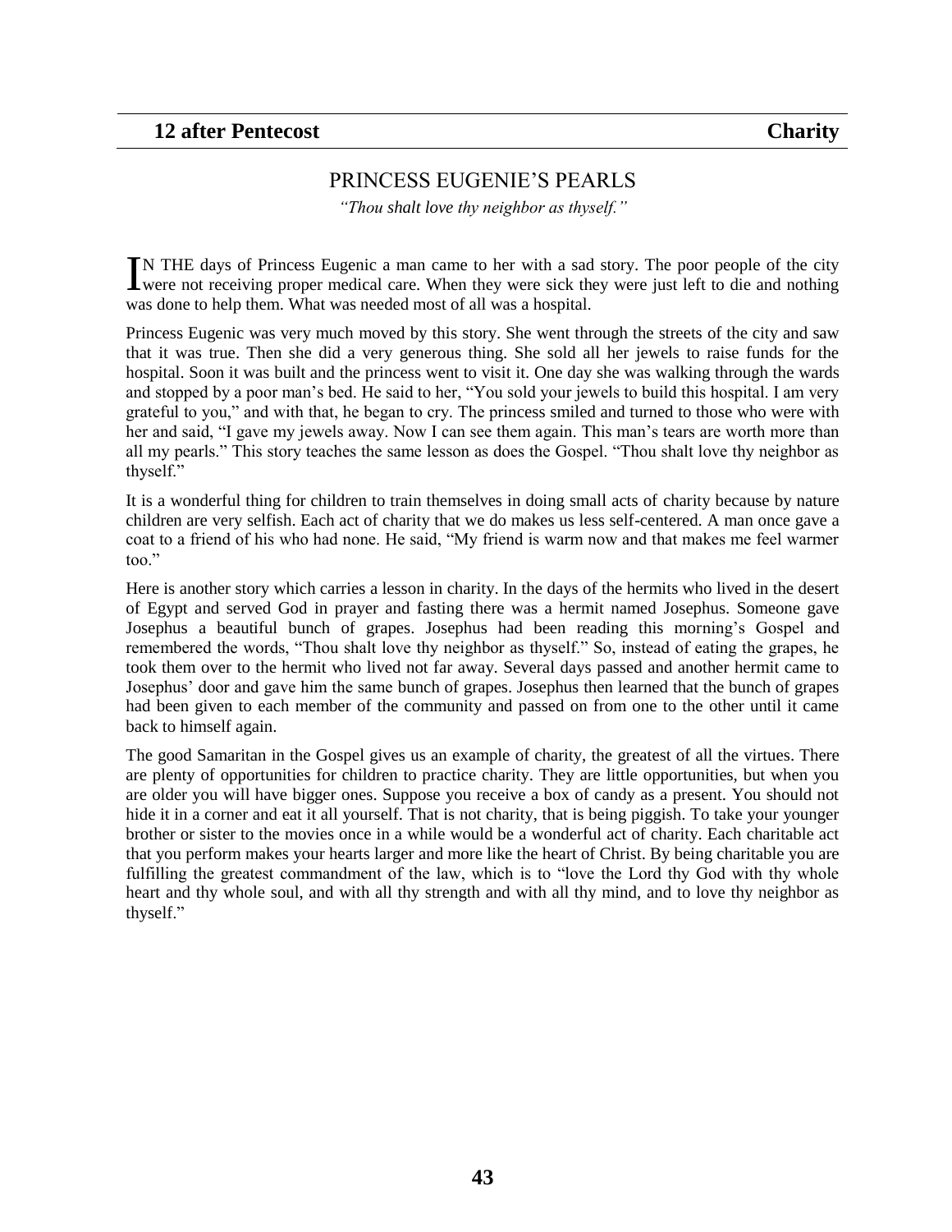**12 after Pentecost** **Charity**

## PRINCESS EUGENIE'S PEARLS

*"Thou shalt love thy neighbor as thyself."*

IN THE days of Princess Eugenic a man came to her with a sad story. The poor people of the city were not receiving proper medical care. When they were sick they were just left to die and nothing was done to help them. What was needed most of all was a hospital.

Princess Eugenic was very much moved by this story. She went through the streets of the city and saw that it was true. Then she did a very generous thing. She sold all her jewels to raise funds for the hospital. Soon it was built and the princess went to visit it. One day she was walking through the wards and stopped by a poor man's bed. He said to her, "You sold your jewels to build this hospital. I am very grateful to you," and with that, he began to cry. The princess smiled and turned to those who were with her and said, "I gave my jewels away. Now I can see them again. This man's tears are worth more than all my pearls." This story teaches the same lesson as does the Gospel. "Thou shalt love thy neighbor as thyself."

It is a wonderful thing for children to train themselves in doing small acts of charity because by nature children are very selfish. Each act of charity that we do makes us less self-centered. A man once gave a coat to a friend of his who had none. He said, "My friend is warm now and that makes me feel warmer too."

Here is another story which carries a lesson in charity. In the days of the hermits who lived in the desert of Egypt and served God in prayer and fasting there was a hermit named Josephus. Someone gave Josephus a beautiful bunch of grapes. Josephus had been reading this morning's Gospel and remembered the words, "Thou shalt love thy neighbor as thyself." So, instead of eating the grapes, he took them over to the hermit who lived not far away. Several days passed and another hermit came to Josephus' door and gave him the same bunch of grapes. Josephus then learned that the bunch of grapes had been given to each member of the community and passed on from one to the other until it came back to himself again.

The good Samaritan in the Gospel gives us an example of charity, the greatest of all the virtues. There are plenty of opportunities for children to practice charity. They are little opportunities, but when you are older you will have bigger ones. Suppose you receive a box of candy as a present. You should not hide it in a corner and eat it all yourself. That is not charity, that is being piggish. To take your younger brother or sister to the movies once in a while would be a wonderful act of charity. Each charitable act that you perform makes your hearts larger and more like the heart of Christ. By being charitable you are fulfilling the greatest commandment of the law, which is to "love the Lord thy God with thy whole heart and thy whole soul, and with all thy strength and with all thy mind, and to love thy neighbor as thyself."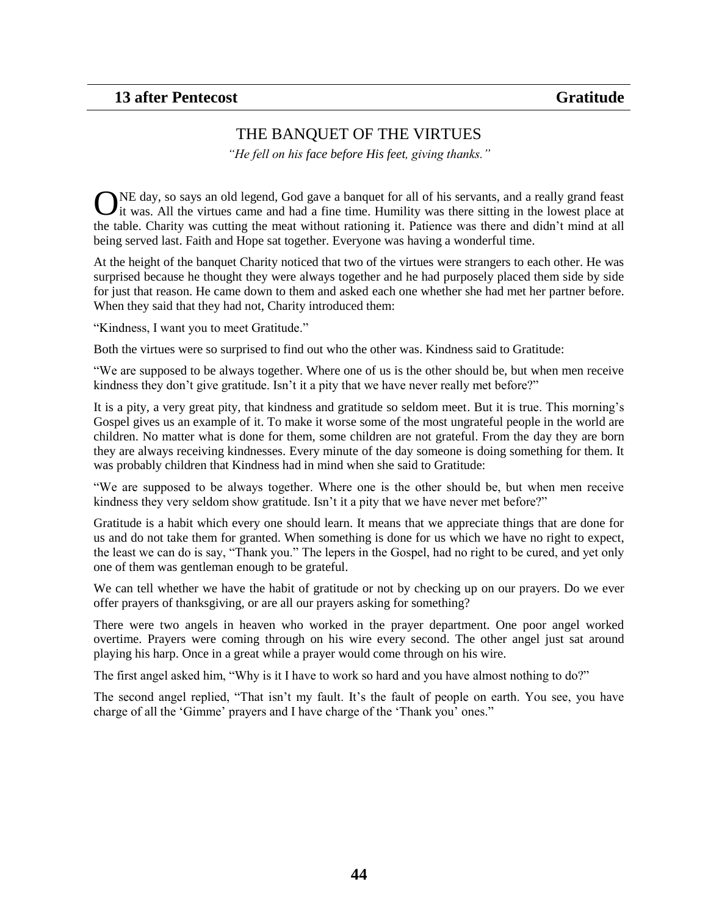## 13 after Pentecost — Gratitude

### THE BANQUET OF THE VIRTUES

*"He fell on his face before His feet, giving thanks."*

ONE day, so says an old legend, God gave a banquet for all of his servants, and a really grand feast it was. All the virtues came and had a fine time. Humility was there sitting in the lowest place at the table. Charity was cutting the meat without rationing it. Patience was there and didn't mind at all being served last. Faith and Hope sat together. Everyone was having a wonderful time.

At the height of the banquet Charity noticed that two of the virtues were strangers to each other. He was surprised because he thought they were always together and he had purposely placed them side by side for just that reason. He came down to them and asked each one whether she had met her partner before. When they said that they had not, Charity introduced them:

"Kindness, I want you to meet Gratitude."

Both the virtues were so surprised to find out who the other was. Kindness said to Gratitude:

"We are supposed to be always together. Where one of us is the other should be, but when men receive kindness they don't give gratitude. Isn't it a pity that we have never really met before?"

It is a pity, a very great pity, that kindness and gratitude so seldom meet. But it is true. This morning's Gospel gives us an example of it. To make it worse some of the most ungrateful people in the world are children. No matter what is done for them, some children are not grateful. From the day they are born they are always receiving kindnesses. Every minute of the day someone is doing something for them. It was probably children that Kindness had in mind when she said to Gratitude:

"We are supposed to be always together. Where one is the other should be, but when men receive kindness they very seldom show gratitude. Isn't it a pity that we have never met before?"

Gratitude is a habit which every one should learn. It means that we appreciate things that are done for us and do not take them for granted. When something is done for us which we have no right to expect, the least we can do is say, "Thank you." The lepers in the Gospel, had no right to be cured, and yet only one of them was gentleman enough to be grateful.

We can tell whether we have the habit of gratitude or not by checking up on our prayers. Do we ever offer prayers of thanksgiving, or are all our prayers asking for something?

There were two angels in heaven who worked in the prayer department. One poor angel worked overtime. Prayers were coming through on his wire every second. The other angel just sat around playing his harp. Once in a great while a prayer would come through on his wire.

The first angel asked him, "Why is it I have to work so hard and you have almost nothing to do?"

The second angel replied, "That isn't my fault. It's the fault of people on earth. You see, you have charge of all the 'Gimme' prayers and I have charge of the 'Thank you' ones."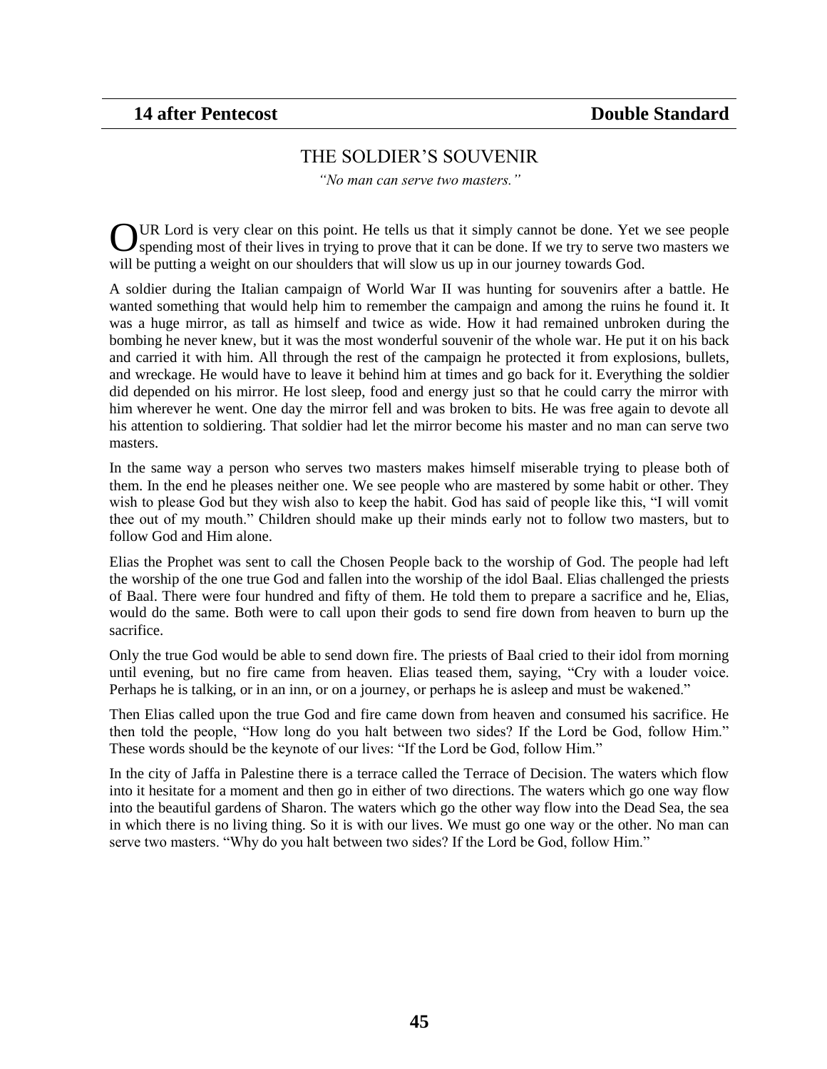**14 after Pentecost** **Double Standard**

## THE SOLDIER'S SOUVENIR

*"No man can serve two masters."*

OUR Lord is very clear on this point. He tells us that it simply cannot be done. Yet we see people spending most of their lives in trying to prove that it can be done. If we try to serve two masters we will be putting a weight on our shoulders that will slow us up in our journey towards God.

A soldier during the Italian campaign of World War II was hunting for souvenirs after a battle. He wanted something that would help him to remember the campaign and among the ruins he found it. It was a huge mirror, as tall as himself and twice as wide. How it had remained unbroken during the bombing he never knew, but it was the most wonderful souvenir of the whole war. He put it on his back and carried it with him. All through the rest of the campaign he protected it from explosions, bullets, and wreckage. He would have to leave it behind him at times and go back for it. Everything the soldier did depended on his mirror. He lost sleep, food and energy just so that he could carry the mirror with him wherever he went. One day the mirror fell and was broken to bits. He was free again to devote all his attention to soldiering. That soldier had let the mirror become his master and no man can serve two masters.

In the same way a person who serves two masters makes himself miserable trying to please both of them. In the end he pleases neither one. We see people who are mastered by some habit or other. They wish to please God but they wish also to keep the habit. God has said of people like this, "I will vomit thee out of my mouth." Children should make up their minds early not to follow two masters, but to follow God and Him alone.

Elias the Prophet was sent to call the Chosen People back to the worship of God. The people had left the worship of the one true God and fallen into the worship of the idol Baal. Elias challenged the priests of Baal. There were four hundred and fifty of them. He told them to prepare a sacrifice and he, Elias, would do the same. Both were to call upon their gods to send fire down from heaven to burn up the sacrifice.

Only the true God would be able to send down fire. The priests of Baal cried to their idol from morning until evening, but no fire came from heaven. Elias teased them, saying, "Cry with a louder voice. Perhaps he is talking, or in an inn, or on a journey, or perhaps he is asleep and must be wakened."

Then Elias called upon the true God and fire came down from heaven and consumed his sacrifice. He then told the people, "How long do you halt between two sides? If the Lord be God, follow Him." These words should be the keynote of our lives: "If the Lord be God, follow Him."

In the city of Jaffa in Palestine there is a terrace called the Terrace of Decision. The waters which flow into it hesitate for a moment and then go in either of two directions. The waters which go one way flow into the beautiful gardens of Sharon. The waters which go the other way flow into the Dead Sea, the sea in which there is no living thing. So it is with our lives. We must go one way or the other. No man can serve two masters. "Why do you halt between two sides? If the Lord be God, follow Him."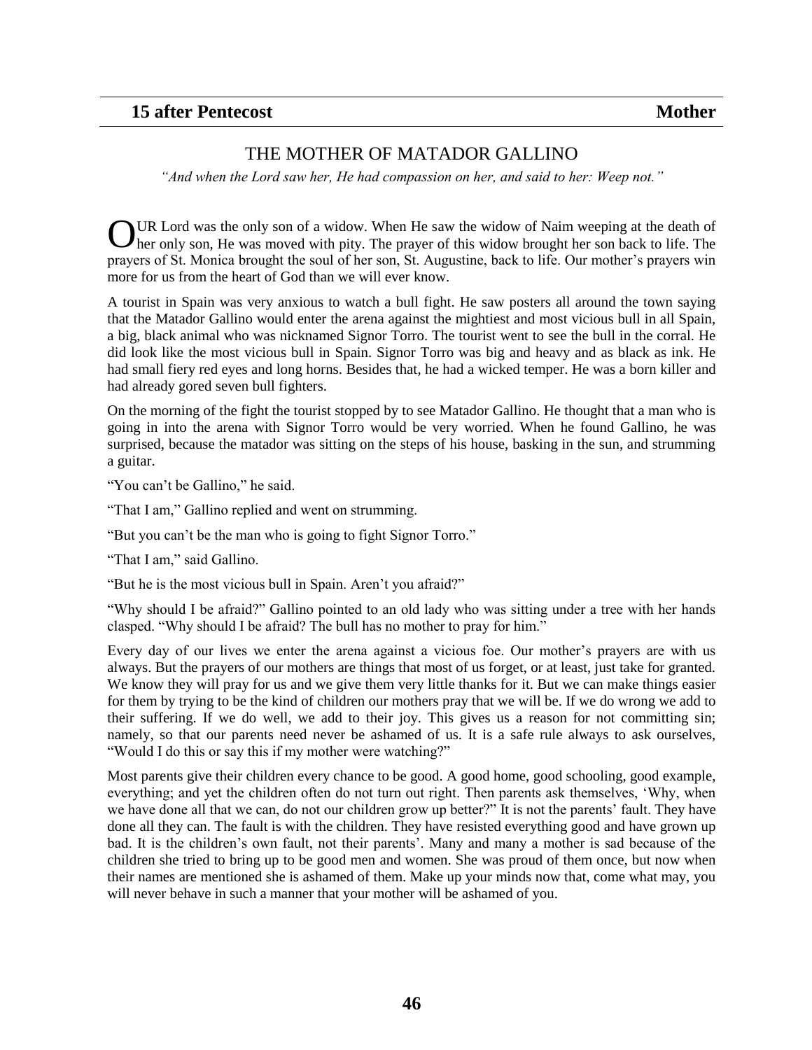**15 after Pentecost** **Mother**

## THE MOTHER OF MATADOR GALLINO

*"And when the Lord saw her, He had compassion on her, and said to her: Weep not."*

OUR Lord was the only son of a widow. When He saw the widow of Naim weeping at the death of her only son, He was moved with pity. The prayer of this widow brought her son back to life. The prayers of St. Monica brought the soul of her son, St. Augustine, back to life. Our mother's prayers win more for us from the heart of God than we will ever know.

A tourist in Spain was very anxious to watch a bull fight. He saw posters all around the town saying that the Matador Gallino would enter the arena against the mightiest and most vicious bull in all Spain, a big, black animal who was nicknamed Signor Torro. The tourist went to see the bull in the corral. He did look like the most vicious bull in Spain. Signor Torro was big and heavy and as black as ink. He had small fiery red eyes and long horns. Besides that, he had a wicked temper. He was a born killer and had already gored seven bull fighters.

On the morning of the fight the tourist stopped by to see Matador Gallino. He thought that a man who is going in into the arena with Signor Torro would be very worried. When he found Gallino, he was surprised, because the matador was sitting on the steps of his house, basking in the sun, and strumming a guitar.

"You can't be Gallino," he said.

"That I am," Gallino replied and went on strumming.

"But you can't be the man who is going to fight Signor Torro."

"That I am," said Gallino.

"But he is the most vicious bull in Spain. Aren't you afraid?"

"Why should I be afraid?" Gallino pointed to an old lady who was sitting under a tree with her hands clasped. "Why should I be afraid? The bull has no mother to pray for him."

Every day of our lives we enter the arena against a vicious foe. Our mother's prayers are with us always. But the prayers of our mothers are things that most of us forget, or at least, just take for granted. We know they will pray for us and we give them very little thanks for it. But we can make things easier for them by trying to be the kind of children our mothers pray that we will be. If we do wrong we add to their suffering. If we do well, we add to their joy. This gives us a reason for not committing sin; namely, so that our parents need never be ashamed of us. It is a safe rule always to ask ourselves, "Would I do this or say this if my mother were watching?"

Most parents give their children every chance to be good. A good home, good schooling, good example, everything; and yet the children often do not turn out right. Then parents ask themselves, 'Why, when we have done all that we can, do not our children grow up better?" It is not the parents' fault. They have done all they can. The fault is with the children. They have resisted everything good and have grown up bad. It is the children's own fault, not their parents'. Many and many a mother is sad because of the children she tried to bring up to be good men and women. She was proud of them once, but now when their names are mentioned she is ashamed of them. Make up your minds now that, come what may, you will never behave in such a manner that your mother will be ashamed of you.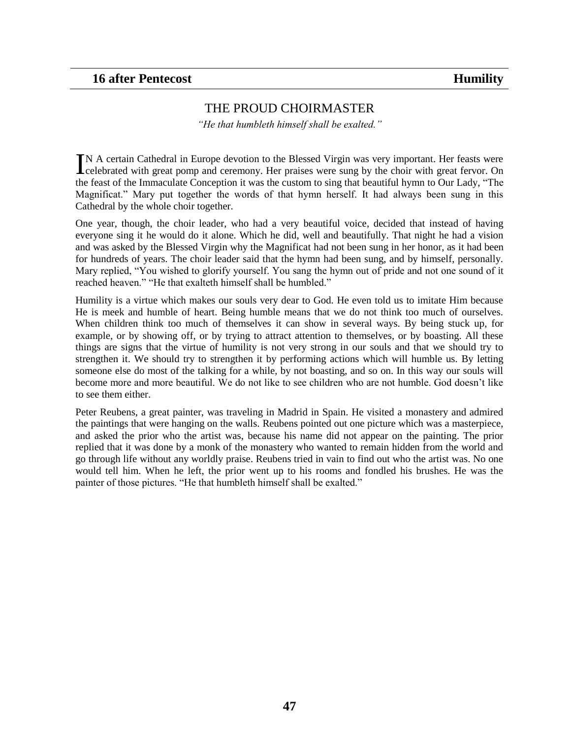**16 after Pentecost** **Humility**

## THE PROUD CHOIRMASTER

*"He that humbleth himself shall be exalted."*

IN A certain Cathedral in Europe devotion to the Blessed Virgin was very important. Her feasts were celebrated with great pomp and ceremony. Her praises were sung by the choir with great fervor. On the feast of the Immaculate Conception it was the custom to sing that beautiful hymn to Our Lady, "The Magnificat." Mary put together the words of that hymn herself. It had always been sung in this Cathedral by the whole choir together.

One year, though, the choir leader, who had a very beautiful voice, decided that instead of having everyone sing it he would do it alone. Which he did, well and beautifully. That night he had a vision and was asked by the Blessed Virgin why the Magnificat had not been sung in her honor, as it had been for hundreds of years. The choir leader said that the hymn had been sung, and by himself, personally. Mary replied, "You wished to glorify yourself. You sang the hymn out of pride and not one sound of it reached heaven." "He that exalteth himself shall be humbled."

Humility is a virtue which makes our souls very dear to God. He even told us to imitate Him because He is meek and humble of heart. Being humble means that we do not think too much of ourselves. When children think too much of themselves it can show in several ways. By being stuck up, for example, or by showing off, or by trying to attract attention to themselves, or by boasting. All these things are signs that the virtue of humility is not very strong in our souls and that we should try to strengthen it. We should try to strengthen it by performing actions which will humble us. By letting someone else do most of the talking for a while, by not boasting, and so on. In this way our souls will become more and more beautiful. We do not like to see children who are not humble. God doesn't like to see them either.

Peter Reubens, a great painter, was traveling in Madrid in Spain. He visited a monastery and admired the paintings that were hanging on the walls. Reubens pointed out one picture which was a masterpiece, and asked the prior who the artist was, because his name did not appear on the painting. The prior replied that it was done by a monk of the monastery who wanted to remain hidden from the world and go through life without any worldly praise. Reubens tried in vain to find out who the artist was. No one would tell him. When he left, the prior went up to his rooms and fondled his brushes. He was the painter of those pictures. "He that humbleth himself shall be exalted."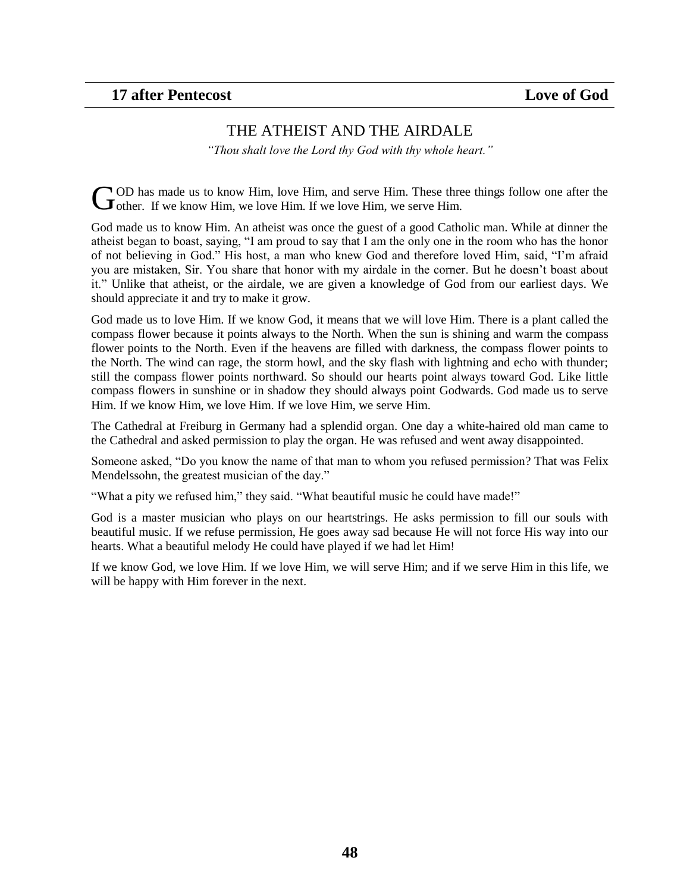**17 after Pentecost** | **Love of God**

## THE ATHEIST AND THE AIRDALE

*"Thou shalt love the Lord thy God with thy whole heart."*

GOD has made us to know Him, love Him, and serve Him. These three things follow one after the other. If we know Him, we love Him. If we love Him, we serve Him.

God made us to know Him. An atheist was once the guest of a good Catholic man. While at dinner the atheist began to boast, saying, "I am proud to say that I am the only one in the room who has the honor of not believing in God." His host, a man who knew God and therefore loved Him, said, "I'm afraid you are mistaken, Sir. You share that honor with my airdale in the corner. But he doesn't boast about it." Unlike that atheist, or the airdale, we are given a knowledge of God from our earliest days. We should appreciate it and try to make it grow.

God made us to love Him. If we know God, it means that we will love Him. There is a plant called the compass flower because it points always to the North. When the sun is shining and warm the compass flower points to the North. Even if the heavens are filled with darkness, the compass flower points to the North. The wind can rage, the storm howl, and the sky flash with lightning and echo with thunder; still the compass flower points northward. So should our hearts point always toward God. Like little compass flowers in sunshine or in shadow they should always point Godwards. God made us to serve Him. If we know Him, we love Him. If we love Him, we serve Him.

The Cathedral at Freiburg in Germany had a splendid organ. One day a white-haired old man came to the Cathedral and asked permission to play the organ. He was refused and went away disappointed.

Someone asked, "Do you know the name of that man to whom you refused permission? That was Felix Mendelssohn, the greatest musician of the day."

"What a pity we refused him," they said. "What beautiful music he could have made!"

God is a master musician who plays on our heartstrings. He asks permission to fill our souls with beautiful music. If we refuse permission, He goes away sad because He will not force His way into our hearts. What a beautiful melody He could have played if we had let Him!

If we know God, we love Him. If we love Him, we will serve Him; and if we serve Him in this life, we will be happy with Him forever in the next.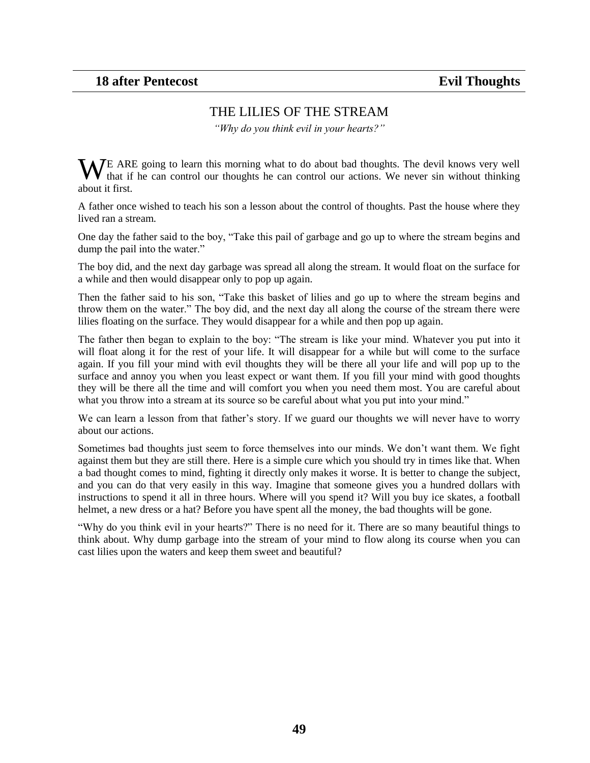**18 after Pentecost** **Evil Thoughts**

## THE LILIES OF THE STREAM

*"Why do you think evil in your hearts?"*

WE ARE going to learn this morning what to do about bad thoughts. The devil knows very well that if he can control our thoughts he can control our actions. We never sin without thinking about it first.

A father once wished to teach his son a lesson about the control of thoughts. Past the house where they lived ran a stream.

One day the father said to the boy, "Take this pail of garbage and go up to where the stream begins and dump the pail into the water."

The boy did, and the next day garbage was spread all along the stream. It would float on the surface for a while and then would disappear only to pop up again.

Then the father said to his son, "Take this basket of lilies and go up to where the stream begins and throw them on the water." The boy did, and the next day all along the course of the stream there were lilies floating on the surface. They would disappear for a while and then pop up again.

The father then began to explain to the boy: "The stream is like your mind. Whatever you put into it will float along it for the rest of your life. It will disappear for a while but will come to the surface again. If you fill your mind with evil thoughts they will be there all your life and will pop up to the surface and annoy you when you least expect or want them. If you fill your mind with good thoughts they will be there all the time and will comfort you when you need them most. You are careful about what you throw into a stream at its source so be careful about what you put into your mind."

We can learn a lesson from that father's story. If we guard our thoughts we will never have to worry about our actions.

Sometimes bad thoughts just seem to force themselves into our minds. We don't want them. We fight against them but they are still there. Here is a simple cure which you should try in times like that. When a bad thought comes to mind, fighting it directly only makes it worse. It is better to change the subject, and you can do that very easily in this way. Imagine that someone gives you a hundred dollars with instructions to spend it all in three hours. Where will you spend it? Will you buy ice skates, a football helmet, a new dress or a hat? Before you have spent all the money, the bad thoughts will be gone.

"Why do you think evil in your hearts?" There is no need for it. There are so many beautiful things to think about. Why dump garbage into the stream of your mind to flow along its course when you can cast lilies upon the waters and keep them sweet and beautiful?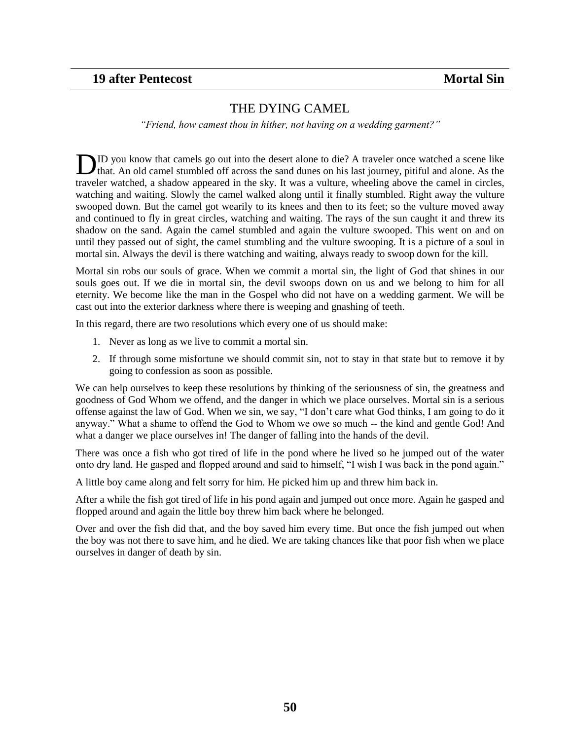**19 after Pentecost** **Mortal Sin**

## THE DYING CAMEL

*"Friend, how camest thou in hither, not having on a wedding garment?"*

DID you know that camels go out into the desert alone to die? A traveler once watched a scene like that. An old camel stumbled off across the sand dunes on his last journey, pitiful and alone. As the traveler watched, a shadow appeared in the sky. It was a vulture, wheeling above the camel in circles, watching and waiting. Slowly the camel walked along until it finally stumbled. Right away the vulture swooped down. But the camel got wearily to its knees and then to its feet; so the vulture moved away and continued to fly in great circles, watching and waiting. The rays of the sun caught it and threw its shadow on the sand. Again the camel stumbled and again the vulture swooped. This went on and on until they passed out of sight, the camel stumbling and the vulture swooping. It is a picture of a soul in mortal sin. Always the devil is there watching and waiting, always ready to swoop down for the kill.

Mortal sin robs our souls of grace. When we commit a mortal sin, the light of God that shines in our souls goes out. If we die in mortal sin, the devil swoops down on us and we belong to him for all eternity. We become like the man in the Gospel who did not have on a wedding garment. We will be cast out into the exterior darkness where there is weeping and gnashing of teeth.

In this regard, there are two resolutions which every one of us should make:

1. Never as long as we live to commit a mortal sin.
2. If through some misfortune we should commit sin, not to stay in that state but to remove it by going to confession as soon as possible.

We can help ourselves to keep these resolutions by thinking of the seriousness of sin, the greatness and goodness of God Whom we offend, and the danger in which we place ourselves. Mortal sin is a serious offense against the law of God. When we sin, we say, "I don't care what God thinks, I am going to do it anyway." What a shame to offend the God to Whom we owe so much -- the kind and gentle God! And what a danger we place ourselves in! The danger of falling into the hands of the devil.

There was once a fish who got tired of life in the pond where he lived so he jumped out of the water onto dry land. He gasped and flopped around and said to himself, "I wish I was back in the pond again."

A little boy came along and felt sorry for him. He picked him up and threw him back in.

After a while the fish got tired of life in his pond again and jumped out once more. Again he gasped and flopped around and again the little boy threw him back where he belonged.

Over and over the fish did that, and the boy saved him every time. But once the fish jumped out when the boy was not there to save him, and he died. We are taking chances like that poor fish when we place ourselves in danger of death by sin.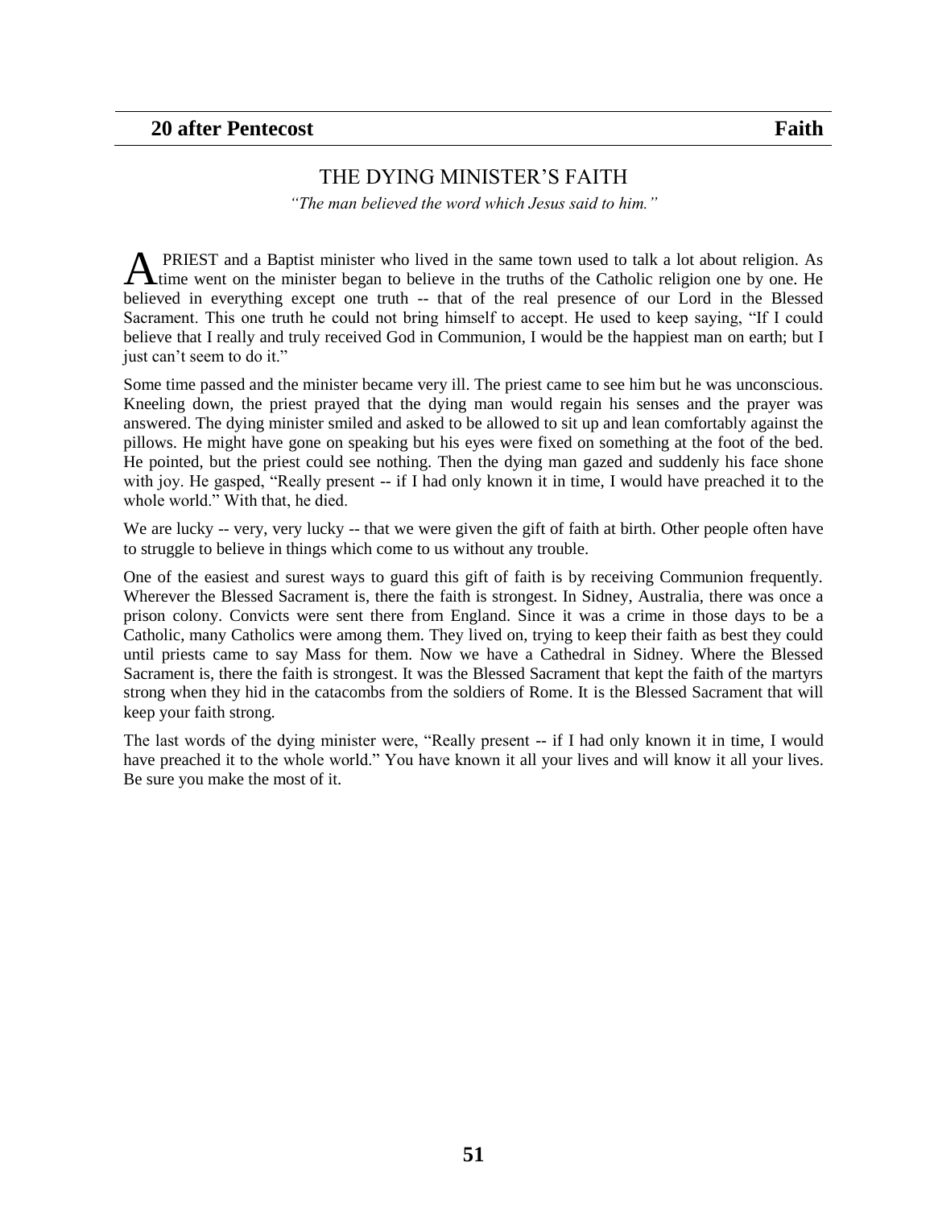**20 after Pentecost** **Faith**

## THE DYING MINISTER'S FAITH

*"The man believed the word which Jesus said to him."*

A PRIEST and a Baptist minister who lived in the same town used to talk a lot about religion. As time went on the minister began to believe in the truths of the Catholic religion one by one. He believed in everything except one truth -- that of the real presence of our Lord in the Blessed Sacrament. This one truth he could not bring himself to accept. He used to keep saying, "If I could believe that I really and truly received God in Communion, I would be the happiest man on earth; but I just can't seem to do it."

Some time passed and the minister became very ill. The priest came to see him but he was unconscious. Kneeling down, the priest prayed that the dying man would regain his senses and the prayer was answered. The dying minister smiled and asked to be allowed to sit up and lean comfortably against the pillows. He might have gone on speaking but his eyes were fixed on something at the foot of the bed. He pointed, but the priest could see nothing. Then the dying man gazed and suddenly his face shone with joy. He gasped, "Really present -- if I had only known it in time, I would have preached it to the whole world." With that, he died.

We are lucky -- very, very lucky -- that we were given the gift of faith at birth. Other people often have to struggle to believe in things which come to us without any trouble.

One of the easiest and surest ways to guard this gift of faith is by receiving Communion frequently. Wherever the Blessed Sacrament is, there the faith is strongest. In Sidney, Australia, there was once a prison colony. Convicts were sent there from England. Since it was a crime in those days to be a Catholic, many Catholics were among them. They lived on, trying to keep their faith as best they could until priests came to say Mass for them. Now we have a Cathedral in Sidney. Where the Blessed Sacrament is, there the faith is strongest. It was the Blessed Sacrament that kept the faith of the martyrs strong when they hid in the catacombs from the soldiers of Rome. It is the Blessed Sacrament that will keep your faith strong.

The last words of the dying minister were, "Really present -- if I had only known it in time, I would have preached it to the whole world." You have known it all your lives and will know it all your lives. Be sure you make the most of it.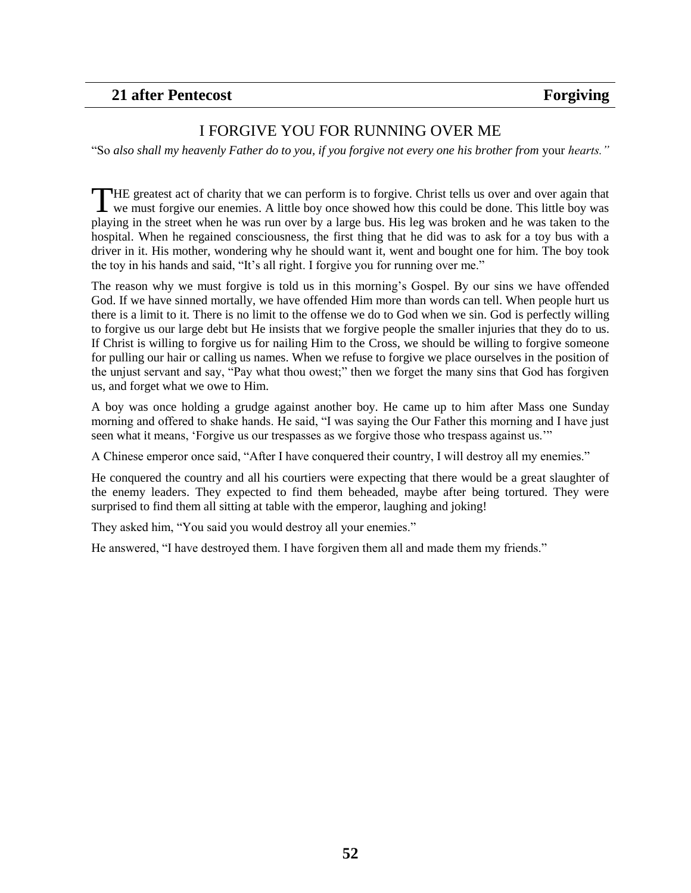## 21 after Pentecost — Forgiving

# I FORGIVE YOU FOR RUNNING OVER ME

"So *also shall my heavenly Father do to you, if you forgive not every one his brother from* your *hearts."*

THE greatest act of charity that we can perform is to forgive. Christ tells us over and over again that we must forgive our enemies. A little boy once showed how this could be done. This little boy was playing in the street when he was run over by a large bus. His leg was broken and he was taken to the hospital. When he regained consciousness, the first thing that he did was to ask for a toy bus with a driver in it. His mother, wondering why he should want it, went and bought one for him. The boy took the toy in his hands and said, "It's all right. I forgive you for running over me."

The reason why we must forgive is told us in this morning's Gospel. By our sins we have offended God. If we have sinned mortally, we have offended Him more than words can tell. When people hurt us there is a limit to it. There is no limit to the offense we do to God when we sin. God is perfectly willing to forgive us our large debt but He insists that we forgive people the smaller injuries that they do to us. If Christ is willing to forgive us for nailing Him to the Cross, we should be willing to forgive someone for pulling our hair or calling us names. When we refuse to forgive we place ourselves in the position of the unjust servant and say, "Pay what thou owest;" then we forget the many sins that God has forgiven us, and forget what we owe to Him.

A boy was once holding a grudge against another boy. He came up to him after Mass one Sunday morning and offered to shake hands. He said, "I was saying the Our Father this morning and I have just seen what it means, 'Forgive us our trespasses as we forgive those who trespass against us.'"

A Chinese emperor once said, "After I have conquered their country, I will destroy all my enemies."

He conquered the country and all his courtiers were expecting that there would be a great slaughter of the enemy leaders. They expected to find them beheaded, maybe after being tortured. They were surprised to find them all sitting at table with the emperor, laughing and joking!

They asked him, "You said you would destroy all your enemies."

He answered, "I have destroyed them. I have forgiven them all and made them my friends."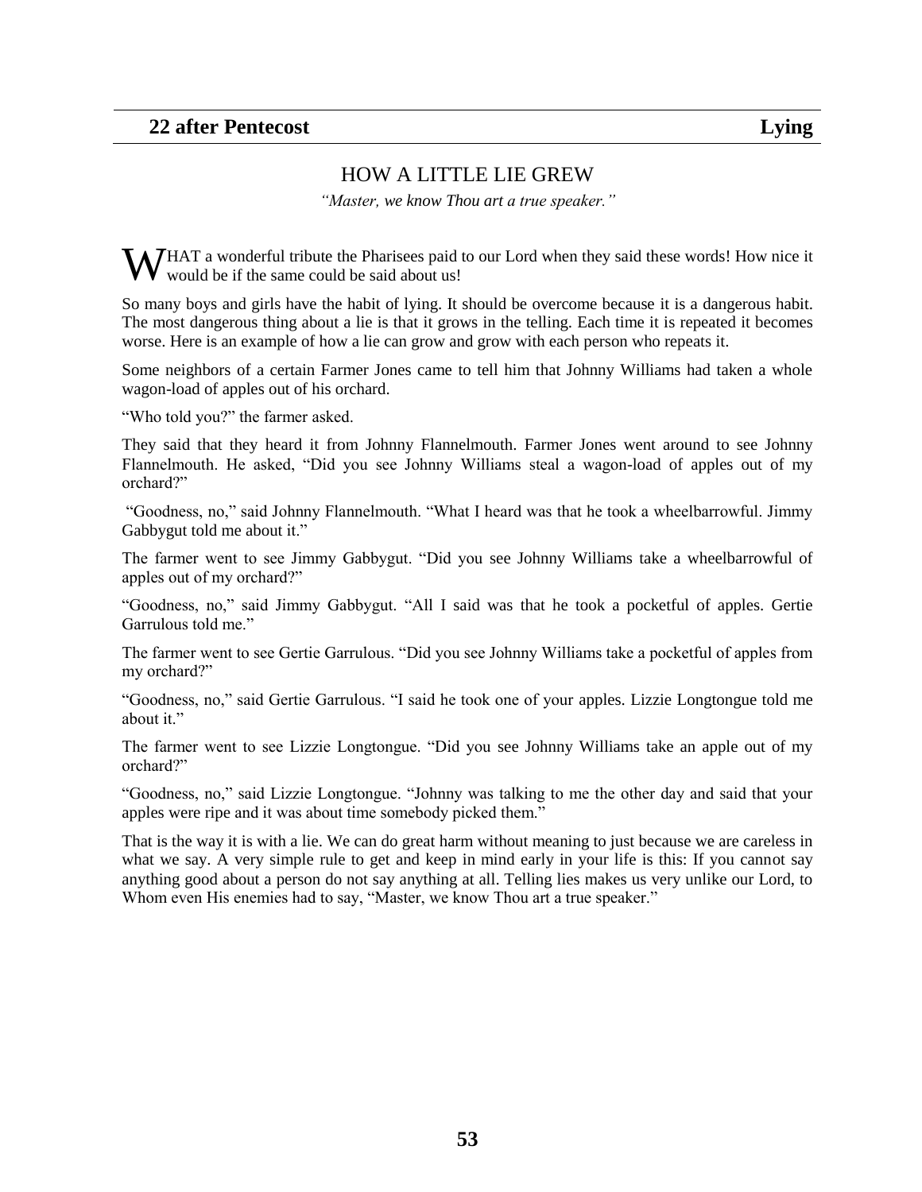**22 after Pentecost** **Lying**

## HOW A LITTLE LIE GREW

*"Master, we know Thou art a true speaker."*

WHAT a wonderful tribute the Pharisees paid to our Lord when they said these words! How nice it would be if the same could be said about us!

So many boys and girls have the habit of lying. It should be overcome because it is a dangerous habit. The most dangerous thing about a lie is that it grows in the telling. Each time it is repeated it becomes worse. Here is an example of how a lie can grow and grow with each person who repeats it.

Some neighbors of a certain Farmer Jones came to tell him that Johnny Williams had taken a whole wagon-load of apples out of his orchard.

"Who told you?" the farmer asked.

They said that they heard it from Johnny Flannelmouth. Farmer Jones went around to see Johnny Flannelmouth. He asked, "Did you see Johnny Williams steal a wagon-load of apples out of my orchard?"

"Goodness, no," said Johnny Flannelmouth. "What I heard was that he took a wheelbarrowful. Jimmy Gabbygut told me about it."

The farmer went to see Jimmy Gabbygut. "Did you see Johnny Williams take a wheelbarrowful of apples out of my orchard?"

"Goodness, no," said Jimmy Gabbygut. "All I said was that he took a pocketful of apples. Gertie Garrulous told me."

The farmer went to see Gertie Garrulous. "Did you see Johnny Williams take a pocketful of apples from my orchard?"

"Goodness, no," said Gertie Garrulous. "I said he took one of your apples. Lizzie Longtongue told me about it."

The farmer went to see Lizzie Longtongue. "Did you see Johnny Williams take an apple out of my orchard?"

"Goodness, no," said Lizzie Longtongue. "Johnny was talking to me the other day and said that your apples were ripe and it was about time somebody picked them."

That is the way it is with a lie. We can do great harm without meaning to just because we are careless in what we say. A very simple rule to get and keep in mind early in your life is this: If you cannot say anything good about a person do not say anything at all. Telling lies makes us very unlike our Lord, to Whom even His enemies had to say, "Master, we know Thou art a true speaker."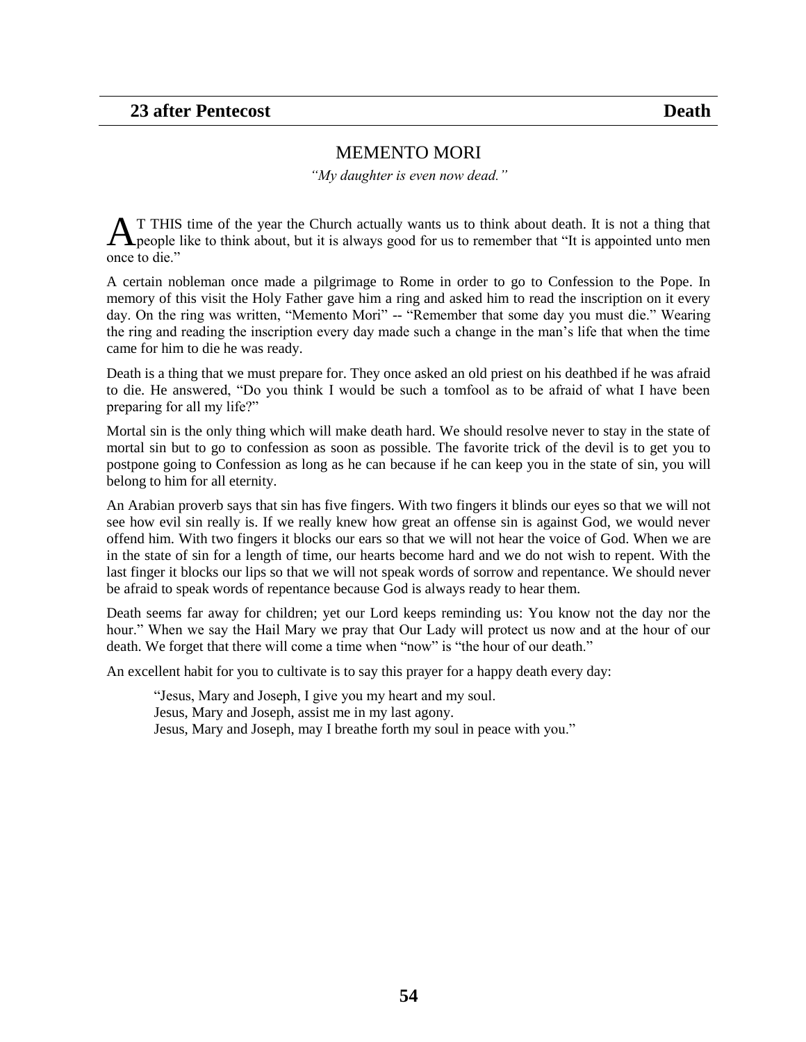**23 after Pentecost** **Death**

## MEMENTO MORI

*"My daughter is even now dead."*

AT THIS time of the year the Church actually wants us to think about death. It is not a thing that people like to think about, but it is always good for us to remember that "It is appointed unto men once to die."

A certain nobleman once made a pilgrimage to Rome in order to go to Confession to the Pope. In memory of this visit the Holy Father gave him a ring and asked him to read the inscription on it every day. On the ring was written, "Memento Mori" -- "Remember that some day you must die." Wearing the ring and reading the inscription every day made such a change in the man's life that when the time came for him to die he was ready.

Death is a thing that we must prepare for. They once asked an old priest on his deathbed if he was afraid to die. He answered, "Do you think I would be such a tomfool as to be afraid of what I have been preparing for all my life?"

Mortal sin is the only thing which will make death hard. We should resolve never to stay in the state of mortal sin but to go to confession as soon as possible. The favorite trick of the devil is to get you to postpone going to Confession as long as he can because if he can keep you in the state of sin, you will belong to him for all eternity.

An Arabian proverb says that sin has five fingers. With two fingers it blinds our eyes so that we will not see how evil sin really is. If we really knew how great an offense sin is against God, we would never offend him. With two fingers it blocks our ears so that we will not hear the voice of God. When we are in the state of sin for a length of time, our hearts become hard and we do not wish to repent. With the last finger it blocks our lips so that we will not speak words of sorrow and repentance. We should never be afraid to speak words of repentance because God is always ready to hear them.

Death seems far away for children; yet our Lord keeps reminding us: You know not the day nor the hour." When we say the Hail Mary we pray that Our Lady will protect us now and at the hour of our death. We forget that there will come a time when "now" is "the hour of our death."

An excellent habit for you to cultivate is to say this prayer for a happy death every day:

> "Jesus, Mary and Joseph, I give you my heart and my soul.
> Jesus, Mary and Joseph, assist me in my last agony.
> Jesus, Mary and Joseph, may I breathe forth my soul in peace with you."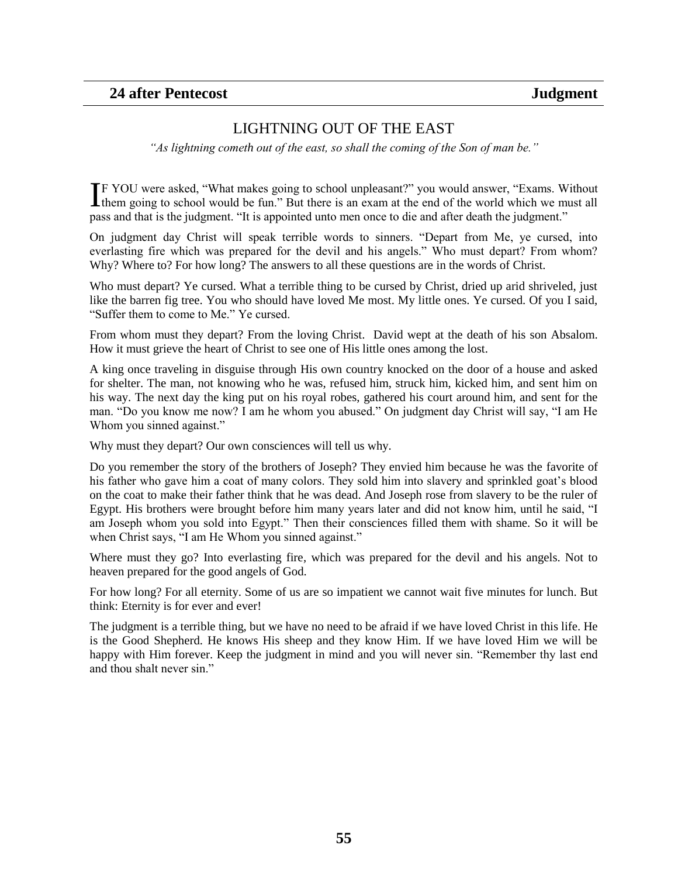**24 after Pentecost** **Judgment**

## LIGHTNING OUT OF THE EAST

*"As lightning cometh out of the east, so shall the coming of the Son of man be."*

IF YOU were asked, "What makes going to school unpleasant?" you would answer, "Exams. Without them going to school would be fun." But there is an exam at the end of the world which we must all pass and that is the judgment. "It is appointed unto men once to die and after death the judgment."

On judgment day Christ will speak terrible words to sinners. "Depart from Me, ye cursed, into everlasting fire which was prepared for the devil and his angels." Who must depart? From whom? Why? Where to? For how long? The answers to all these questions are in the words of Christ.

Who must depart? Ye cursed. What a terrible thing to be cursed by Christ, dried up arid shriveled, just like the barren fig tree. You who should have loved Me most. My little ones. Ye cursed. Of you I said, "Suffer them to come to Me." Ye cursed.

From whom must they depart? From the loving Christ. David wept at the death of his son Absalom. How it must grieve the heart of Christ to see one of His little ones among the lost.

A king once traveling in disguise through His own country knocked on the door of a house and asked for shelter. The man, not knowing who he was, refused him, struck him, kicked him, and sent him on his way. The next day the king put on his royal robes, gathered his court around him, and sent for the man. "Do you know me now? I am he whom you abused." On judgment day Christ will say, "I am He Whom you sinned against."

Why must they depart? Our own consciences will tell us why.

Do you remember the story of the brothers of Joseph? They envied him because he was the favorite of his father who gave him a coat of many colors. They sold him into slavery and sprinkled goat's blood on the coat to make their father think that he was dead. And Joseph rose from slavery to be the ruler of Egypt. His brothers were brought before him many years later and did not know him, until he said, "I am Joseph whom you sold into Egypt." Then their consciences filled them with shame. So it will be when Christ says, "I am He Whom you sinned against."

Where must they go? Into everlasting fire, which was prepared for the devil and his angels. Not to heaven prepared for the good angels of God.

For how long? For all eternity. Some of us are so impatient we cannot wait five minutes for lunch. But think: Eternity is for ever and ever!

The judgment is a terrible thing, but we have no need to be afraid if we have loved Christ in this life. He is the Good Shepherd. He knows His sheep and they know Him. If we have loved Him we will be happy with Him forever. Keep the judgment in mind and you will never sin. "Remember thy last end and thou shalt never sin."